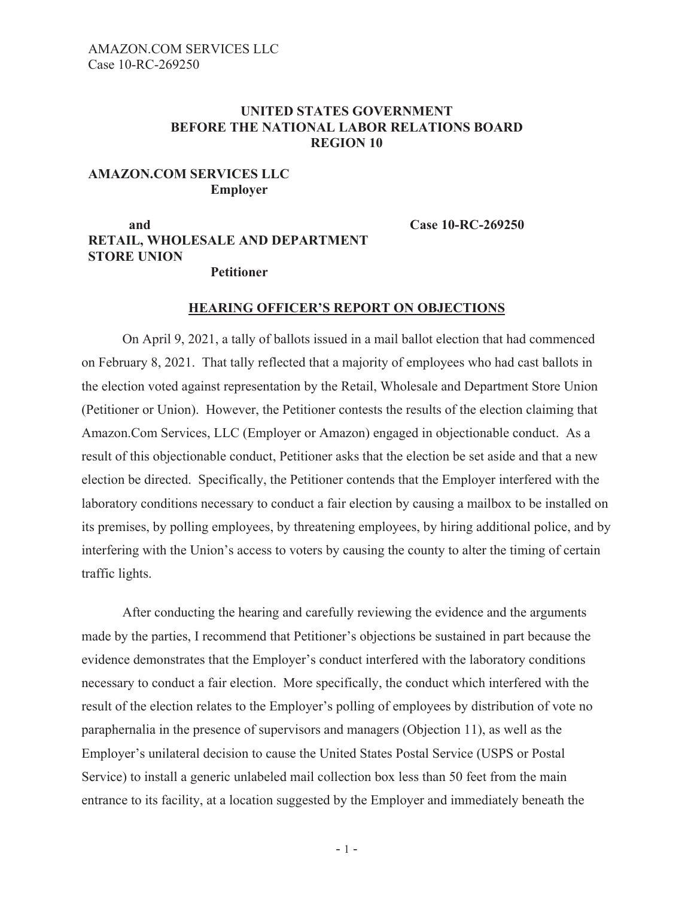**UNITED STATES GOVERNMENT**
**BEFORE THE NATIONAL LABOR RELATIONS BOARD**
**REGION 10**

**AMAZON.COM SERVICES LLC**
**Employer**

**and** **Case 10-RC-269250**

**RETAIL, WHOLESALE AND DEPARTMENT STORE UNION**
**Petitioner**

## HEARING OFFICER'S REPORT ON OBJECTIONS

On April 9, 2021, a tally of ballots issued in a mail ballot election that had commenced on February 8, 2021. That tally reflected that a majority of employees who had cast ballots in the election voted against representation by the Retail, Wholesale and Department Store Union (Petitioner or Union). However, the Petitioner contests the results of the election claiming that Amazon.Com Services, LLC (Employer or Amazon) engaged in objectionable conduct. As a result of this objectionable conduct, Petitioner asks that the election be set aside and that a new election be directed. Specifically, the Petitioner contends that the Employer interfered with the laboratory conditions necessary to conduct a fair election by causing a mailbox to be installed on its premises, by polling employees, by threatening employees, by hiring additional police, and by interfering with the Union's access to voters by causing the county to alter the timing of certain traffic lights.

After conducting the hearing and carefully reviewing the evidence and the arguments made by the parties, I recommend that Petitioner's objections be sustained in part because the evidence demonstrates that the Employer's conduct interfered with the laboratory conditions necessary to conduct a fair election. More specifically, the conduct which interfered with the result of the election relates to the Employer's polling of employees by distribution of vote no paraphernalia in the presence of supervisors and managers (Objection 11), as well as the Employer's unilateral decision to cause the United States Postal Service (USPS or Postal Service) to install a generic unlabeled mail collection box less than 50 feet from the main entrance to its facility, at a location suggested by the Employer and immediately beneath the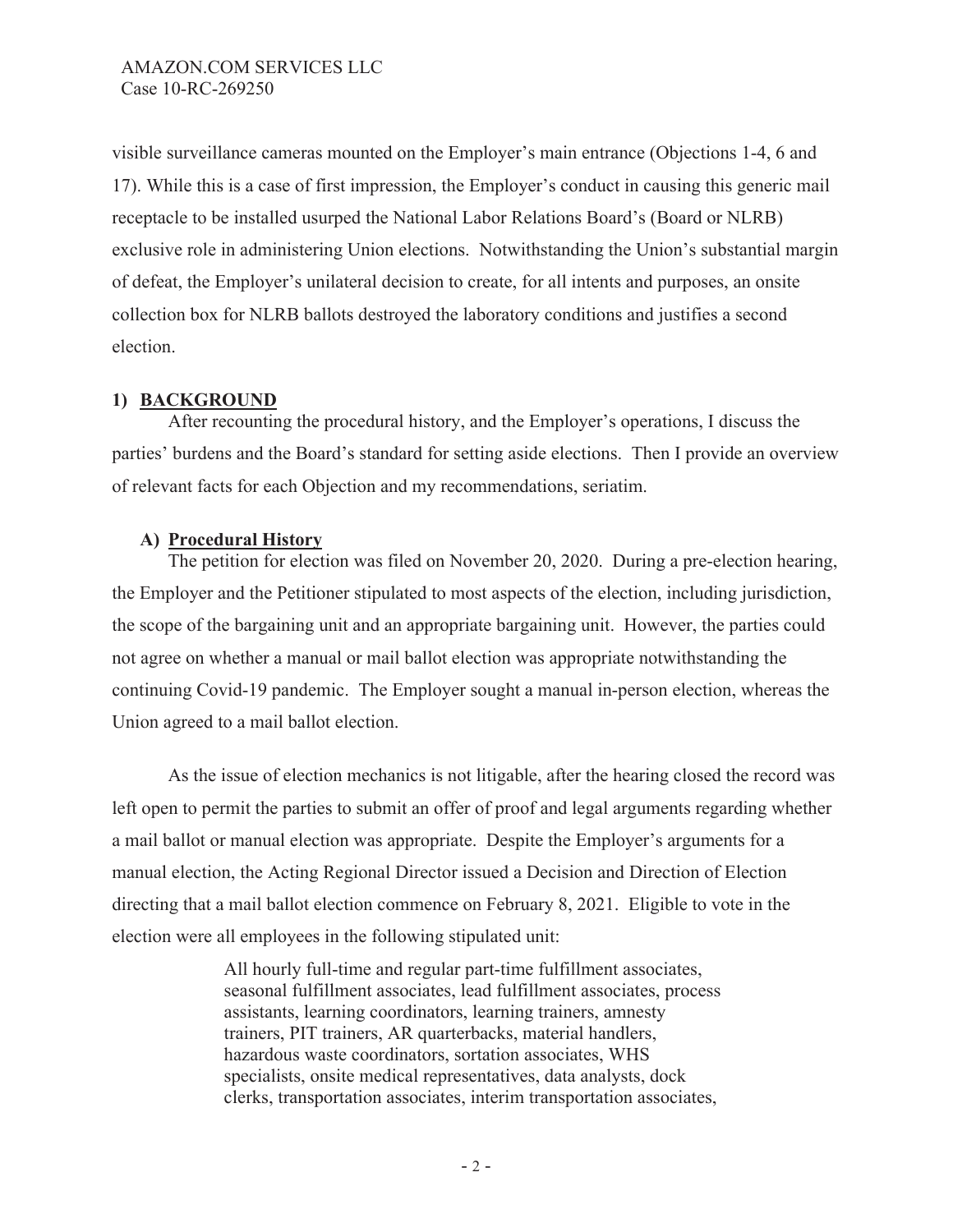visible surveillance cameras mounted on the Employer's main entrance (Objections 1-4, 6 and 17). While this is a case of first impression, the Employer's conduct in causing this generic mail receptacle to be installed usurped the National Labor Relations Board's (Board or NLRB) exclusive role in administering Union elections. Notwithstanding the Union's substantial margin of defeat, the Employer's unilateral decision to create, for all intents and purposes, an onsite collection box for NLRB ballots destroyed the laboratory conditions and justifies a second election.

## 1) BACKGROUND

After recounting the procedural history, and the Employer's operations, I discuss the parties' burdens and the Board's standard for setting aside elections. Then I provide an overview of relevant facts for each Objection and my recommendations, seriatim.

### A) Procedural History

The petition for election was filed on November 20, 2020. During a pre-election hearing, the Employer and the Petitioner stipulated to most aspects of the election, including jurisdiction, the scope of the bargaining unit and an appropriate bargaining unit. However, the parties could not agree on whether a manual or mail ballot election was appropriate notwithstanding the continuing Covid-19 pandemic. The Employer sought a manual in-person election, whereas the Union agreed to a mail ballot election.

As the issue of election mechanics is not litigable, after the hearing closed the record was left open to permit the parties to submit an offer of proof and legal arguments regarding whether a mail ballot or manual election was appropriate. Despite the Employer's arguments for a manual election, the Acting Regional Director issued a Decision and Direction of Election directing that a mail ballot election commence on February 8, 2021. Eligible to vote in the election were all employees in the following stipulated unit:

> All hourly full-time and regular part-time fulfillment associates, seasonal fulfillment associates, lead fulfillment associates, process assistants, learning coordinators, learning trainers, amnesty trainers, PIT trainers, AR quarterbacks, material handlers, hazardous waste coordinators, sortation associates, WHS specialists, onsite medical representatives, data analysts, dock clerks, transportation associates, interim transportation associates,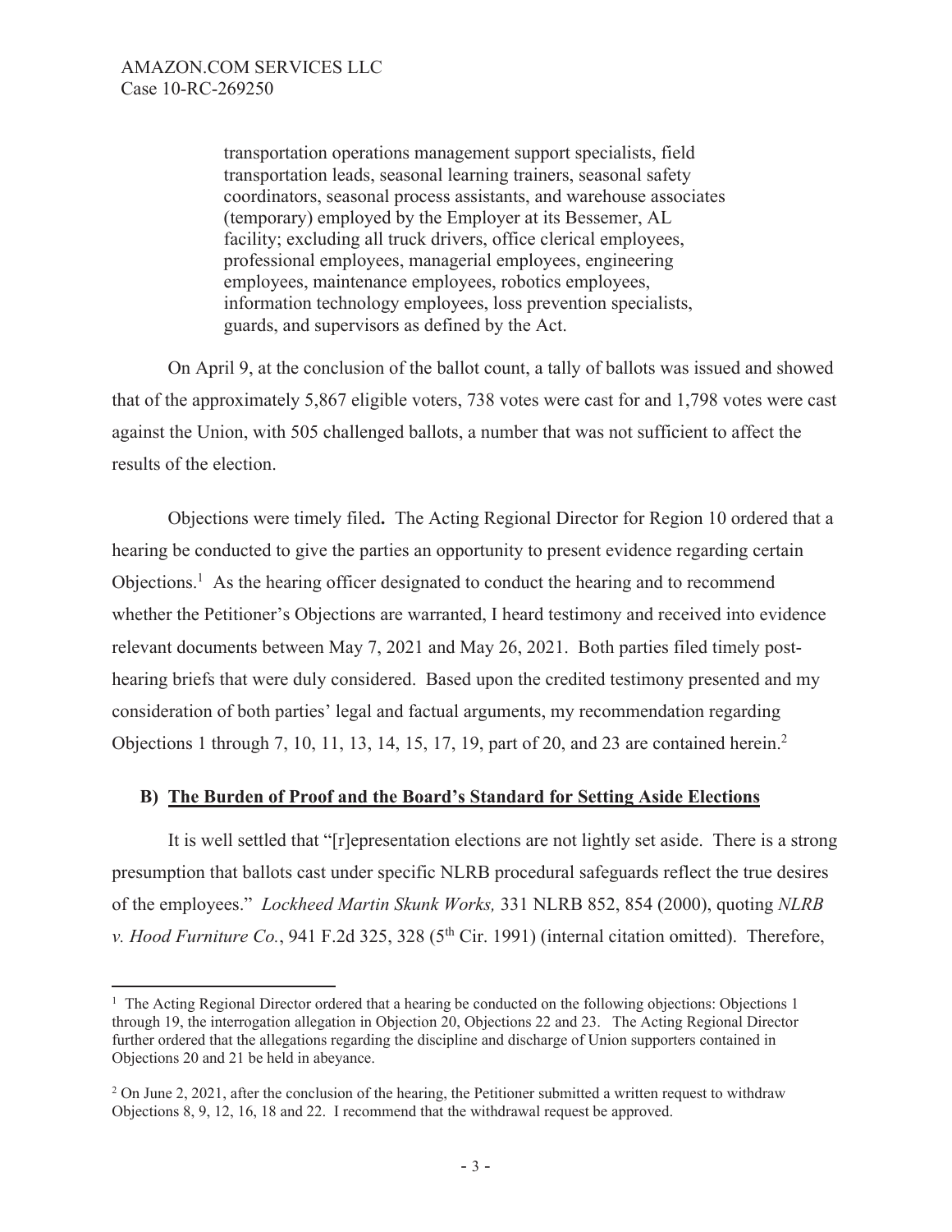> transportation operations management support specialists, field transportation leads, seasonal learning trainers, seasonal safety coordinators, seasonal process assistants, and warehouse associates (temporary) employed by the Employer at its Bessemer, AL facility; excluding all truck drivers, office clerical employees, professional employees, managerial employees, engineering employees, maintenance employees, robotics employees, information technology employees, loss prevention specialists, guards, and supervisors as defined by the Act.

On April 9, at the conclusion of the ballot count, a tally of ballots was issued and showed that of the approximately 5,867 eligible voters, 738 votes were cast for and 1,798 votes were cast against the Union, with 505 challenged ballots, a number that was not sufficient to affect the results of the election.

Objections were timely filed**.** The Acting Regional Director for Region 10 ordered that a hearing be conducted to give the parties an opportunity to present evidence regarding certain Objections.[1] As the hearing officer designated to conduct the hearing and to recommend whether the Petitioner's Objections are warranted, I heard testimony and received into evidence relevant documents between May 7, 2021 and May 26, 2021. Both parties filed timely post-hearing briefs that were duly considered. Based upon the credited testimony presented and my consideration of both parties' legal and factual arguments, my recommendation regarding Objections 1 through 7, 10, 11, 13, 14, 15, 17, 19, part of 20, and 23 are contained herein.[2]

### B) The Burden of Proof and the Board's Standard for Setting Aside Elections

It is well settled that "[r]epresentation elections are not lightly set aside. There is a strong presumption that ballots cast under specific NLRB procedural safeguards reflect the true desires of the employees." *Lockheed Martin Skunk Works,* 331 NLRB 852, 854 (2000), quoting *NLRB v. Hood Furniture Co.*, 941 F.2d 325, 328 (5th Cir. 1991) (internal citation omitted). Therefore,

---

[1] The Acting Regional Director ordered that a hearing be conducted on the following objections: Objections 1 through 19, the interrogation allegation in Objection 20, Objections 22 and 23. The Acting Regional Director further ordered that the allegations regarding the discipline and discharge of Union supporters contained in Objections 20 and 21 be held in abeyance.

[2] On June 2, 2021, after the conclusion of the hearing, the Petitioner submitted a written request to withdraw Objections 8, 9, 12, 16, 18 and 22. I recommend that the withdrawal request be approved.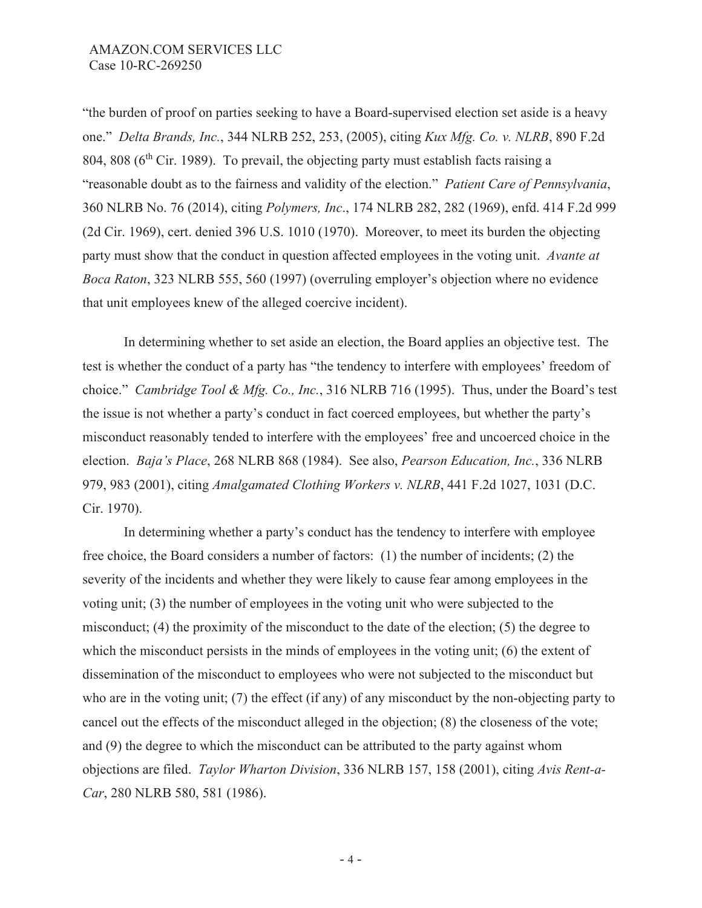"the burden of proof on parties seeking to have a Board-supervised election set aside is a heavy one." *Delta Brands, Inc.*, 344 NLRB 252, 253, (2005), citing *Kux Mfg. Co. v. NLRB*, 890 F.2d 804, 808 (6th Cir. 1989). To prevail, the objecting party must establish facts raising a "reasonable doubt as to the fairness and validity of the election." *Patient Care of Pennsylvania*, 360 NLRB No. 76 (2014), citing *Polymers, Inc*., 174 NLRB 282, 282 (1969), enfd. 414 F.2d 999 (2d Cir. 1969), cert. denied 396 U.S. 1010 (1970). Moreover, to meet its burden the objecting party must show that the conduct in question affected employees in the voting unit. *Avante at Boca Raton*, 323 NLRB 555, 560 (1997) (overruling employer's objection where no evidence that unit employees knew of the alleged coercive incident).

In determining whether to set aside an election, the Board applies an objective test. The test is whether the conduct of a party has "the tendency to interfere with employees' freedom of choice." *Cambridge Tool & Mfg. Co., Inc.*, 316 NLRB 716 (1995). Thus, under the Board's test the issue is not whether a party's conduct in fact coerced employees, but whether the party's misconduct reasonably tended to interfere with the employees' free and uncoerced choice in the election. *Baja's Place*, 268 NLRB 868 (1984). See also, *Pearson Education, Inc.*, 336 NLRB 979, 983 (2001), citing *Amalgamated Clothing Workers v. NLRB*, 441 F.2d 1027, 1031 (D.C. Cir. 1970).

In determining whether a party's conduct has the tendency to interfere with employee free choice, the Board considers a number of factors: (1) the number of incidents; (2) the severity of the incidents and whether they were likely to cause fear among employees in the voting unit; (3) the number of employees in the voting unit who were subjected to the misconduct; (4) the proximity of the misconduct to the date of the election; (5) the degree to which the misconduct persists in the minds of employees in the voting unit; (6) the extent of dissemination of the misconduct to employees who were not subjected to the misconduct but who are in the voting unit; (7) the effect (if any) of any misconduct by the non-objecting party to cancel out the effects of the misconduct alleged in the objection; (8) the closeness of the vote; and (9) the degree to which the misconduct can be attributed to the party against whom objections are filed. *Taylor Wharton Division*, 336 NLRB 157, 158 (2001), citing *Avis Rent-a-Car*, 280 NLRB 580, 581 (1986).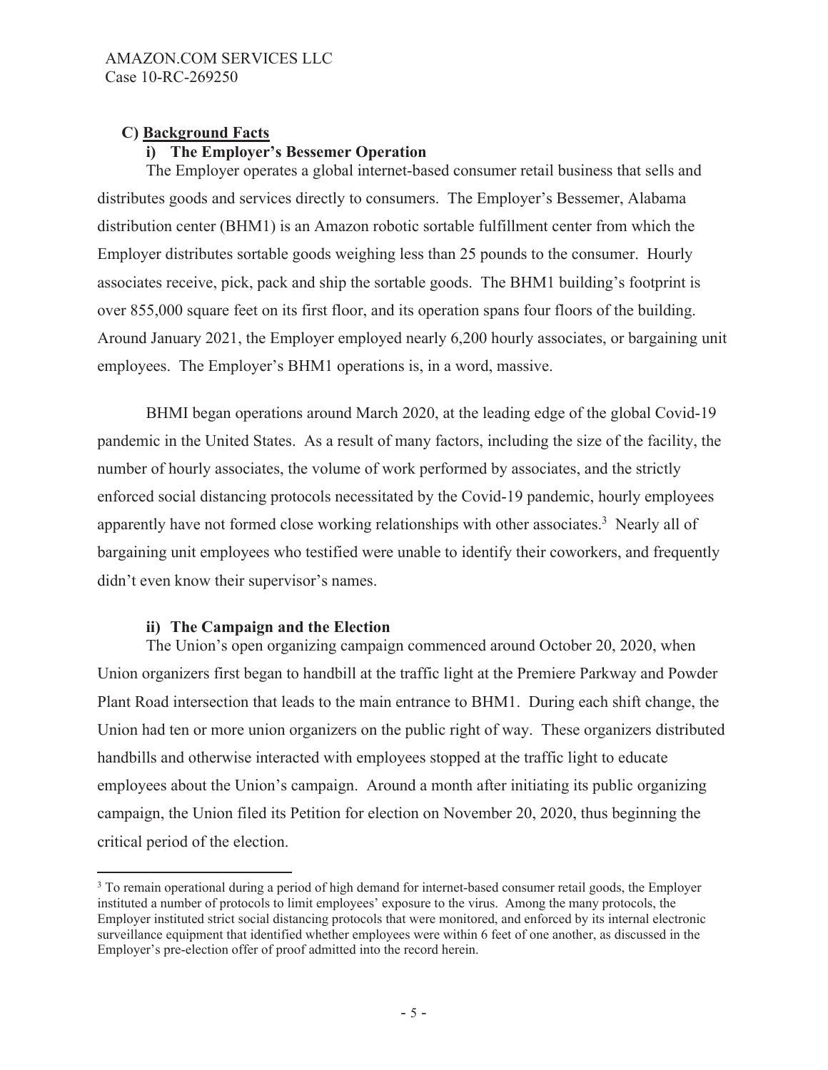### C) Background Facts

#### i) The Employer's Bessemer Operation

The Employer operates a global internet-based consumer retail business that sells and distributes goods and services directly to consumers. The Employer's Bessemer, Alabama distribution center (BHM1) is an Amazon robotic sortable fulfillment center from which the Employer distributes sortable goods weighing less than 25 pounds to the consumer. Hourly associates receive, pick, pack and ship the sortable goods. The BHM1 building's footprint is over 855,000 square feet on its first floor, and its operation spans four floors of the building. Around January 2021, the Employer employed nearly 6,200 hourly associates, or bargaining unit employees. The Employer's BHM1 operations is, in a word, massive.

BHMI began operations around March 2020, at the leading edge of the global Covid-19 pandemic in the United States. As a result of many factors, including the size of the facility, the number of hourly associates, the volume of work performed by associates, and the strictly enforced social distancing protocols necessitated by the Covid-19 pandemic, hourly employees apparently have not formed close working relationships with other associates.[3] Nearly all of bargaining unit employees who testified were unable to identify their coworkers, and frequently didn't even know their supervisor's names.

#### ii) The Campaign and the Election

The Union's open organizing campaign commenced around October 20, 2020, when Union organizers first began to handbill at the traffic light at the Premiere Parkway and Powder Plant Road intersection that leads to the main entrance to BHM1. During each shift change, the Union had ten or more union organizers on the public right of way. These organizers distributed handbills and otherwise interacted with employees stopped at the traffic light to educate employees about the Union's campaign. Around a month after initiating its public organizing campaign, the Union filed its Petition for election on November 20, 2020, thus beginning the critical period of the election.

---

[3] To remain operational during a period of high demand for internet-based consumer retail goods, the Employer instituted a number of protocols to limit employees' exposure to the virus. Among the many protocols, the Employer instituted strict social distancing protocols that were monitored, and enforced by its internal electronic surveillance equipment that identified whether employees were within 6 feet of one another, as discussed in the Employer's pre-election offer of proof admitted into the record herein.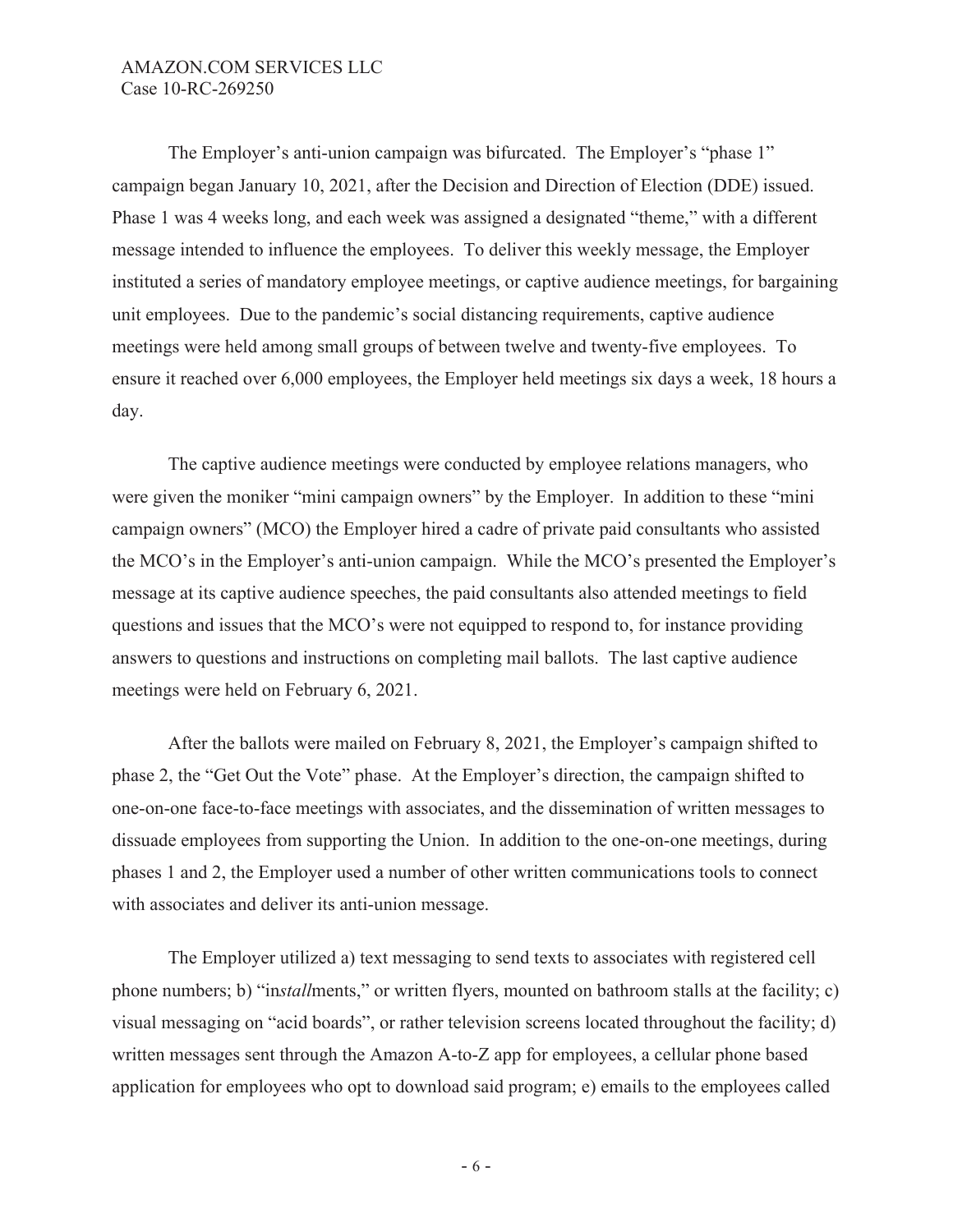The Employer's anti-union campaign was bifurcated. The Employer's "phase 1" campaign began January 10, 2021, after the Decision and Direction of Election (DDE) issued. Phase 1 was 4 weeks long, and each week was assigned a designated "theme," with a different message intended to influence the employees. To deliver this weekly message, the Employer instituted a series of mandatory employee meetings, or captive audience meetings, for bargaining unit employees. Due to the pandemic's social distancing requirements, captive audience meetings were held among small groups of between twelve and twenty-five employees. To ensure it reached over 6,000 employees, the Employer held meetings six days a week, 18 hours a day.

The captive audience meetings were conducted by employee relations managers, who were given the moniker "mini campaign owners" by the Employer. In addition to these "mini campaign owners" (MCO) the Employer hired a cadre of private paid consultants who assisted the MCO's in the Employer's anti-union campaign. While the MCO's presented the Employer's message at its captive audience speeches, the paid consultants also attended meetings to field questions and issues that the MCO's were not equipped to respond to, for instance providing answers to questions and instructions on completing mail ballots. The last captive audience meetings were held on February 6, 2021.

After the ballots were mailed on February 8, 2021, the Employer's campaign shifted to phase 2, the "Get Out the Vote" phase. At the Employer's direction, the campaign shifted to one-on-one face-to-face meetings with associates, and the dissemination of written messages to dissuade employees from supporting the Union. In addition to the one-on-one meetings, during phases 1 and 2, the Employer used a number of other written communications tools to connect with associates and deliver its anti-union message.

The Employer utilized a) text messaging to send texts to associates with registered cell phone numbers; b) "in*stall*ments," or written flyers, mounted on bathroom stalls at the facility; c) visual messaging on "acid boards", or rather television screens located throughout the facility; d) written messages sent through the Amazon A-to-Z app for employees, a cellular phone based application for employees who opt to download said program; e) emails to the employees called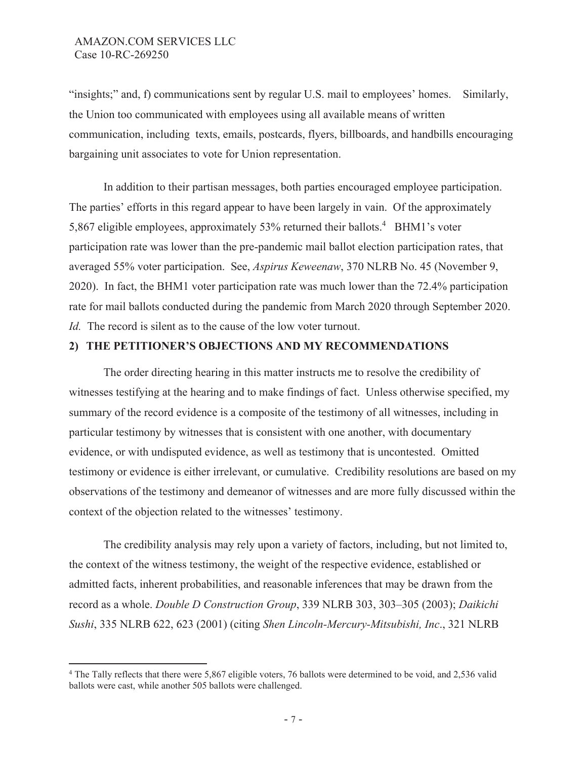"insights;" and, f) communications sent by regular U.S. mail to employees' homes. Similarly, the Union too communicated with employees using all available means of written communication, including texts, emails, postcards, flyers, billboards, and handbills encouraging bargaining unit associates to vote for Union representation.

In addition to their partisan messages, both parties encouraged employee participation. The parties' efforts in this regard appear to have been largely in vain. Of the approximately 5,867 eligible employees, approximately 53% returned their ballots.[4] BHM1's voter participation rate was lower than the pre-pandemic mail ballot election participation rates, that averaged 55% voter participation. See, *Aspirus Keweenaw*, 370 NLRB No. 45 (November 9, 2020). In fact, the BHM1 voter participation rate was much lower than the 72.4% participation rate for mail ballots conducted during the pandemic from March 2020 through September 2020. *Id.* The record is silent as to the cause of the low voter turnout.

## 2) THE PETITIONER'S OBJECTIONS AND MY RECOMMENDATIONS

The order directing hearing in this matter instructs me to resolve the credibility of witnesses testifying at the hearing and to make findings of fact. Unless otherwise specified, my summary of the record evidence is a composite of the testimony of all witnesses, including in particular testimony by witnesses that is consistent with one another, with documentary evidence, or with undisputed evidence, as well as testimony that is uncontested. Omitted testimony or evidence is either irrelevant, or cumulative. Credibility resolutions are based on my observations of the testimony and demeanor of witnesses and are more fully discussed within the context of the objection related to the witnesses' testimony.

The credibility analysis may rely upon a variety of factors, including, but not limited to, the context of the witness testimony, the weight of the respective evidence, established or admitted facts, inherent probabilities, and reasonable inferences that may be drawn from the record as a whole. *Double D Construction Group*, 339 NLRB 303, 303–305 (2003); *Daikichi Sushi*, 335 NLRB 622, 623 (2001) (citing *Shen Lincoln-Mercury-Mitsubishi, Inc*., 321 NLRB

---

[4] The Tally reflects that there were 5,867 eligible voters, 76 ballots were determined to be void, and 2,536 valid ballots were cast, while another 505 ballots were challenged.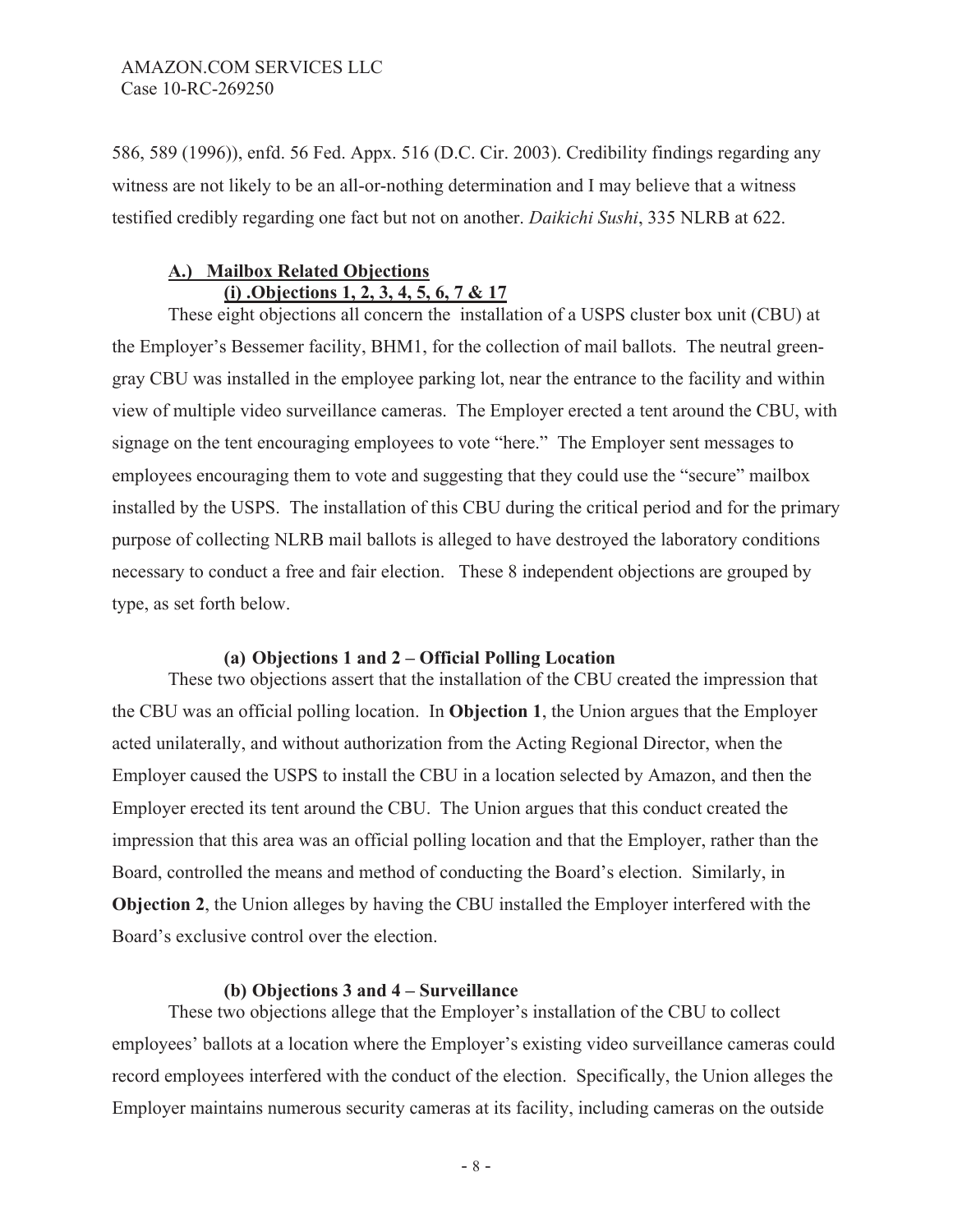586, 589 (1996)), enfd. 56 Fed. Appx. 516 (D.C. Cir. 2003). Credibility findings regarding any witness are not likely to be an all-or-nothing determination and I may believe that a witness testified credibly regarding one fact but not on another. *Daikichi Sushi*, 335 NLRB at 622.

## A.) Mailbox Related Objections

### (i) .Objections 1, 2, 3, 4, 5, 6, 7 & 17

These eight objections all concern the installation of a USPS cluster box unit (CBU) at the Employer's Bessemer facility, BHM1, for the collection of mail ballots. The neutral green-gray CBU was installed in the employee parking lot, near the entrance to the facility and within view of multiple video surveillance cameras. The Employer erected a tent around the CBU, with signage on the tent encouraging employees to vote "here." The Employer sent messages to employees encouraging them to vote and suggesting that they could use the "secure" mailbox installed by the USPS. The installation of this CBU during the critical period and for the primary purpose of collecting NLRB mail ballots is alleged to have destroyed the laboratory conditions necessary to conduct a free and fair election. These 8 independent objections are grouped by type, as set forth below.

#### (a) Objections 1 and 2 – Official Polling Location

These two objections assert that the installation of the CBU created the impression that the CBU was an official polling location. In **Objection 1**, the Union argues that the Employer acted unilaterally, and without authorization from the Acting Regional Director, when the Employer caused the USPS to install the CBU in a location selected by Amazon, and then the Employer erected its tent around the CBU. The Union argues that this conduct created the impression that this area was an official polling location and that the Employer, rather than the Board, controlled the means and method of conducting the Board's election. Similarly, in **Objection 2**, the Union alleges by having the CBU installed the Employer interfered with the Board's exclusive control over the election.

#### (b) Objections 3 and 4 – Surveillance

These two objections allege that the Employer's installation of the CBU to collect employees' ballots at a location where the Employer's existing video surveillance cameras could record employees interfered with the conduct of the election. Specifically, the Union alleges the Employer maintains numerous security cameras at its facility, including cameras on the outside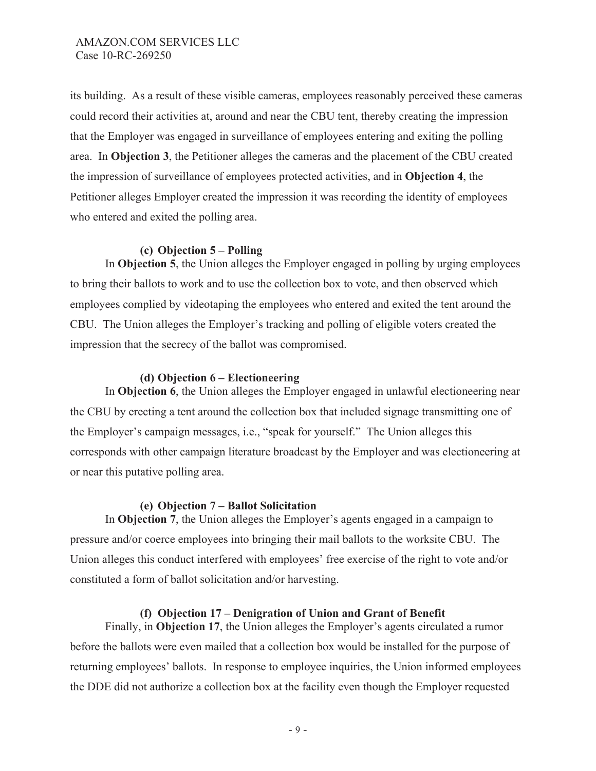its building. As a result of these visible cameras, employees reasonably perceived these cameras could record their activities at, around and near the CBU tent, thereby creating the impression that the Employer was engaged in surveillance of employees entering and exiting the polling area. In **Objection 3**, the Petitioner alleges the cameras and the placement of the CBU created the impression of surveillance of employees protected activities, and in **Objection 4**, the Petitioner alleges Employer created the impression it was recording the identity of employees who entered and exited the polling area.

#### (c) Objection 5 – Polling

In **Objection 5**, the Union alleges the Employer engaged in polling by urging employees to bring their ballots to work and to use the collection box to vote, and then observed which employees complied by videotaping the employees who entered and exited the tent around the CBU. The Union alleges the Employer's tracking and polling of eligible voters created the impression that the secrecy of the ballot was compromised.

#### (d) Objection 6 – Electioneering

In **Objection 6**, the Union alleges the Employer engaged in unlawful electioneering near the CBU by erecting a tent around the collection box that included signage transmitting one of the Employer's campaign messages, i.e., "speak for yourself." The Union alleges this corresponds with other campaign literature broadcast by the Employer and was electioneering at or near this putative polling area.

#### (e) Objection 7 – Ballot Solicitation

In **Objection 7**, the Union alleges the Employer's agents engaged in a campaign to pressure and/or coerce employees into bringing their mail ballots to the worksite CBU. The Union alleges this conduct interfered with employees' free exercise of the right to vote and/or constituted a form of ballot solicitation and/or harvesting.

#### (f) Objection 17 – Denigration of Union and Grant of Benefit

Finally, in **Objection 17**, the Union alleges the Employer's agents circulated a rumor before the ballots were even mailed that a collection box would be installed for the purpose of returning employees' ballots. In response to employee inquiries, the Union informed employees the DDE did not authorize a collection box at the facility even though the Employer requested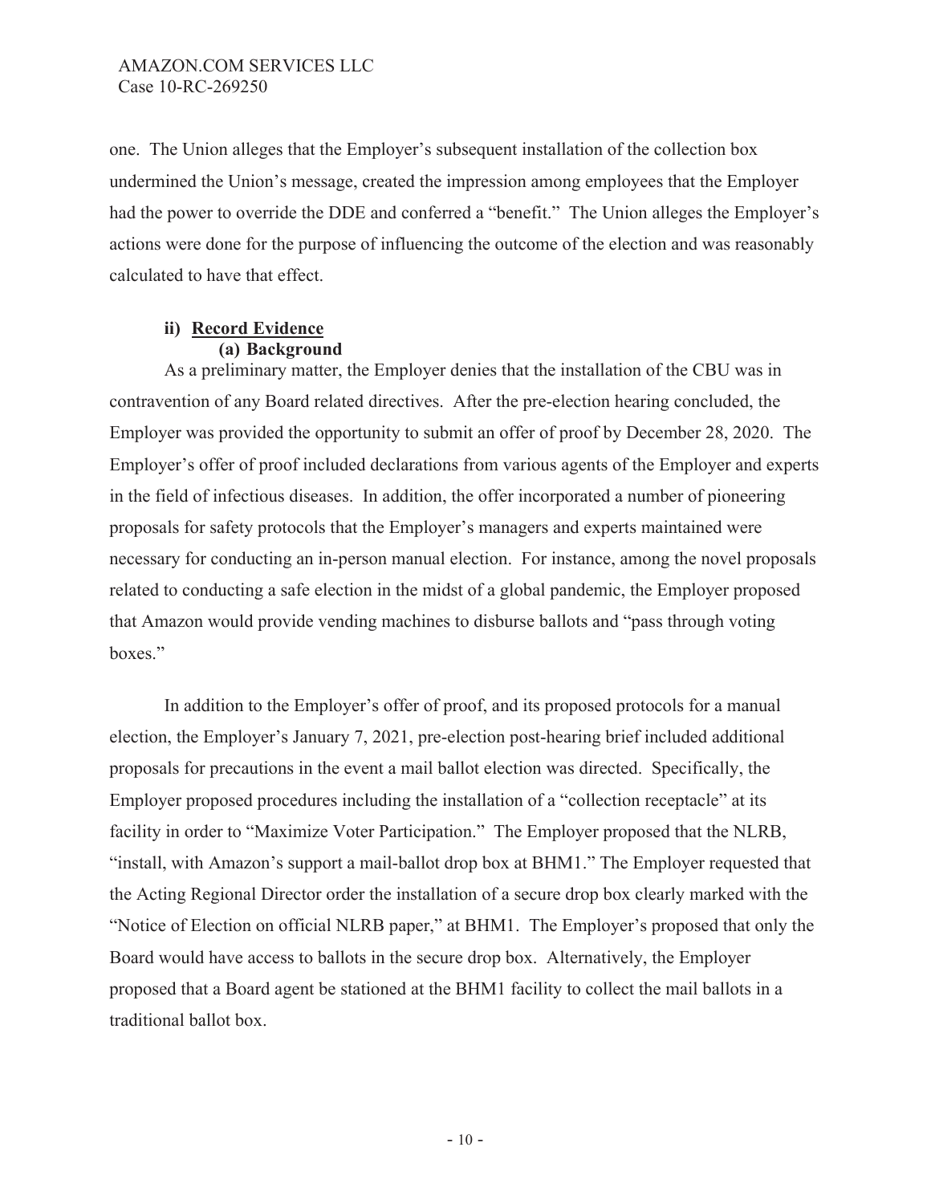one. The Union alleges that the Employer's subsequent installation of the collection box undermined the Union's message, created the impression among employees that the Employer had the power to override the DDE and conferred a "benefit." The Union alleges the Employer's actions were done for the purpose of influencing the outcome of the election and was reasonably calculated to have that effect.

### ii) <u>Record Evidence</u>

#### (a) Background

As a preliminary matter, the Employer denies that the installation of the CBU was in contravention of any Board related directives. After the pre-election hearing concluded, the Employer was provided the opportunity to submit an offer of proof by December 28, 2020. The Employer's offer of proof included declarations from various agents of the Employer and experts in the field of infectious diseases. In addition, the offer incorporated a number of pioneering proposals for safety protocols that the Employer's managers and experts maintained were necessary for conducting an in-person manual election. For instance, among the novel proposals related to conducting a safe election in the midst of a global pandemic, the Employer proposed that Amazon would provide vending machines to disburse ballots and "pass through voting boxes."

In addition to the Employer's offer of proof, and its proposed protocols for a manual election, the Employer's January 7, 2021, pre-election post-hearing brief included additional proposals for precautions in the event a mail ballot election was directed. Specifically, the Employer proposed procedures including the installation of a "collection receptacle" at its facility in order to "Maximize Voter Participation." The Employer proposed that the NLRB, "install, with Amazon's support a mail-ballot drop box at BHM1." The Employer requested that the Acting Regional Director order the installation of a secure drop box clearly marked with the "Notice of Election on official NLRB paper," at BHM1. The Employer's proposed that only the Board would have access to ballots in the secure drop box. Alternatively, the Employer proposed that a Board agent be stationed at the BHM1 facility to collect the mail ballots in a traditional ballot box.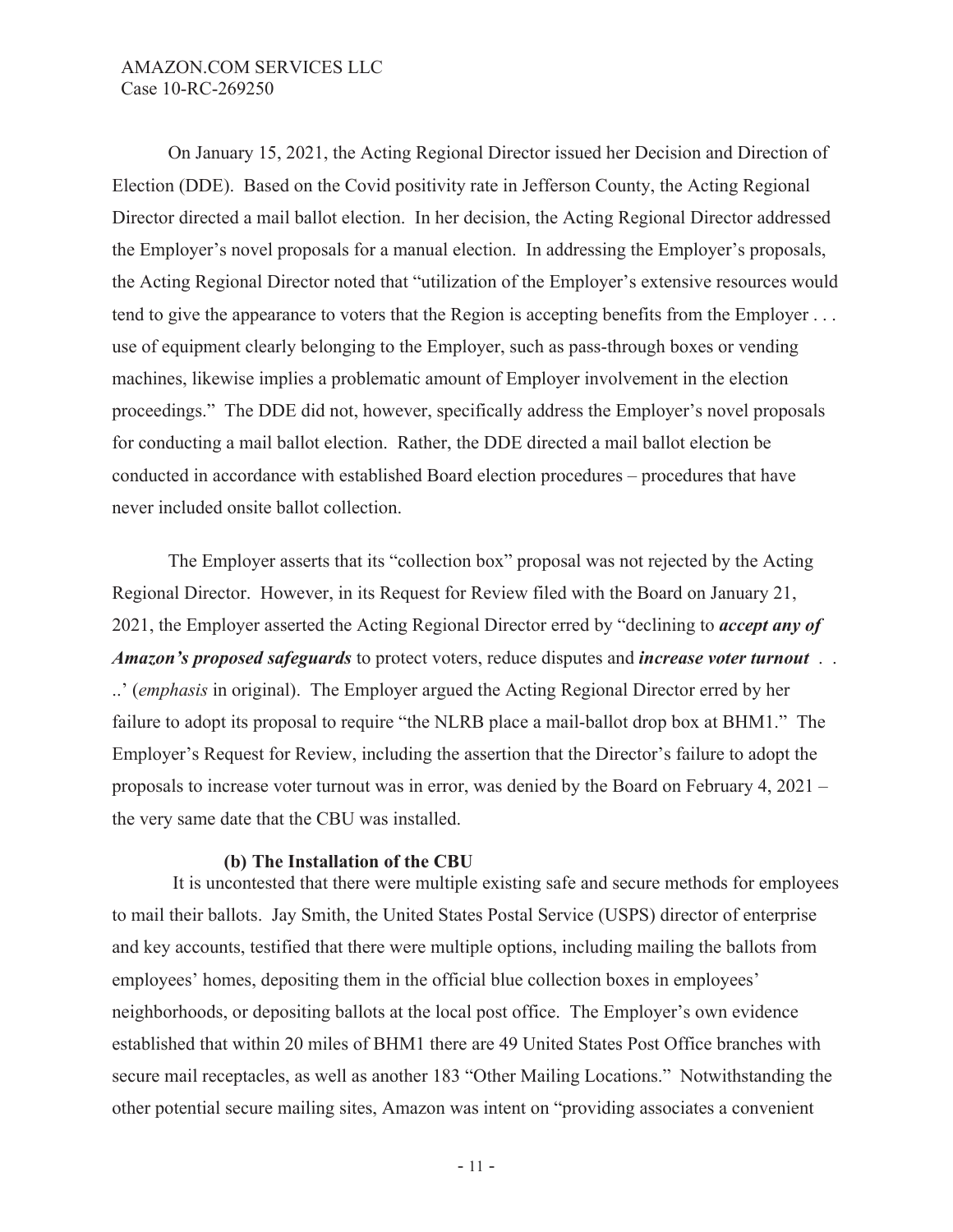On January 15, 2021, the Acting Regional Director issued her Decision and Direction of Election (DDE). Based on the Covid positivity rate in Jefferson County, the Acting Regional Director directed a mail ballot election. In her decision, the Acting Regional Director addressed the Employer's novel proposals for a manual election. In addressing the Employer's proposals, the Acting Regional Director noted that "utilization of the Employer's extensive resources would tend to give the appearance to voters that the Region is accepting benefits from the Employer . . . use of equipment clearly belonging to the Employer, such as pass-through boxes or vending machines, likewise implies a problematic amount of Employer involvement in the election proceedings." The DDE did not, however, specifically address the Employer's novel proposals for conducting a mail ballot election. Rather, the DDE directed a mail ballot election be conducted in accordance with established Board election procedures – procedures that have never included onsite ballot collection.

The Employer asserts that its "collection box" proposal was not rejected by the Acting Regional Director. However, in its Request for Review filed with the Board on January 21, 2021, the Employer asserted the Acting Regional Director erred by "declining to ***accept any of Amazon's proposed safeguards*** to protect voters, reduce disputes and ***increase voter turnout*** . . ..' (*emphasis* in original). The Employer argued the Acting Regional Director erred by her failure to adopt its proposal to require "the NLRB place a mail-ballot drop box at BHM1." The Employer's Request for Review, including the assertion that the Director's failure to adopt the proposals to increase voter turnout was in error, was denied by the Board on February 4, 2021 – the very same date that the CBU was installed.

**(b) The Installation of the CBU**

It is uncontested that there were multiple existing safe and secure methods for employees to mail their ballots. Jay Smith, the United States Postal Service (USPS) director of enterprise and key accounts, testified that there were multiple options, including mailing the ballots from employees' homes, depositing them in the official blue collection boxes in employees' neighborhoods, or depositing ballots at the local post office. The Employer's own evidence established that within 20 miles of BHM1 there are 49 United States Post Office branches with secure mail receptacles, as well as another 183 "Other Mailing Locations." Notwithstanding the other potential secure mailing sites, Amazon was intent on "providing associates a convenient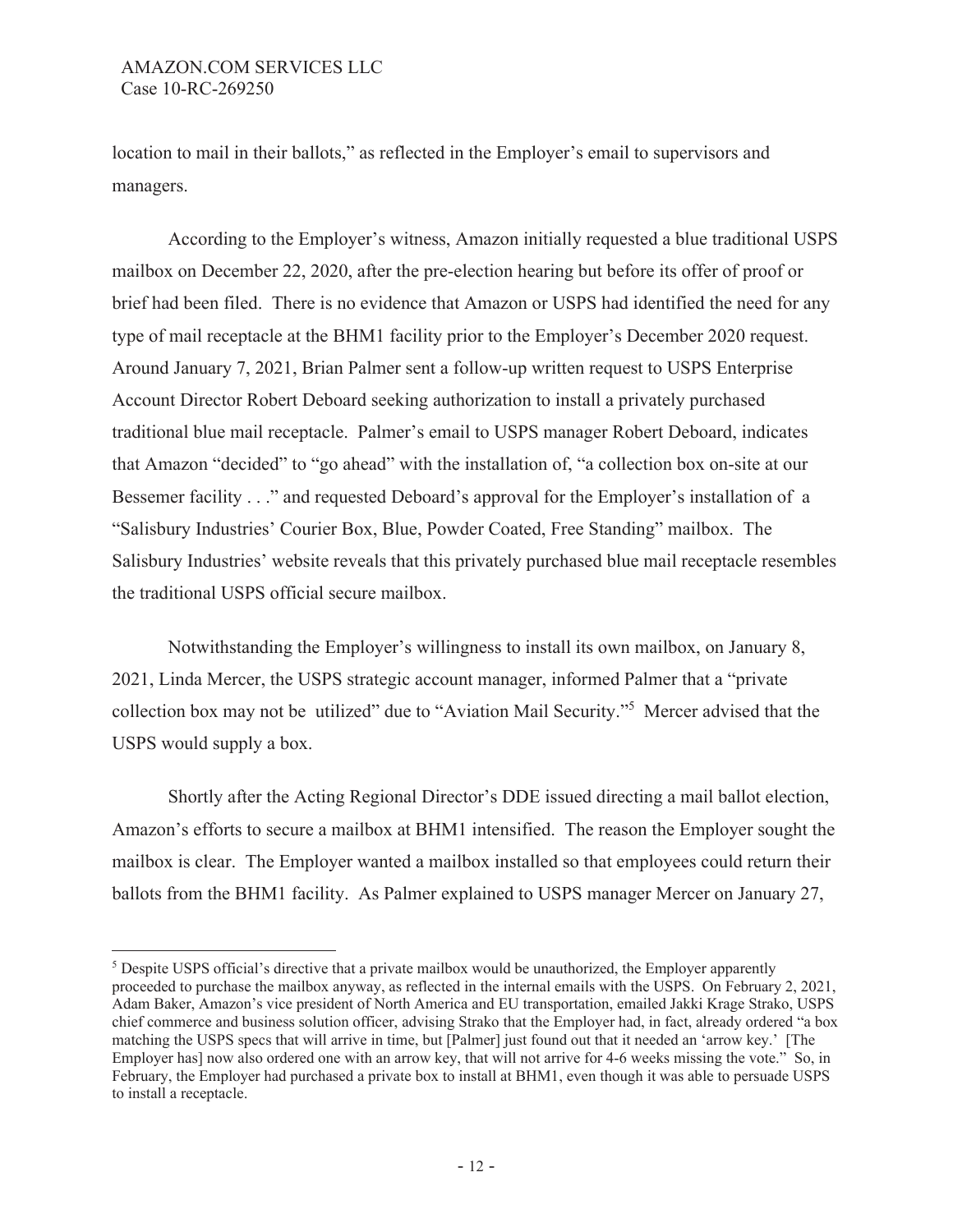location to mail in their ballots," as reflected in the Employer's email to supervisors and managers.

According to the Employer's witness, Amazon initially requested a blue traditional USPS mailbox on December 22, 2020, after the pre-election hearing but before its offer of proof or brief had been filed. There is no evidence that Amazon or USPS had identified the need for any type of mail receptacle at the BHM1 facility prior to the Employer's December 2020 request. Around January 7, 2021, Brian Palmer sent a follow-up written request to USPS Enterprise Account Director Robert Deboard seeking authorization to install a privately purchased traditional blue mail receptacle. Palmer's email to USPS manager Robert Deboard, indicates that Amazon "decided" to "go ahead" with the installation of, "a collection box on-site at our Bessemer facility . . ." and requested Deboard's approval for the Employer's installation of a "Salisbury Industries' Courier Box, Blue, Powder Coated, Free Standing" mailbox. The Salisbury Industries' website reveals that this privately purchased blue mail receptacle resembles the traditional USPS official secure mailbox.

Notwithstanding the Employer's willingness to install its own mailbox, on January 8, 2021, Linda Mercer, the USPS strategic account manager, informed Palmer that a "private collection box may not be utilized" due to "Aviation Mail Security."[5] Mercer advised that the USPS would supply a box.

Shortly after the Acting Regional Director's DDE issued directing a mail ballot election, Amazon's efforts to secure a mailbox at BHM1 intensified. The reason the Employer sought the mailbox is clear. The Employer wanted a mailbox installed so that employees could return their ballots from the BHM1 facility. As Palmer explained to USPS manager Mercer on January 27,

---

[5] Despite USPS official's directive that a private mailbox would be unauthorized, the Employer apparently proceeded to purchase the mailbox anyway, as reflected in the internal emails with the USPS. On February 2, 2021, Adam Baker, Amazon's vice president of North America and EU transportation, emailed Jakki Krage Strako, USPS chief commerce and business solution officer, advising Strako that the Employer had, in fact, already ordered "a box matching the USPS specs that will arrive in time, but [Palmer] just found out that it needed an 'arrow key.' [The Employer has] now also ordered one with an arrow key, that will not arrive for 4-6 weeks missing the vote." So, in February, the Employer had purchased a private box to install at BHM1, even though it was able to persuade USPS to install a receptacle.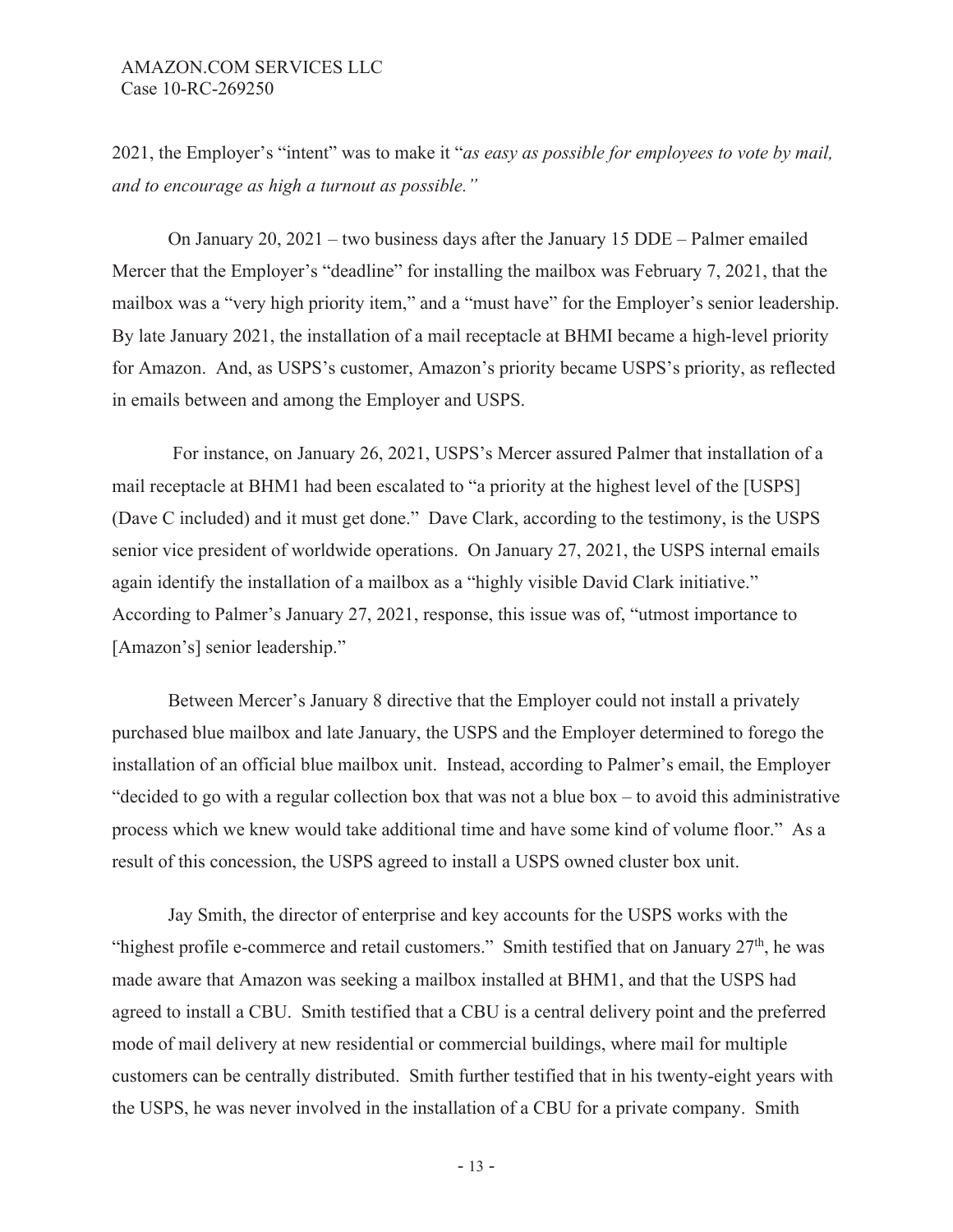2021, the Employer's "intent" was to make it "*as easy as possible for employees to vote by mail, and to encourage as high a turnout as possible.*"

On January 20, 2021 – two business days after the January 15 DDE – Palmer emailed Mercer that the Employer's "deadline" for installing the mailbox was February 7, 2021, that the mailbox was a "very high priority item," and a "must have" for the Employer's senior leadership. By late January 2021, the installation of a mail receptacle at BHMI became a high-level priority for Amazon. And, as USPS's customer, Amazon's priority became USPS's priority, as reflected in emails between and among the Employer and USPS.

For instance, on January 26, 2021, USPS's Mercer assured Palmer that installation of a mail receptacle at BHM1 had been escalated to "a priority at the highest level of the [USPS] (Dave C included) and it must get done." Dave Clark, according to the testimony, is the USPS senior vice president of worldwide operations. On January 27, 2021, the USPS internal emails again identify the installation of a mailbox as a "highly visible David Clark initiative." According to Palmer's January 27, 2021, response, this issue was of, "utmost importance to [Amazon's] senior leadership."

Between Mercer's January 8 directive that the Employer could not install a privately purchased blue mailbox and late January, the USPS and the Employer determined to forego the installation of an official blue mailbox unit. Instead, according to Palmer's email, the Employer "decided to go with a regular collection box that was not a blue box – to avoid this administrative process which we knew would take additional time and have some kind of volume floor." As a result of this concession, the USPS agreed to install a USPS owned cluster box unit.

Jay Smith, the director of enterprise and key accounts for the USPS works with the "highest profile e-commerce and retail customers." Smith testified that on January 27th, he was made aware that Amazon was seeking a mailbox installed at BHM1, and that the USPS had agreed to install a CBU. Smith testified that a CBU is a central delivery point and the preferred mode of mail delivery at new residential or commercial buildings, where mail for multiple customers can be centrally distributed. Smith further testified that in his twenty-eight years with the USPS, he was never involved in the installation of a CBU for a private company. Smith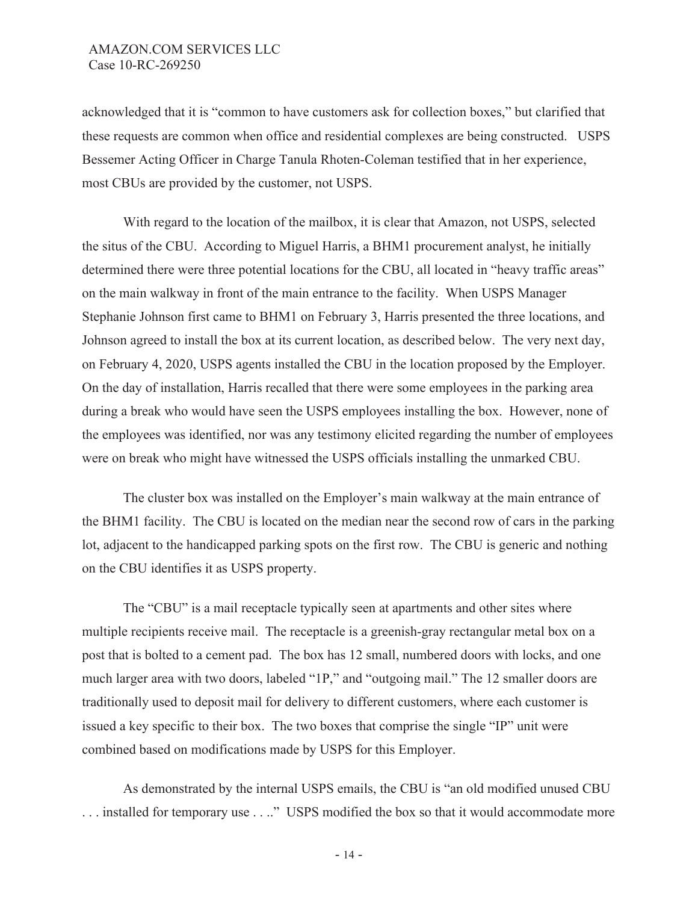acknowledged that it is "common to have customers ask for collection boxes," but clarified that these requests are common when office and residential complexes are being constructed. USPS Bessemer Acting Officer in Charge Tanula Rhoten-Coleman testified that in her experience, most CBUs are provided by the customer, not USPS.

With regard to the location of the mailbox, it is clear that Amazon, not USPS, selected the situs of the CBU. According to Miguel Harris, a BHM1 procurement analyst, he initially determined there were three potential locations for the CBU, all located in "heavy traffic areas" on the main walkway in front of the main entrance to the facility. When USPS Manager Stephanie Johnson first came to BHM1 on February 3, Harris presented the three locations, and Johnson agreed to install the box at its current location, as described below. The very next day, on February 4, 2020, USPS agents installed the CBU in the location proposed by the Employer. On the day of installation, Harris recalled that there were some employees in the parking area during a break who would have seen the USPS employees installing the box. However, none of the employees was identified, nor was any testimony elicited regarding the number of employees were on break who might have witnessed the USPS officials installing the unmarked CBU.

The cluster box was installed on the Employer's main walkway at the main entrance of the BHM1 facility. The CBU is located on the median near the second row of cars in the parking lot, adjacent to the handicapped parking spots on the first row. The CBU is generic and nothing on the CBU identifies it as USPS property.

The "CBU" is a mail receptacle typically seen at apartments and other sites where multiple recipients receive mail. The receptacle is a greenish-gray rectangular metal box on a post that is bolted to a cement pad. The box has 12 small, numbered doors with locks, and one much larger area with two doors, labeled "1P," and "outgoing mail." The 12 smaller doors are traditionally used to deposit mail for delivery to different customers, where each customer is issued a key specific to their box. The two boxes that comprise the single "IP" unit were combined based on modifications made by USPS for this Employer.

As demonstrated by the internal USPS emails, the CBU is "an old modified unused CBU . . . installed for temporary use . . .." USPS modified the box so that it would accommodate more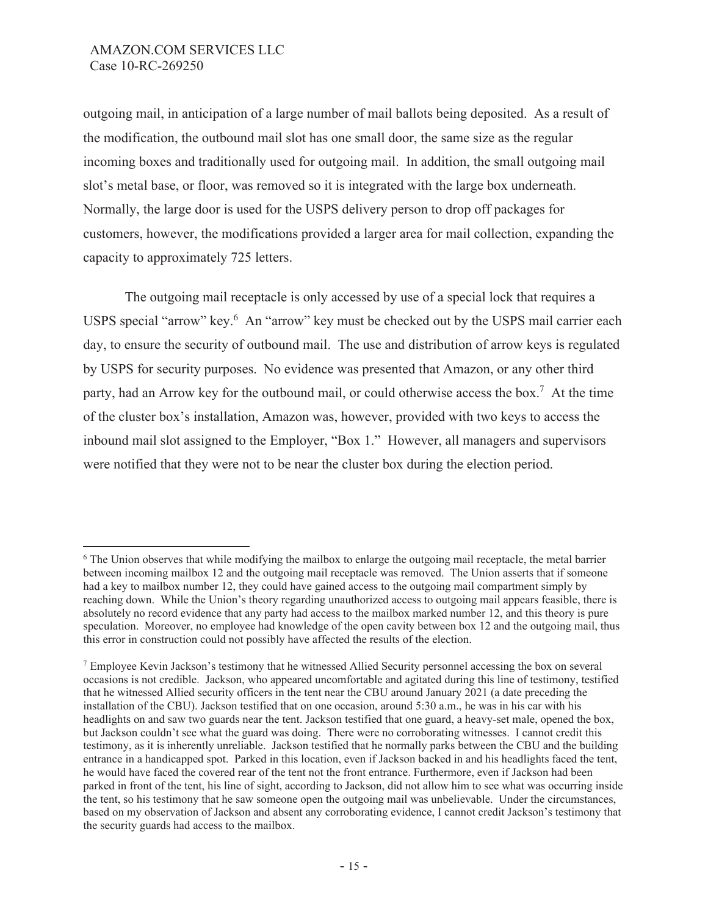outgoing mail, in anticipation of a large number of mail ballots being deposited. As a result of the modification, the outbound mail slot has one small door, the same size as the regular incoming boxes and traditionally used for outgoing mail. In addition, the small outgoing mail slot's metal base, or floor, was removed so it is integrated with the large box underneath. Normally, the large door is used for the USPS delivery person to drop off packages for customers, however, the modifications provided a larger area for mail collection, expanding the capacity to approximately 725 letters.

The outgoing mail receptacle is only accessed by use of a special lock that requires a USPS special "arrow" key.[6] An "arrow" key must be checked out by the USPS mail carrier each day, to ensure the security of outbound mail. The use and distribution of arrow keys is regulated by USPS for security purposes. No evidence was presented that Amazon, or any other third party, had an Arrow key for the outbound mail, or could otherwise access the box.[7] At the time of the cluster box's installation, Amazon was, however, provided with two keys to access the inbound mail slot assigned to the Employer, "Box 1." However, all managers and supervisors were notified that they were not to be near the cluster box during the election period.

---

[6] The Union observes that while modifying the mailbox to enlarge the outgoing mail receptacle, the metal barrier between incoming mailbox 12 and the outgoing mail receptacle was removed. The Union asserts that if someone had a key to mailbox number 12, they could have gained access to the outgoing mail compartment simply by reaching down. While the Union's theory regarding unauthorized access to outgoing mail appears feasible, there is absolutely no record evidence that any party had access to the mailbox marked number 12, and this theory is pure speculation. Moreover, no employee had knowledge of the open cavity between box 12 and the outgoing mail, thus this error in construction could not possibly have affected the results of the election.

[7] Employee Kevin Jackson's testimony that he witnessed Allied Security personnel accessing the box on several occasions is not credible. Jackson, who appeared uncomfortable and agitated during this line of testimony, testified that he witnessed Allied security officers in the tent near the CBU around January 2021 (a date preceding the installation of the CBU). Jackson testified that on one occasion, around 5:30 a.m., he was in his car with his headlights on and saw two guards near the tent. Jackson testified that one guard, a heavy-set male, opened the box, but Jackson couldn't see what the guard was doing. There were no corroborating witnesses. I cannot credit this testimony, as it is inherently unreliable. Jackson testified that he normally parks between the CBU and the building entrance in a handicapped spot. Parked in this location, even if Jackson backed in and his headlights faced the tent, he would have faced the covered rear of the tent not the front entrance. Furthermore, even if Jackson had been parked in front of the tent, his line of sight, according to Jackson, did not allow him to see what was occurring inside the tent, so his testimony that he saw someone open the outgoing mail was unbelievable. Under the circumstances, based on my observation of Jackson and absent any corroborating evidence, I cannot credit Jackson's testimony that the security guards had access to the mailbox.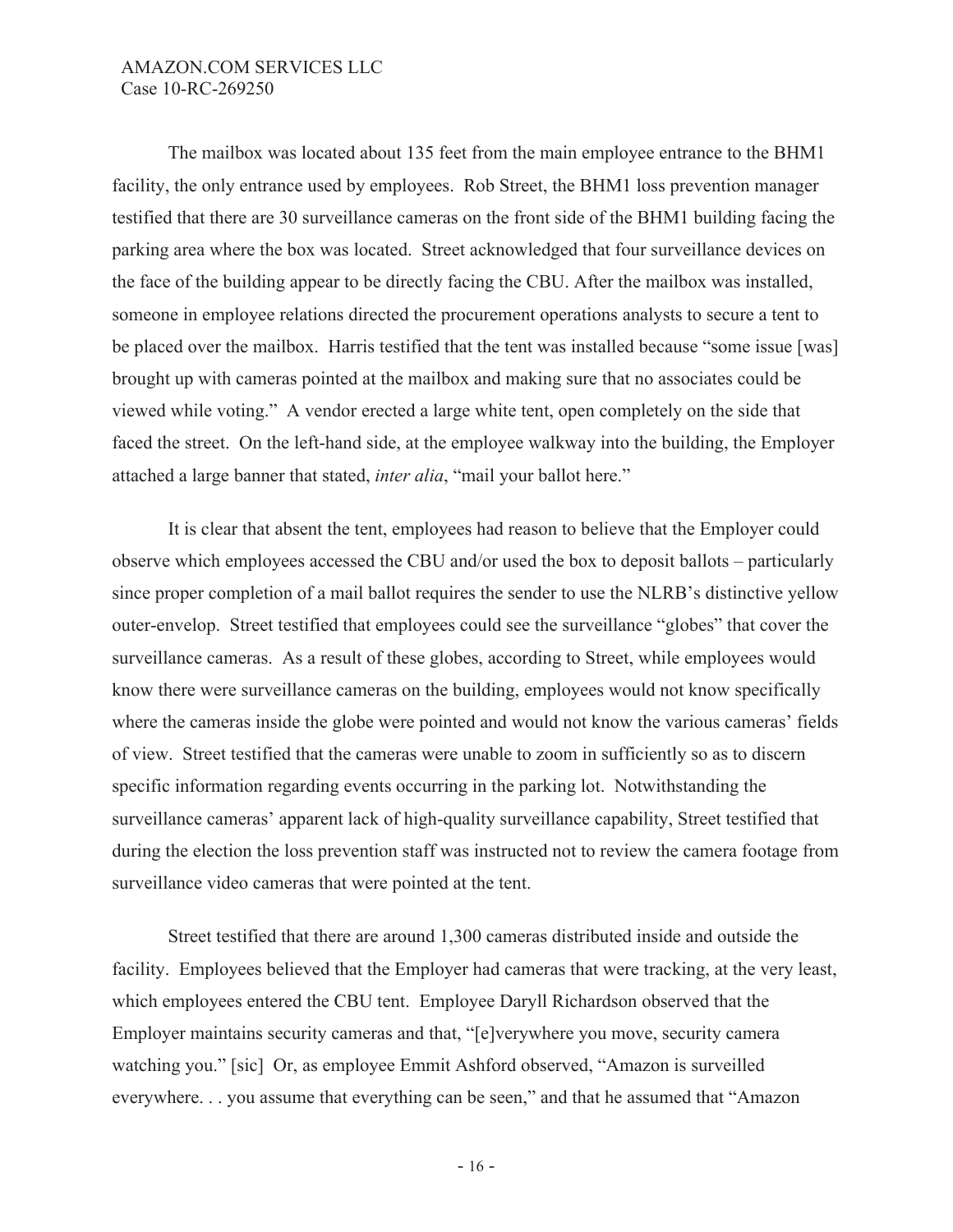The mailbox was located about 135 feet from the main employee entrance to the BHM1 facility, the only entrance used by employees. Rob Street, the BHM1 loss prevention manager testified that there are 30 surveillance cameras on the front side of the BHM1 building facing the parking area where the box was located. Street acknowledged that four surveillance devices on the face of the building appear to be directly facing the CBU. After the mailbox was installed, someone in employee relations directed the procurement operations analysts to secure a tent to be placed over the mailbox. Harris testified that the tent was installed because "some issue [was] brought up with cameras pointed at the mailbox and making sure that no associates could be viewed while voting." A vendor erected a large white tent, open completely on the side that faced the street. On the left-hand side, at the employee walkway into the building, the Employer attached a large banner that stated, *inter alia*, "mail your ballot here."

It is clear that absent the tent, employees had reason to believe that the Employer could observe which employees accessed the CBU and/or used the box to deposit ballots – particularly since proper completion of a mail ballot requires the sender to use the NLRB's distinctive yellow outer-envelop. Street testified that employees could see the surveillance "globes" that cover the surveillance cameras. As a result of these globes, according to Street, while employees would know there were surveillance cameras on the building, employees would not know specifically where the cameras inside the globe were pointed and would not know the various cameras' fields of view. Street testified that the cameras were unable to zoom in sufficiently so as to discern specific information regarding events occurring in the parking lot. Notwithstanding the surveillance cameras' apparent lack of high-quality surveillance capability, Street testified that during the election the loss prevention staff was instructed not to review the camera footage from surveillance video cameras that were pointed at the tent.

Street testified that there are around 1,300 cameras distributed inside and outside the facility. Employees believed that the Employer had cameras that were tracking, at the very least, which employees entered the CBU tent. Employee Daryll Richardson observed that the Employer maintains security cameras and that, "[e]verywhere you move, security camera watching you." [sic] Or, as employee Emmit Ashford observed, "Amazon is surveilled everywhere. . . you assume that everything can be seen," and that he assumed that "Amazon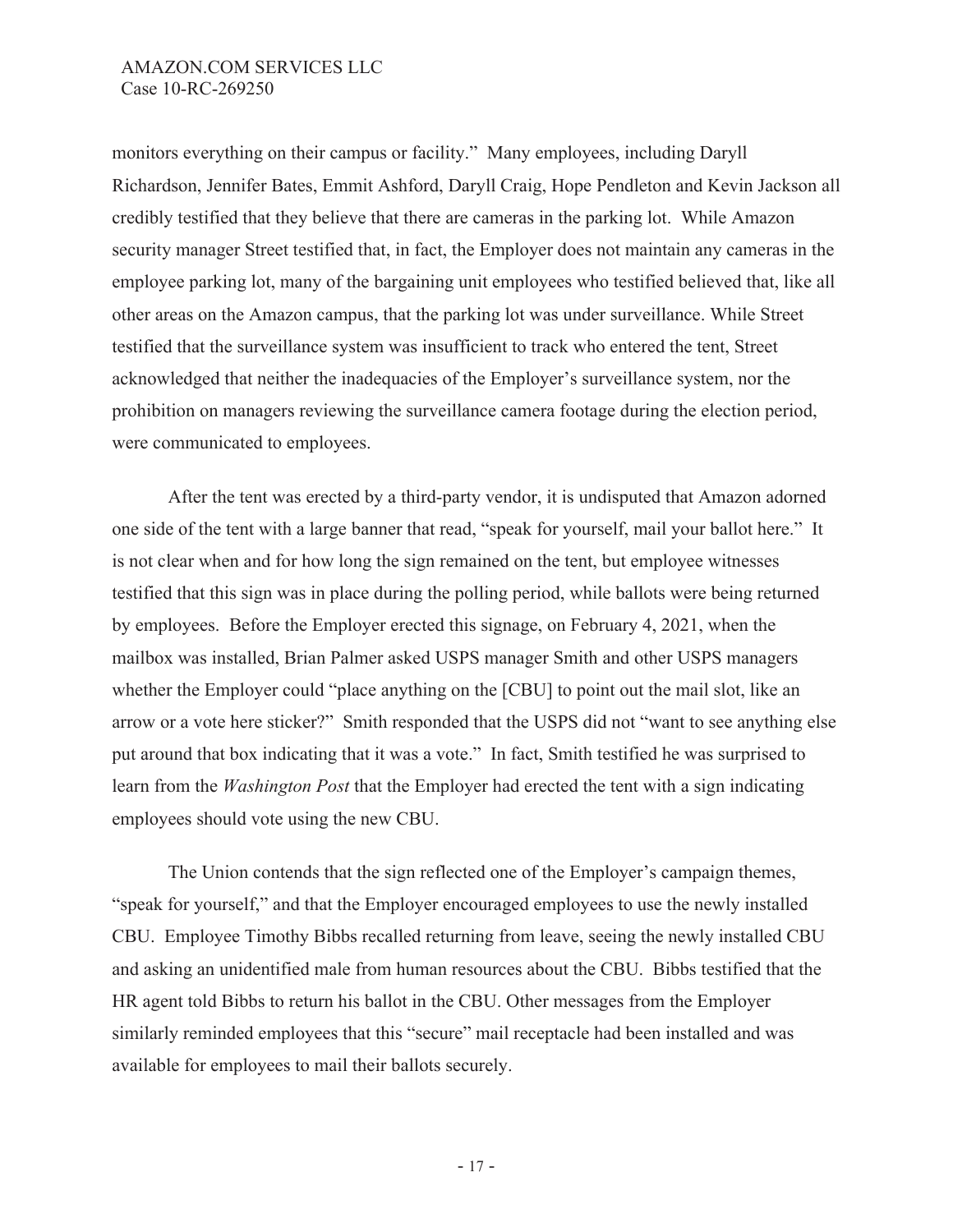monitors everything on their campus or facility." Many employees, including Daryll Richardson, Jennifer Bates, Emmit Ashford, Daryll Craig, Hope Pendleton and Kevin Jackson all credibly testified that they believe that there are cameras in the parking lot. While Amazon security manager Street testified that, in fact, the Employer does not maintain any cameras in the employee parking lot, many of the bargaining unit employees who testified believed that, like all other areas on the Amazon campus, that the parking lot was under surveillance. While Street testified that the surveillance system was insufficient to track who entered the tent, Street acknowledged that neither the inadequacies of the Employer's surveillance system, nor the prohibition on managers reviewing the surveillance camera footage during the election period, were communicated to employees.

After the tent was erected by a third-party vendor, it is undisputed that Amazon adorned one side of the tent with a large banner that read, "speak for yourself, mail your ballot here." It is not clear when and for how long the sign remained on the tent, but employee witnesses testified that this sign was in place during the polling period, while ballots were being returned by employees. Before the Employer erected this signage, on February 4, 2021, when the mailbox was installed, Brian Palmer asked USPS manager Smith and other USPS managers whether the Employer could "place anything on the [CBU] to point out the mail slot, like an arrow or a vote here sticker?" Smith responded that the USPS did not "want to see anything else put around that box indicating that it was a vote." In fact, Smith testified he was surprised to learn from the *Washington Post* that the Employer had erected the tent with a sign indicating employees should vote using the new CBU.

The Union contends that the sign reflected one of the Employer's campaign themes, "speak for yourself," and that the Employer encouraged employees to use the newly installed CBU. Employee Timothy Bibbs recalled returning from leave, seeing the newly installed CBU and asking an unidentified male from human resources about the CBU. Bibbs testified that the HR agent told Bibbs to return his ballot in the CBU. Other messages from the Employer similarly reminded employees that this "secure" mail receptacle had been installed and was available for employees to mail their ballots securely.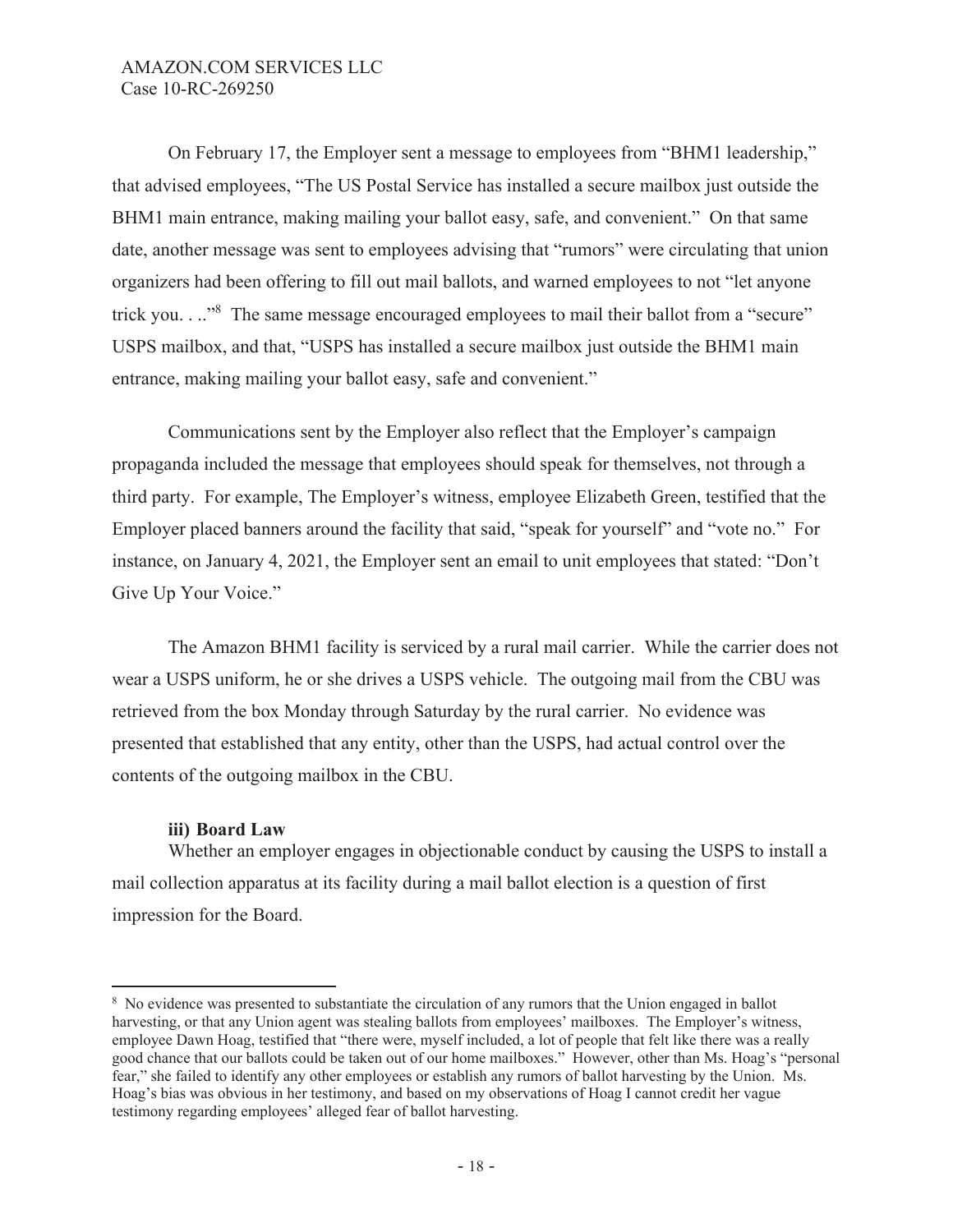On February 17, the Employer sent a message to employees from "BHM1 leadership," that advised employees, "The US Postal Service has installed a secure mailbox just outside the BHM1 main entrance, making mailing your ballot easy, safe, and convenient." On that same date, another message was sent to employees advising that "rumors" were circulating that union organizers had been offering to fill out mail ballots, and warned employees to not "let anyone trick you. . .."[8] The same message encouraged employees to mail their ballot from a "secure" USPS mailbox, and that, "USPS has installed a secure mailbox just outside the BHM1 main entrance, making mailing your ballot easy, safe and convenient."

Communications sent by the Employer also reflect that the Employer's campaign propaganda included the message that employees should speak for themselves, not through a third party. For example, The Employer's witness, employee Elizabeth Green, testified that the Employer placed banners around the facility that said, "speak for yourself" and "vote no." For instance, on January 4, 2021, the Employer sent an email to unit employees that stated: "Don't Give Up Your Voice."

The Amazon BHM1 facility is serviced by a rural mail carrier. While the carrier does not wear a USPS uniform, he or she drives a USPS vehicle. The outgoing mail from the CBU was retrieved from the box Monday through Saturday by the rural carrier. No evidence was presented that established that any entity, other than the USPS, had actual control over the contents of the outgoing mailbox in the CBU.

**iii) Board Law**

Whether an employer engages in objectionable conduct by causing the USPS to install a mail collection apparatus at its facility during a mail ballot election is a question of first impression for the Board.

---

[8] No evidence was presented to substantiate the circulation of any rumors that the Union engaged in ballot harvesting, or that any Union agent was stealing ballots from employees' mailboxes. The Employer's witness, employee Dawn Hoag, testified that "there were, myself included, a lot of people that felt like there was a really good chance that our ballots could be taken out of our home mailboxes." However, other than Ms. Hoag's "personal fear," she failed to identify any other employees or establish any rumors of ballot harvesting by the Union. Ms. Hoag's bias was obvious in her testimony, and based on my observations of Hoag I cannot credit her vague testimony regarding employees' alleged fear of ballot harvesting.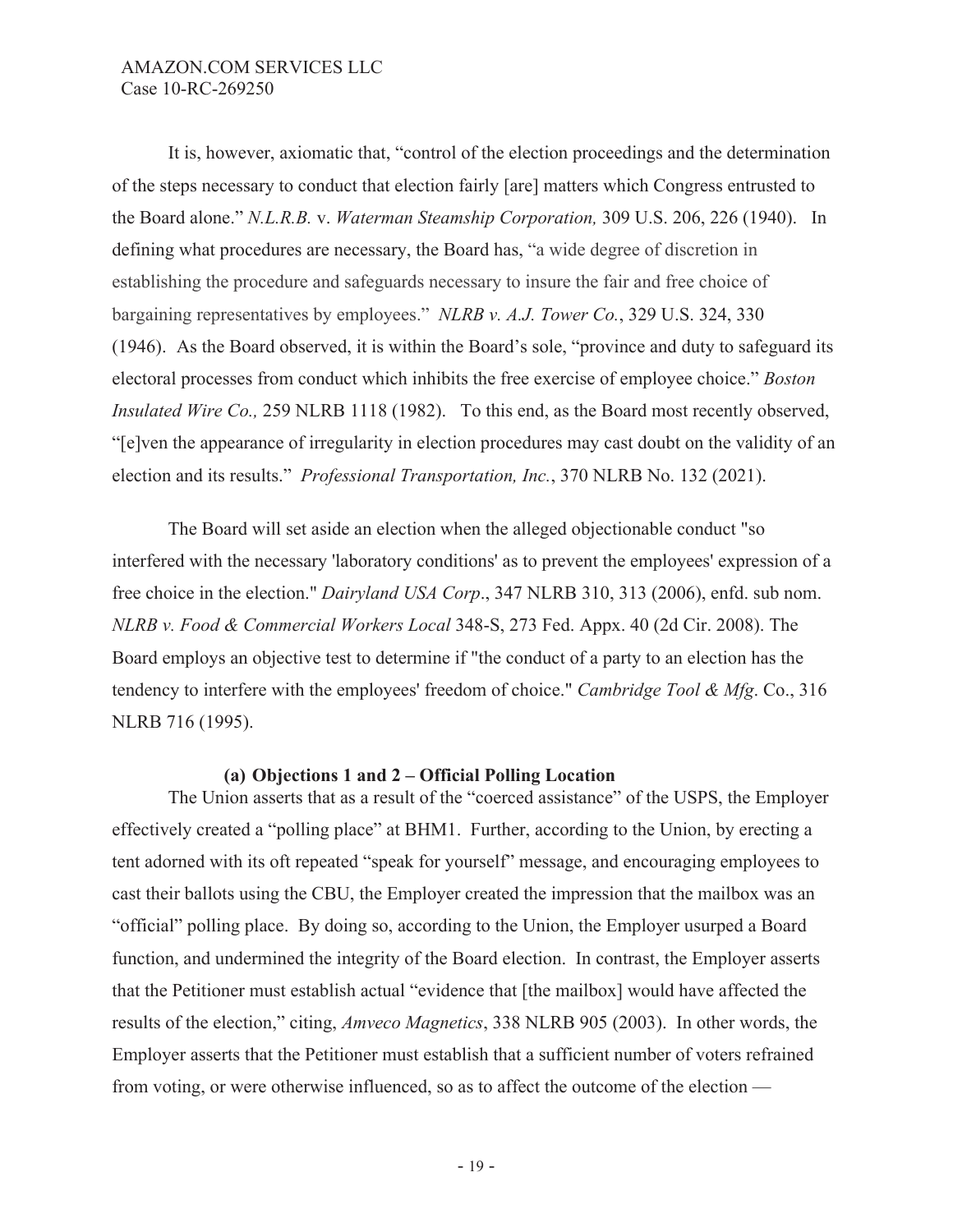It is, however, axiomatic that, "control of the election proceedings and the determination of the steps necessary to conduct that election fairly [are] matters which Congress entrusted to the Board alone." *N.L.R.B.* v. *Waterman Steamship Corporation,* 309 U.S. 206, 226 (1940). In defining what procedures are necessary, the Board has, "a wide degree of discretion in establishing the procedure and safeguards necessary to insure the fair and free choice of bargaining representatives by employees." *NLRB v. A.J. Tower Co.*, 329 U.S. 324, 330 (1946). As the Board observed, it is within the Board's sole, "province and duty to safeguard its electoral processes from conduct which inhibits the free exercise of employee choice." *Boston Insulated Wire Co.,* 259 NLRB 1118 (1982). To this end, as the Board most recently observed, "[e]ven the appearance of irregularity in election procedures may cast doubt on the validity of an election and its results." *Professional Transportation, Inc.*, 370 NLRB No. 132 (2021).

The Board will set aside an election when the alleged objectionable conduct "so interfered with the necessary 'laboratory conditions' as to prevent the employees' expression of a free choice in the election." *Dairyland USA Corp*., 347 NLRB 310, 313 (2006), enfd. sub nom. *NLRB v. Food & Commercial Workers Local* 348-S, 273 Fed. Appx. 40 (2d Cir. 2008). The Board employs an objective test to determine if "the conduct of a party to an election has the tendency to interfere with the employees' freedom of choice." *Cambridge Tool & Mfg*. Co., 316 NLRB 716 (1995).

**(a) Objections 1 and 2 – Official Polling Location**

The Union asserts that as a result of the "coerced assistance" of the USPS, the Employer effectively created a "polling place" at BHM1. Further, according to the Union, by erecting a tent adorned with its oft repeated "speak for yourself" message, and encouraging employees to cast their ballots using the CBU, the Employer created the impression that the mailbox was an "official" polling place. By doing so, according to the Union, the Employer usurped a Board function, and undermined the integrity of the Board election. In contrast, the Employer asserts that the Petitioner must establish actual "evidence that [the mailbox] would have affected the results of the election," citing, *Amveco Magnetics*, 338 NLRB 905 (2003). In other words, the Employer asserts that the Petitioner must establish that a sufficient number of voters refrained from voting, or were otherwise influenced, so as to affect the outcome of the election —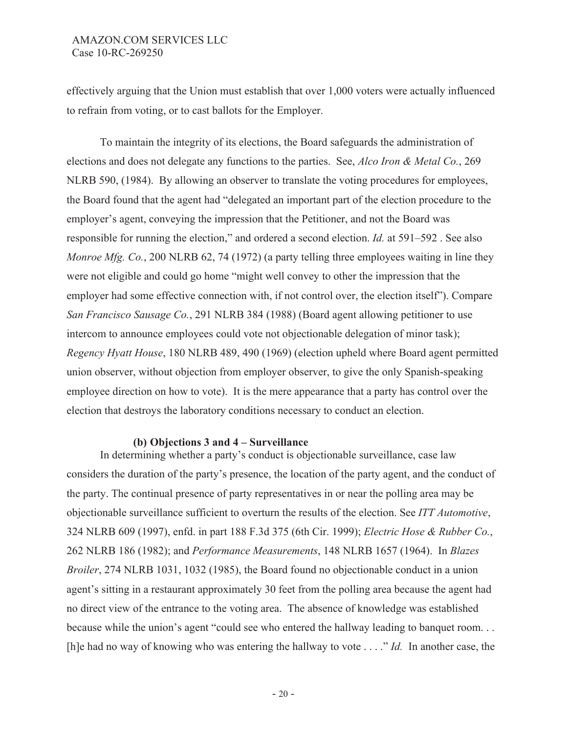effectively arguing that the Union must establish that over 1,000 voters were actually influenced to refrain from voting, or to cast ballots for the Employer.

To maintain the integrity of its elections, the Board safeguards the administration of elections and does not delegate any functions to the parties. See, *Alco Iron & Metal Co.*, 269 NLRB 590, (1984). By allowing an observer to translate the voting procedures for employees, the Board found that the agent had "delegated an important part of the election procedure to the employer's agent, conveying the impression that the Petitioner, and not the Board was responsible for running the election," and ordered a second election. *Id.* at 591–592 . See also *Monroe Mfg. Co.*, 200 NLRB 62, 74 (1972) (a party telling three employees waiting in line they were not eligible and could go home "might well convey to other the impression that the employer had some effective connection with, if not control over, the election itself"). Compare *San Francisco Sausage Co.*, 291 NLRB 384 (1988) (Board agent allowing petitioner to use intercom to announce employees could vote not objectionable delegation of minor task); *Regency Hyatt House*, 180 NLRB 489, 490 (1969) (election upheld where Board agent permitted union observer, without objection from employer observer, to give the only Spanish-speaking employee direction on how to vote). It is the mere appearance that a party has control over the election that destroys the laboratory conditions necessary to conduct an election.

**(b) Objections 3 and 4 – Surveillance**

In determining whether a party's conduct is objectionable surveillance, case law considers the duration of the party's presence, the location of the party agent, and the conduct of the party. The continual presence of party representatives in or near the polling area may be objectionable surveillance sufficient to overturn the results of the election. See *ITT Automotive*, 324 NLRB 609 (1997), enfd. in part 188 F.3d 375 (6th Cir. 1999); *Electric Hose & Rubber Co.*, 262 NLRB 186 (1982); and *Performance Measurements*, 148 NLRB 1657 (1964). In *Blazes Broiler*, 274 NLRB 1031, 1032 (1985), the Board found no objectionable conduct in a union agent's sitting in a restaurant approximately 30 feet from the polling area because the agent had no direct view of the entrance to the voting area. The absence of knowledge was established because while the union's agent "could see who entered the hallway leading to banquet room. . . [h]e had no way of knowing who was entering the hallway to vote . . . ." *Id.* In another case, the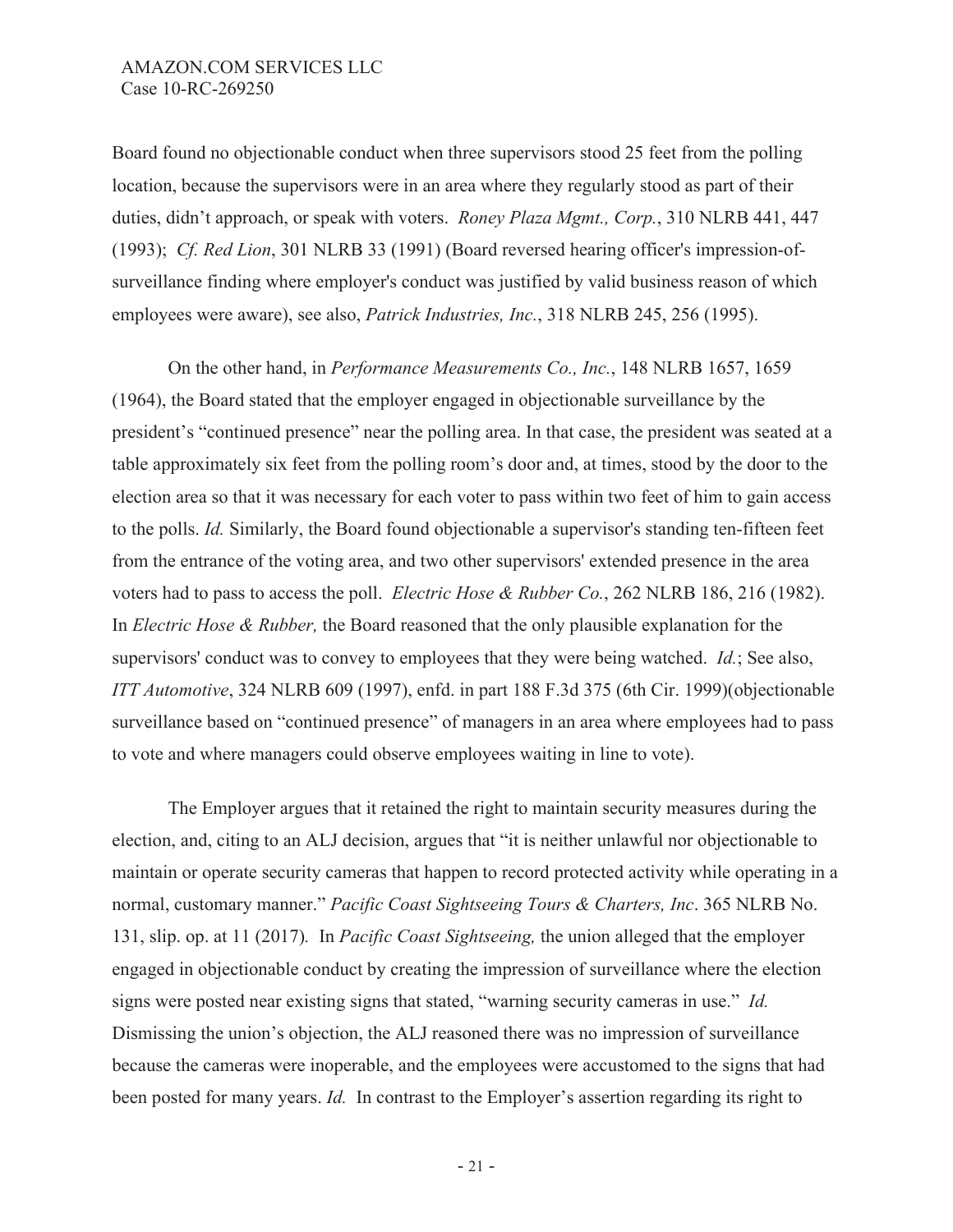Board found no objectionable conduct when three supervisors stood 25 feet from the polling location, because the supervisors were in an area where they regularly stood as part of their duties, didn't approach, or speak with voters. *Roney Plaza Mgmt., Corp.*, 310 NLRB 441, 447 (1993); *Cf. Red Lion*, 301 NLRB 33 (1991) (Board reversed hearing officer's impression-of-surveillance finding where employer's conduct was justified by valid business reason of which employees were aware), see also, *Patrick Industries, Inc.*, 318 NLRB 245, 256 (1995).

On the other hand, in *Performance Measurements Co., Inc.*, 148 NLRB 1657, 1659 (1964), the Board stated that the employer engaged in objectionable surveillance by the president's "continued presence" near the polling area. In that case, the president was seated at a table approximately six feet from the polling room's door and, at times, stood by the door to the election area so that it was necessary for each voter to pass within two feet of him to gain access to the polls. *Id.* Similarly, the Board found objectionable a supervisor's standing ten-fifteen feet from the entrance of the voting area, and two other supervisors' extended presence in the area voters had to pass to access the poll. *Electric Hose & Rubber Co.*, 262 NLRB 186, 216 (1982). In *Electric Hose & Rubber,* the Board reasoned that the only plausible explanation for the supervisors' conduct was to convey to employees that they were being watched. *Id.*; See also, *ITT Automotive*, 324 NLRB 609 (1997), enfd. in part 188 F.3d 375 (6th Cir. 1999)(objectionable surveillance based on "continued presence" of managers in an area where employees had to pass to vote and where managers could observe employees waiting in line to vote).

The Employer argues that it retained the right to maintain security measures during the election, and, citing to an ALJ decision, argues that "it is neither unlawful nor objectionable to maintain or operate security cameras that happen to record protected activity while operating in a normal, customary manner." *Pacific Coast Sightseeing Tours & Charters, Inc*. 365 NLRB No. 131, slip. op. at 11 (2017)*.* In *Pacific Coast Sightseeing,* the union alleged that the employer engaged in objectionable conduct by creating the impression of surveillance where the election signs were posted near existing signs that stated, "warning security cameras in use." *Id.* Dismissing the union's objection, the ALJ reasoned there was no impression of surveillance because the cameras were inoperable, and the employees were accustomed to the signs that had been posted for many years. *Id.* In contrast to the Employer's assertion regarding its right to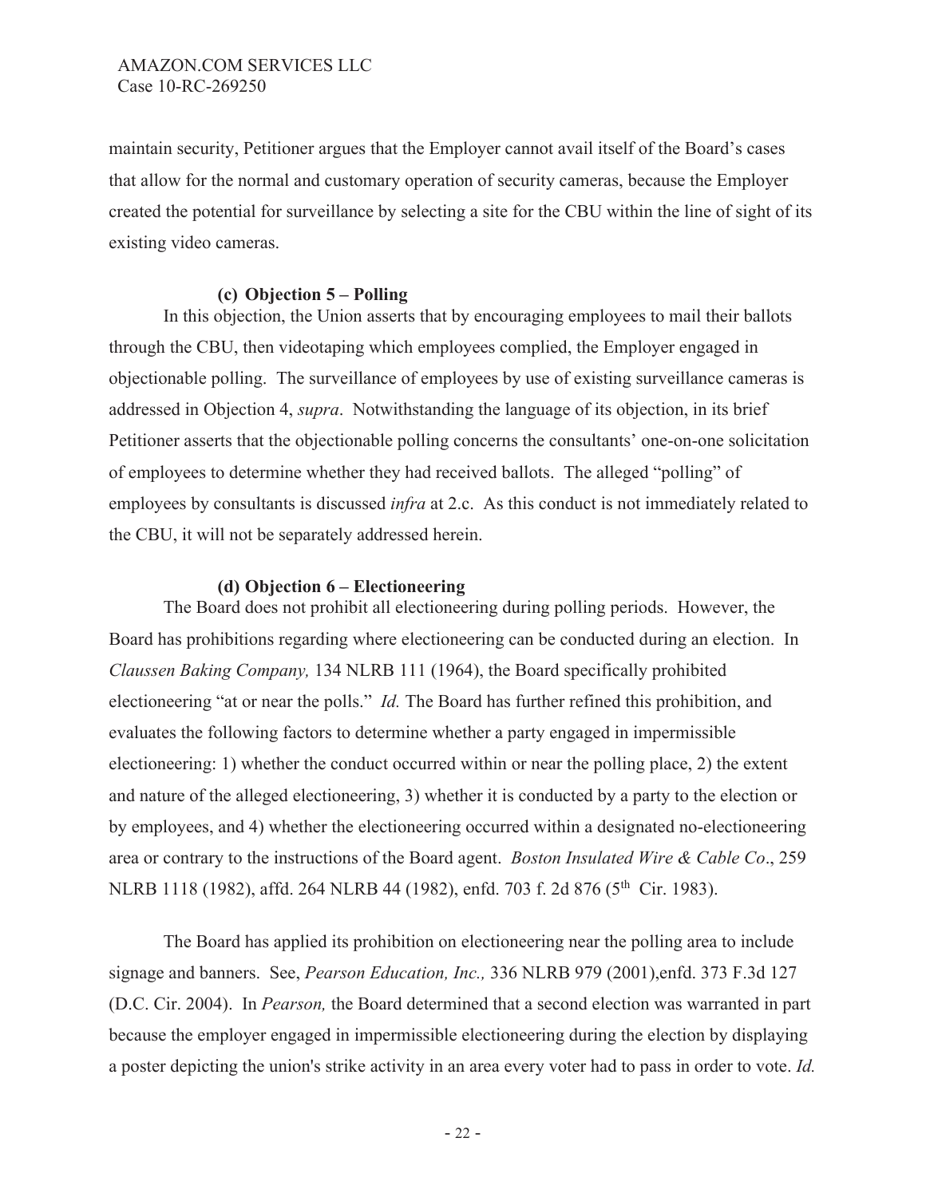maintain security, Petitioner argues that the Employer cannot avail itself of the Board's cases that allow for the normal and customary operation of security cameras, because the Employer created the potential for surveillance by selecting a site for the CBU within the line of sight of its existing video cameras.

#### (c) Objection 5 – Polling

In this objection, the Union asserts that by encouraging employees to mail their ballots through the CBU, then videotaping which employees complied, the Employer engaged in objectionable polling. The surveillance of employees by use of existing surveillance cameras is addressed in Objection 4, *supra*. Notwithstanding the language of its objection, in its brief Petitioner asserts that the objectionable polling concerns the consultants' one-on-one solicitation of employees to determine whether they had received ballots. The alleged "polling" of employees by consultants is discussed *infra* at 2.c. As this conduct is not immediately related to the CBU, it will not be separately addressed herein.

#### (d) Objection 6 – Electioneering

The Board does not prohibit all electioneering during polling periods. However, the Board has prohibitions regarding where electioneering can be conducted during an election. In *Claussen Baking Company,* 134 NLRB 111 (1964), the Board specifically prohibited electioneering "at or near the polls." *Id.* The Board has further refined this prohibition, and evaluates the following factors to determine whether a party engaged in impermissible electioneering: 1) whether the conduct occurred within or near the polling place, 2) the extent and nature of the alleged electioneering, 3) whether it is conducted by a party to the election or by employees, and 4) whether the electioneering occurred within a designated no-electioneering area or contrary to the instructions of the Board agent. *Boston Insulated Wire & Cable Co*., 259 NLRB 1118 (1982), affd. 264 NLRB 44 (1982), enfd. 703 f. 2d 876 (5th Cir. 1983).

The Board has applied its prohibition on electioneering near the polling area to include signage and banners. See, *Pearson Education, Inc.,* 336 NLRB 979 (2001),enfd. 373 F.3d 127 (D.C. Cir. 2004). In *Pearson,* the Board determined that a second election was warranted in part because the employer engaged in impermissible electioneering during the election by displaying a poster depicting the union's strike activity in an area every voter had to pass in order to vote. *Id.*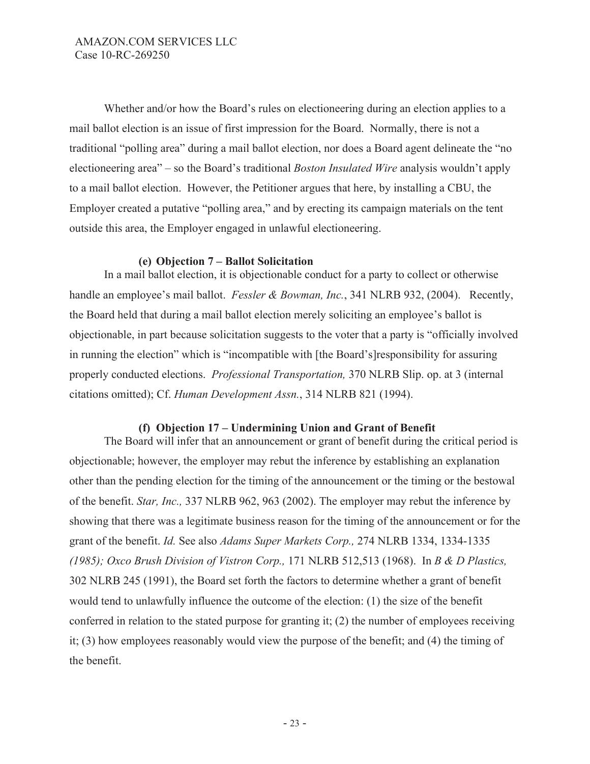Whether and/or how the Board's rules on electioneering during an election applies to a mail ballot election is an issue of first impression for the Board. Normally, there is not a traditional "polling area" during a mail ballot election, nor does a Board agent delineate the "no electioneering area" – so the Board's traditional *Boston Insulated Wire* analysis wouldn't apply to a mail ballot election. However, the Petitioner argues that here, by installing a CBU, the Employer created a putative "polling area," and by erecting its campaign materials on the tent outside this area, the Employer engaged in unlawful electioneering.

#### (e) Objection 7 – Ballot Solicitation

In a mail ballot election, it is objectionable conduct for a party to collect or otherwise handle an employee's mail ballot. *Fessler & Bowman, Inc.*, 341 NLRB 932, (2004). Recently, the Board held that during a mail ballot election merely soliciting an employee's ballot is objectionable, in part because solicitation suggests to the voter that a party is "officially involved in running the election" which is "incompatible with [the Board's]responsibility for assuring properly conducted elections. *Professional Transportation,* 370 NLRB Slip. op. at 3 (internal citations omitted); Cf. *Human Development Assn.*, 314 NLRB 821 (1994).

#### (f) Objection 17 – Undermining Union and Grant of Benefit

The Board will infer that an announcement or grant of benefit during the critical period is objectionable; however, the employer may rebut the inference by establishing an explanation other than the pending election for the timing of the announcement or the timing or the bestowal of the benefit. *Star, Inc.,* 337 NLRB 962, 963 (2002). The employer may rebut the inference by showing that there was a legitimate business reason for the timing of the announcement or for the grant of the benefit. *Id.* See also *Adams Super Markets Corp.,* 274 NLRB 1334, 1334-1335 *(1985); Oxco Brush Division of Vistron Corp.,* 171 NLRB 512,513 (1968). In *B & D Plastics,* 302 NLRB 245 (1991), the Board set forth the factors to determine whether a grant of benefit would tend to unlawfully influence the outcome of the election: (1) the size of the benefit conferred in relation to the stated purpose for granting it; (2) the number of employees receiving it; (3) how employees reasonably would view the purpose of the benefit; and (4) the timing of the benefit.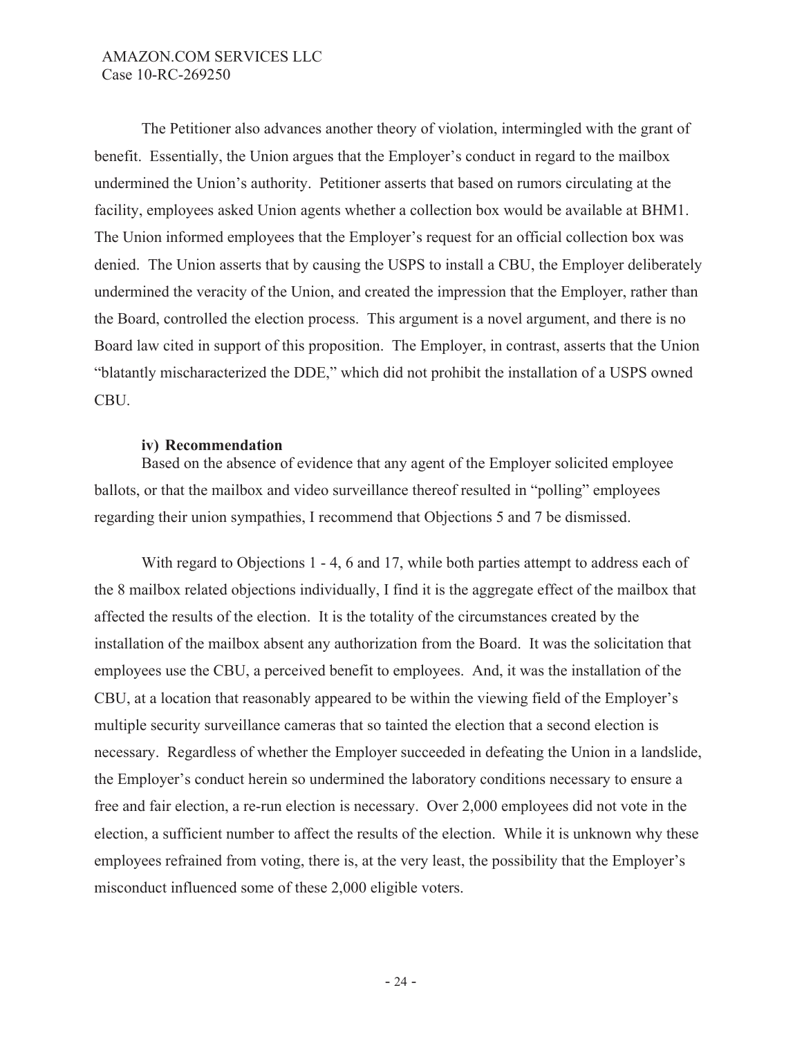The Petitioner also advances another theory of violation, intermingled with the grant of benefit. Essentially, the Union argues that the Employer's conduct in regard to the mailbox undermined the Union's authority. Petitioner asserts that based on rumors circulating at the facility, employees asked Union agents whether a collection box would be available at BHM1. The Union informed employees that the Employer's request for an official collection box was denied. The Union asserts that by causing the USPS to install a CBU, the Employer deliberately undermined the veracity of the Union, and created the impression that the Employer, rather than the Board, controlled the election process. This argument is a novel argument, and there is no Board law cited in support of this proposition. The Employer, in contrast, asserts that the Union "blatantly mischaracterized the DDE," which did not prohibit the installation of a USPS owned CBU.

**iv) Recommendation**

Based on the absence of evidence that any agent of the Employer solicited employee ballots, or that the mailbox and video surveillance thereof resulted in "polling" employees regarding their union sympathies, I recommend that Objections 5 and 7 be dismissed.

With regard to Objections 1 - 4, 6 and 17, while both parties attempt to address each of the 8 mailbox related objections individually, I find it is the aggregate effect of the mailbox that affected the results of the election. It is the totality of the circumstances created by the installation of the mailbox absent any authorization from the Board. It was the solicitation that employees use the CBU, a perceived benefit to employees. And, it was the installation of the CBU, at a location that reasonably appeared to be within the viewing field of the Employer's multiple security surveillance cameras that so tainted the election that a second election is necessary. Regardless of whether the Employer succeeded in defeating the Union in a landslide, the Employer's conduct herein so undermined the laboratory conditions necessary to ensure a free and fair election, a re-run election is necessary. Over 2,000 employees did not vote in the election, a sufficient number to affect the results of the election. While it is unknown why these employees refrained from voting, there is, at the very least, the possibility that the Employer's misconduct influenced some of these 2,000 eligible voters.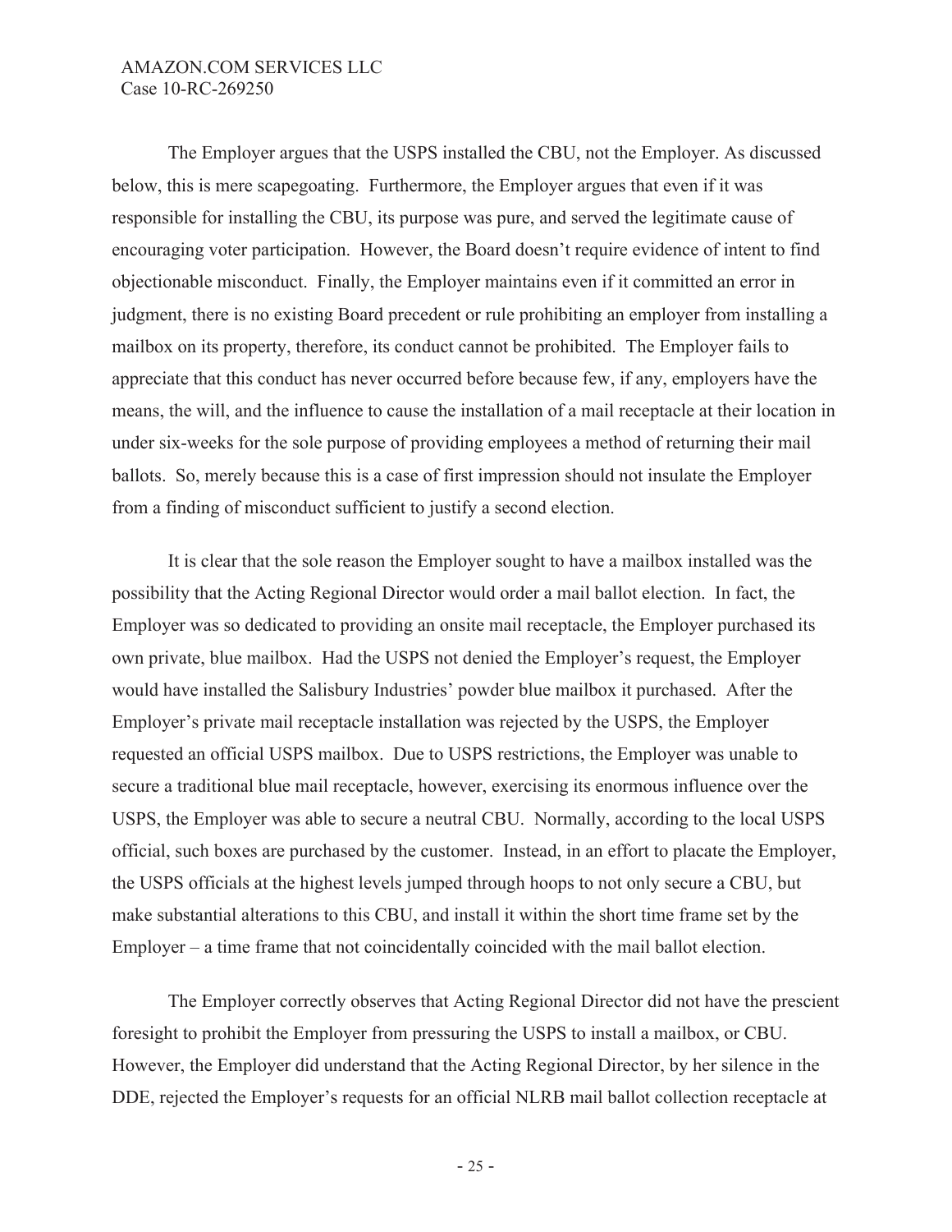The Employer argues that the USPS installed the CBU, not the Employer. As discussed below, this is mere scapegoating. Furthermore, the Employer argues that even if it was responsible for installing the CBU, its purpose was pure, and served the legitimate cause of encouraging voter participation. However, the Board doesn't require evidence of intent to find objectionable misconduct. Finally, the Employer maintains even if it committed an error in judgment, there is no existing Board precedent or rule prohibiting an employer from installing a mailbox on its property, therefore, its conduct cannot be prohibited. The Employer fails to appreciate that this conduct has never occurred before because few, if any, employers have the means, the will, and the influence to cause the installation of a mail receptacle at their location in under six-weeks for the sole purpose of providing employees a method of returning their mail ballots. So, merely because this is a case of first impression should not insulate the Employer from a finding of misconduct sufficient to justify a second election.

It is clear that the sole reason the Employer sought to have a mailbox installed was the possibility that the Acting Regional Director would order a mail ballot election. In fact, the Employer was so dedicated to providing an onsite mail receptacle, the Employer purchased its own private, blue mailbox. Had the USPS not denied the Employer's request, the Employer would have installed the Salisbury Industries' powder blue mailbox it purchased. After the Employer's private mail receptacle installation was rejected by the USPS, the Employer requested an official USPS mailbox. Due to USPS restrictions, the Employer was unable to secure a traditional blue mail receptacle, however, exercising its enormous influence over the USPS, the Employer was able to secure a neutral CBU. Normally, according to the local USPS official, such boxes are purchased by the customer. Instead, in an effort to placate the Employer, the USPS officials at the highest levels jumped through hoops to not only secure a CBU, but make substantial alterations to this CBU, and install it within the short time frame set by the Employer – a time frame that not coincidentally coincided with the mail ballot election.

The Employer correctly observes that Acting Regional Director did not have the prescient foresight to prohibit the Employer from pressuring the USPS to install a mailbox, or CBU. However, the Employer did understand that the Acting Regional Director, by her silence in the DDE, rejected the Employer's requests for an official NLRB mail ballot collection receptacle at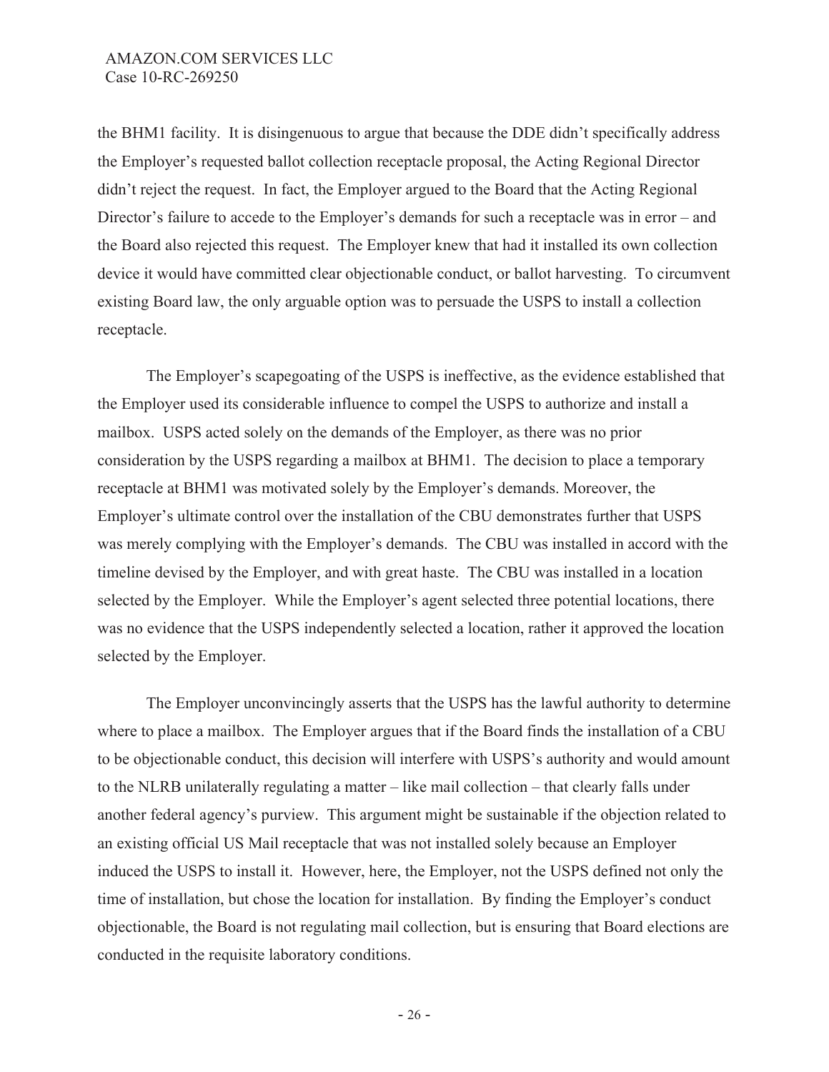the BHM1 facility. It is disingenuous to argue that because the DDE didn't specifically address the Employer's requested ballot collection receptacle proposal, the Acting Regional Director didn't reject the request. In fact, the Employer argued to the Board that the Acting Regional Director's failure to accede to the Employer's demands for such a receptacle was in error – and the Board also rejected this request. The Employer knew that had it installed its own collection device it would have committed clear objectionable conduct, or ballot harvesting. To circumvent existing Board law, the only arguable option was to persuade the USPS to install a collection receptacle.

The Employer's scapegoating of the USPS is ineffective, as the evidence established that the Employer used its considerable influence to compel the USPS to authorize and install a mailbox. USPS acted solely on the demands of the Employer, as there was no prior consideration by the USPS regarding a mailbox at BHM1. The decision to place a temporary receptacle at BHM1 was motivated solely by the Employer's demands. Moreover, the Employer's ultimate control over the installation of the CBU demonstrates further that USPS was merely complying with the Employer's demands. The CBU was installed in accord with the timeline devised by the Employer, and with great haste. The CBU was installed in a location selected by the Employer. While the Employer's agent selected three potential locations, there was no evidence that the USPS independently selected a location, rather it approved the location selected by the Employer.

The Employer unconvincingly asserts that the USPS has the lawful authority to determine where to place a mailbox. The Employer argues that if the Board finds the installation of a CBU to be objectionable conduct, this decision will interfere with USPS's authority and would amount to the NLRB unilaterally regulating a matter – like mail collection – that clearly falls under another federal agency's purview. This argument might be sustainable if the objection related to an existing official US Mail receptacle that was not installed solely because an Employer induced the USPS to install it. However, here, the Employer, not the USPS defined not only the time of installation, but chose the location for installation. By finding the Employer's conduct objectionable, the Board is not regulating mail collection, but is ensuring that Board elections are conducted in the requisite laboratory conditions.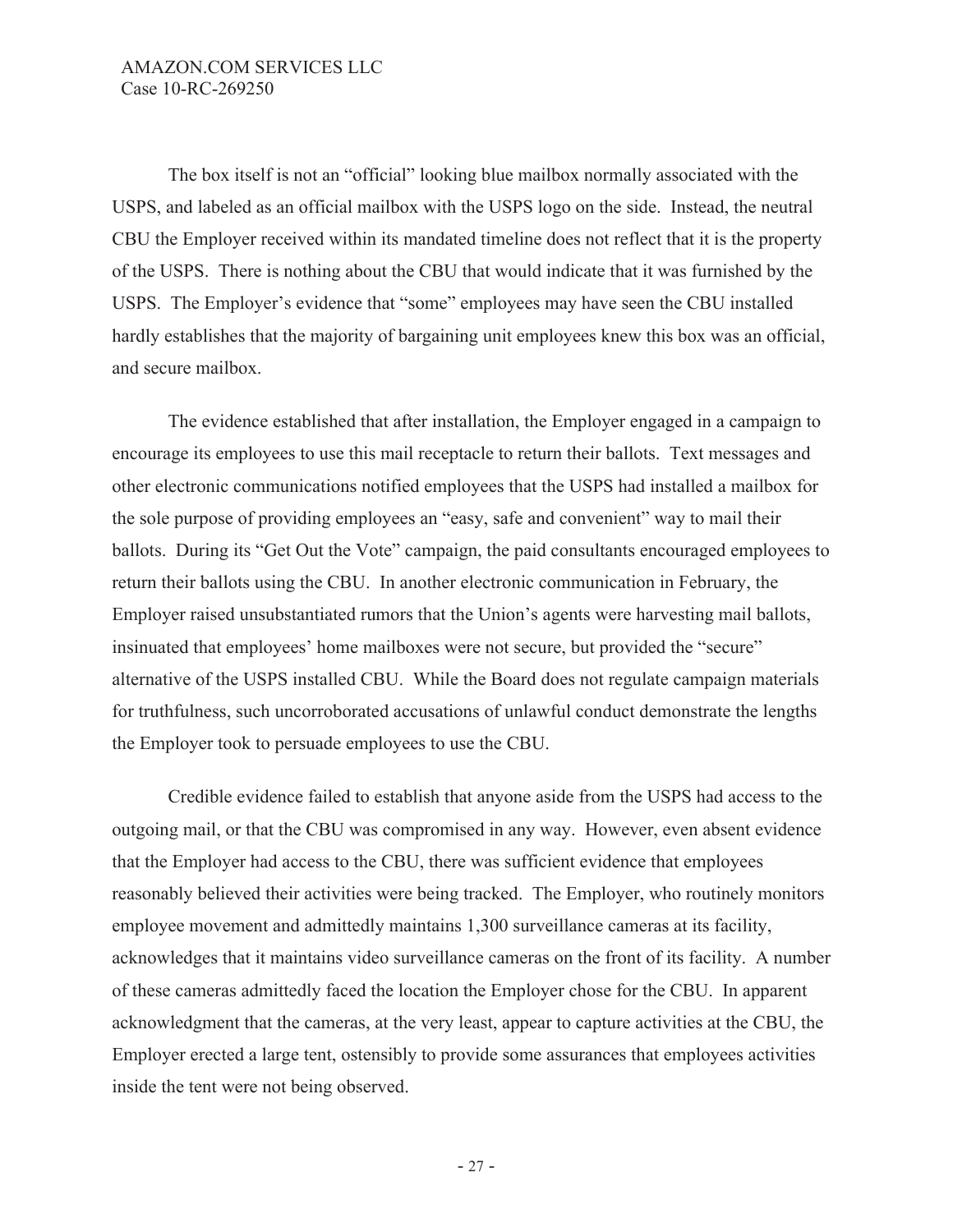The box itself is not an "official" looking blue mailbox normally associated with the USPS, and labeled as an official mailbox with the USPS logo on the side. Instead, the neutral CBU the Employer received within its mandated timeline does not reflect that it is the property of the USPS. There is nothing about the CBU that would indicate that it was furnished by the USPS. The Employer's evidence that "some" employees may have seen the CBU installed hardly establishes that the majority of bargaining unit employees knew this box was an official, and secure mailbox.

The evidence established that after installation, the Employer engaged in a campaign to encourage its employees to use this mail receptacle to return their ballots. Text messages and other electronic communications notified employees that the USPS had installed a mailbox for the sole purpose of providing employees an "easy, safe and convenient" way to mail their ballots. During its "Get Out the Vote" campaign, the paid consultants encouraged employees to return their ballots using the CBU. In another electronic communication in February, the Employer raised unsubstantiated rumors that the Union's agents were harvesting mail ballots, insinuated that employees' home mailboxes were not secure, but provided the "secure" alternative of the USPS installed CBU. While the Board does not regulate campaign materials for truthfulness, such uncorroborated accusations of unlawful conduct demonstrate the lengths the Employer took to persuade employees to use the CBU.

Credible evidence failed to establish that anyone aside from the USPS had access to the outgoing mail, or that the CBU was compromised in any way. However, even absent evidence that the Employer had access to the CBU, there was sufficient evidence that employees reasonably believed their activities were being tracked. The Employer, who routinely monitors employee movement and admittedly maintains 1,300 surveillance cameras at its facility, acknowledges that it maintains video surveillance cameras on the front of its facility. A number of these cameras admittedly faced the location the Employer chose for the CBU. In apparent acknowledgment that the cameras, at the very least, appear to capture activities at the CBU, the Employer erected a large tent, ostensibly to provide some assurances that employees activities inside the tent were not being observed.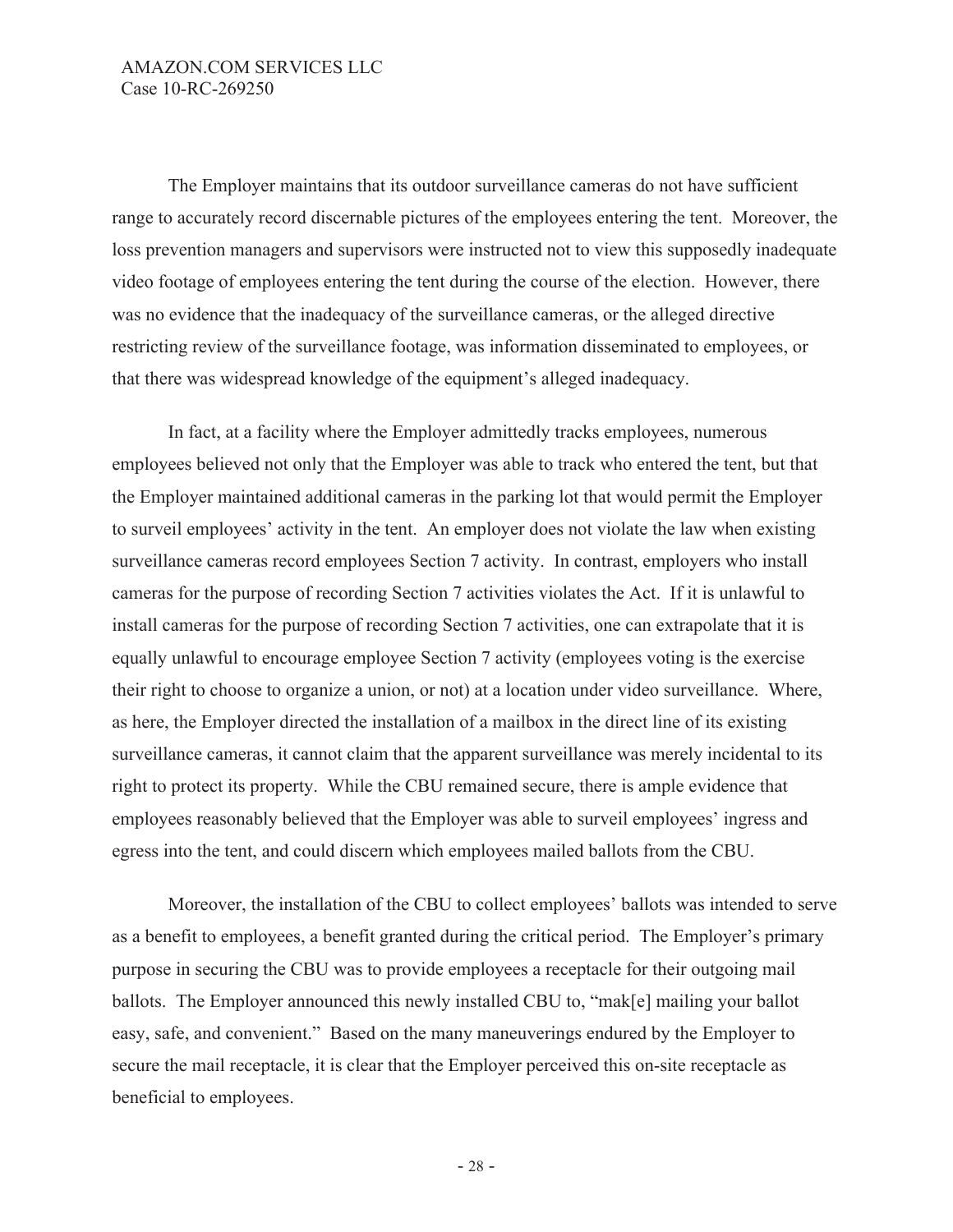The Employer maintains that its outdoor surveillance cameras do not have sufficient range to accurately record discernable pictures of the employees entering the tent. Moreover, the loss prevention managers and supervisors were instructed not to view this supposedly inadequate video footage of employees entering the tent during the course of the election. However, there was no evidence that the inadequacy of the surveillance cameras, or the alleged directive restricting review of the surveillance footage, was information disseminated to employees, or that there was widespread knowledge of the equipment's alleged inadequacy.

In fact, at a facility where the Employer admittedly tracks employees, numerous employees believed not only that the Employer was able to track who entered the tent, but that the Employer maintained additional cameras in the parking lot that would permit the Employer to surveil employees' activity in the tent. An employer does not violate the law when existing surveillance cameras record employees Section 7 activity. In contrast, employers who install cameras for the purpose of recording Section 7 activities violates the Act. If it is unlawful to install cameras for the purpose of recording Section 7 activities, one can extrapolate that it is equally unlawful to encourage employee Section 7 activity (employees voting is the exercise their right to choose to organize a union, or not) at a location under video surveillance. Where, as here, the Employer directed the installation of a mailbox in the direct line of its existing surveillance cameras, it cannot claim that the apparent surveillance was merely incidental to its right to protect its property. While the CBU remained secure, there is ample evidence that employees reasonably believed that the Employer was able to surveil employees' ingress and egress into the tent, and could discern which employees mailed ballots from the CBU.

Moreover, the installation of the CBU to collect employees' ballots was intended to serve as a benefit to employees, a benefit granted during the critical period. The Employer's primary purpose in securing the CBU was to provide employees a receptacle for their outgoing mail ballots. The Employer announced this newly installed CBU to, "mak[e] mailing your ballot easy, safe, and convenient." Based on the many maneuverings endured by the Employer to secure the mail receptacle, it is clear that the Employer perceived this on-site receptacle as beneficial to employees.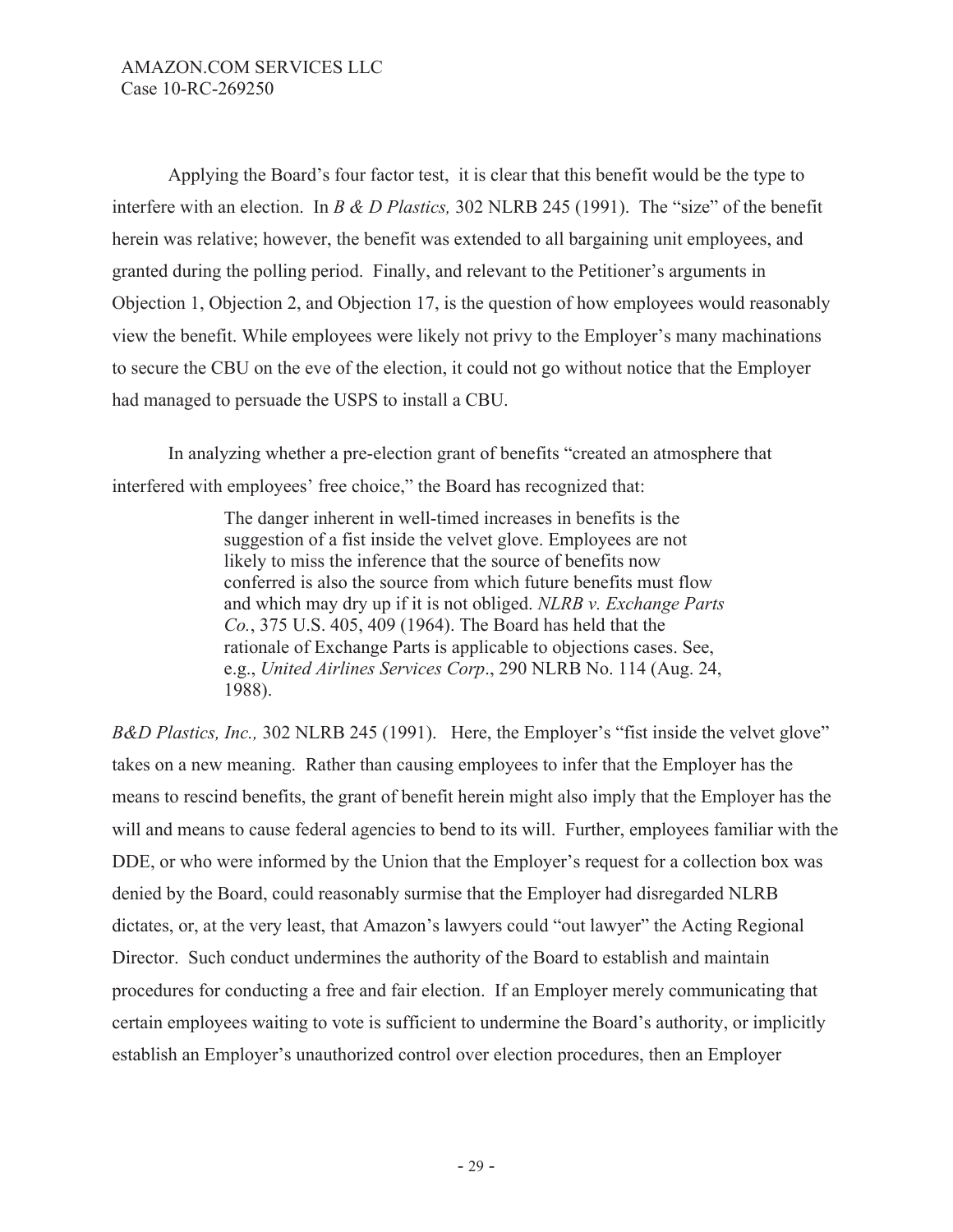Applying the Board's four factor test, it is clear that this benefit would be the type to interfere with an election. In *B & D Plastics,* 302 NLRB 245 (1991). The "size" of the benefit herein was relative; however, the benefit was extended to all bargaining unit employees, and granted during the polling period. Finally, and relevant to the Petitioner's arguments in Objection 1, Objection 2, and Objection 17, is the question of how employees would reasonably view the benefit. While employees were likely not privy to the Employer's many machinations to secure the CBU on the eve of the election, it could not go without notice that the Employer had managed to persuade the USPS to install a CBU.

In analyzing whether a pre-election grant of benefits "created an atmosphere that interfered with employees' free choice," the Board has recognized that:

> The danger inherent in well-timed increases in benefits is the suggestion of a fist inside the velvet glove. Employees are not likely to miss the inference that the source of benefits now conferred is also the source from which future benefits must flow and which may dry up if it is not obliged. *NLRB v. Exchange Parts Co.*, 375 U.S. 405, 409 (1964). The Board has held that the rationale of Exchange Parts is applicable to objections cases. See, e.g., *United Airlines Services Corp*., 290 NLRB No. 114 (Aug. 24, 1988).

*B&D Plastics, Inc.,* 302 NLRB 245 (1991). Here, the Employer's "fist inside the velvet glove" takes on a new meaning. Rather than causing employees to infer that the Employer has the means to rescind benefits, the grant of benefit herein might also imply that the Employer has the will and means to cause federal agencies to bend to its will. Further, employees familiar with the DDE, or who were informed by the Union that the Employer's request for a collection box was denied by the Board, could reasonably surmise that the Employer had disregarded NLRB dictates, or, at the very least, that Amazon's lawyers could "out lawyer" the Acting Regional Director. Such conduct undermines the authority of the Board to establish and maintain procedures for conducting a free and fair election. If an Employer merely communicating that certain employees waiting to vote is sufficient to undermine the Board's authority, or implicitly establish an Employer's unauthorized control over election procedures, then an Employer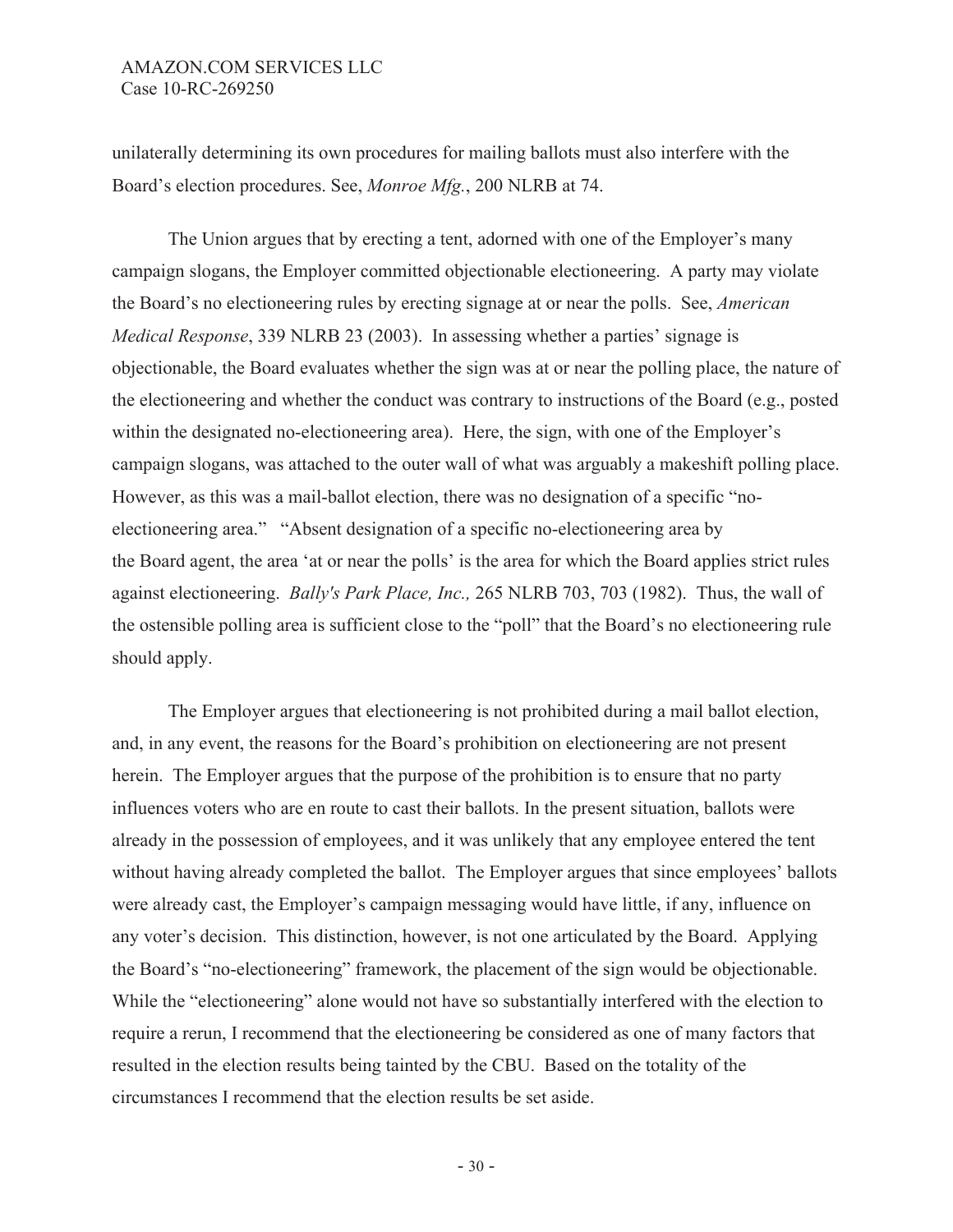unilaterally determining its own procedures for mailing ballots must also interfere with the Board's election procedures. See, *Monroe Mfg.*, 200 NLRB at 74.

The Union argues that by erecting a tent, adorned with one of the Employer's many campaign slogans, the Employer committed objectionable electioneering. A party may violate the Board's no electioneering rules by erecting signage at or near the polls. See, *American Medical Response*, 339 NLRB 23 (2003). In assessing whether a parties' signage is objectionable, the Board evaluates whether the sign was at or near the polling place, the nature of the electioneering and whether the conduct was contrary to instructions of the Board (e.g., posted within the designated no-electioneering area). Here, the sign, with one of the Employer's campaign slogans, was attached to the outer wall of what was arguably a makeshift polling place. However, as this was a mail-ballot election, there was no designation of a specific "no-electioneering area." "Absent designation of a specific no-electioneering area by the Board agent, the area 'at or near the polls' is the area for which the Board applies strict rules against electioneering. *Bally's Park Place, Inc.,* 265 NLRB 703, 703 (1982). Thus, the wall of the ostensible polling area is sufficient close to the "poll" that the Board's no electioneering rule should apply.

The Employer argues that electioneering is not prohibited during a mail ballot election, and, in any event, the reasons for the Board's prohibition on electioneering are not present herein. The Employer argues that the purpose of the prohibition is to ensure that no party influences voters who are en route to cast their ballots. In the present situation, ballots were already in the possession of employees, and it was unlikely that any employee entered the tent without having already completed the ballot. The Employer argues that since employees' ballots were already cast, the Employer's campaign messaging would have little, if any, influence on any voter's decision. This distinction, however, is not one articulated by the Board. Applying the Board's "no-electioneering" framework, the placement of the sign would be objectionable. While the "electioneering" alone would not have so substantially interfered with the election to require a rerun, I recommend that the electioneering be considered as one of many factors that resulted in the election results being tainted by the CBU. Based on the totality of the circumstances I recommend that the election results be set aside.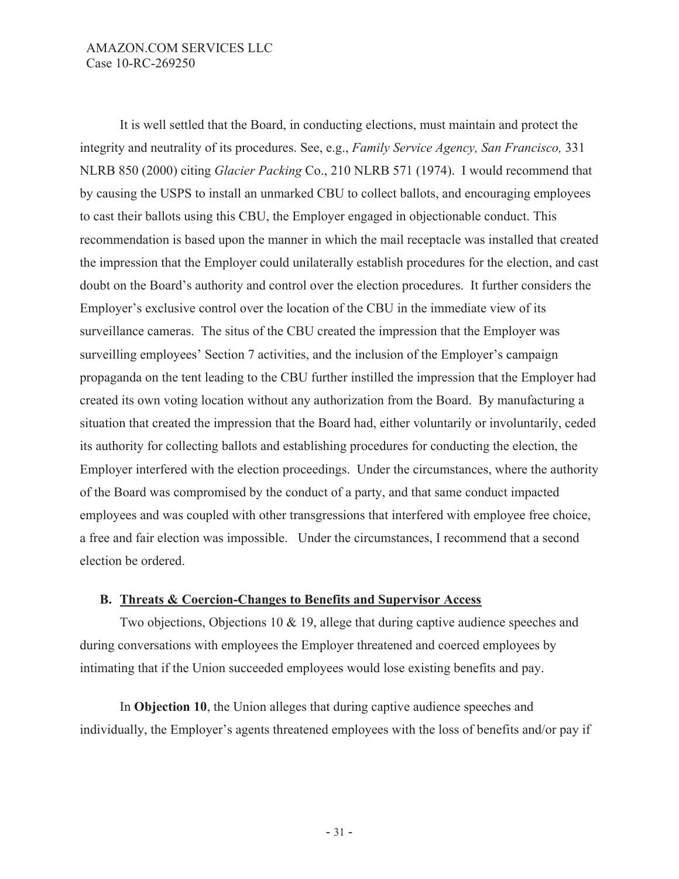It is well settled that the Board, in conducting elections, must maintain and protect the integrity and neutrality of its procedures. See, e.g., *Family Service Agency, San Francisco,* 331 NLRB 850 (2000) citing *Glacier Packing* Co., 210 NLRB 571 (1974). I would recommend that by causing the USPS to install an unmarked CBU to collect ballots, and encouraging employees to cast their ballots using this CBU, the Employer engaged in objectionable conduct. This recommendation is based upon the manner in which the mail receptacle was installed that created the impression that the Employer could unilaterally establish procedures for the election, and cast doubt on the Board's authority and control over the election procedures. It further considers the Employer's exclusive control over the location of the CBU in the immediate view of its surveillance cameras. The situs of the CBU created the impression that the Employer was surveilling employees' Section 7 activities, and the inclusion of the Employer's campaign propaganda on the tent leading to the CBU further instilled the impression that the Employer had created its own voting location without any authorization from the Board. By manufacturing a situation that created the impression that the Board had, either voluntarily or involuntarily, ceded its authority for collecting ballots and establishing procedures for conducting the election, the Employer interfered with the election proceedings. Under the circumstances, where the authority of the Board was compromised by the conduct of a party, and that same conduct impacted employees and was coupled with other transgressions that interfered with employee free choice, a free and fair election was impossible. Under the circumstances, I recommend that a second election be ordered.

### B. Threats & Coercion-Changes to Benefits and Supervisor Access

Two objections, Objections 10 & 19, allege that during captive audience speeches and during conversations with employees the Employer threatened and coerced employees by intimating that if the Union succeeded employees would lose existing benefits and pay.

In **Objection 10**, the Union alleges that during captive audience speeches and individually, the Employer's agents threatened employees with the loss of benefits and/or pay if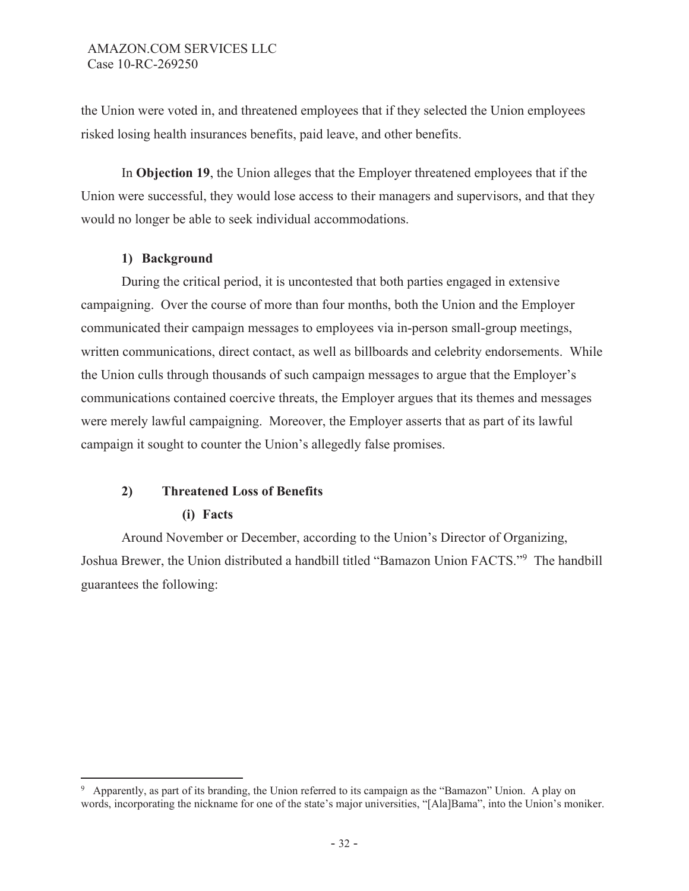the Union were voted in, and threatened employees that if they selected the Union employees risked losing health insurances benefits, paid leave, and other benefits.

In **Objection 19**, the Union alleges that the Employer threatened employees that if the Union were successful, they would lose access to their managers and supervisors, and that they would no longer be able to seek individual accommodations.

**1) Background**

During the critical period, it is uncontested that both parties engaged in extensive campaigning. Over the course of more than four months, both the Union and the Employer communicated their campaign messages to employees via in-person small-group meetings, written communications, direct contact, as well as billboards and celebrity endorsements. While the Union culls through thousands of such campaign messages to argue that the Employer's communications contained coercive threats, the Employer argues that its themes and messages were merely lawful campaigning. Moreover, the Employer asserts that as part of its lawful campaign it sought to counter the Union's allegedly false promises.

**2) Threatened Loss of Benefits**

**(i) Facts**

Around November or December, according to the Union's Director of Organizing, Joshua Brewer, the Union distributed a handbill titled "Bamazon Union FACTS."[9] The handbill guarantees the following:

---

[9] Apparently, as part of its branding, the Union referred to its campaign as the "Bamazon" Union. A play on words, incorporating the nickname for one of the state's major universities, "[Ala]Bama", into the Union's moniker.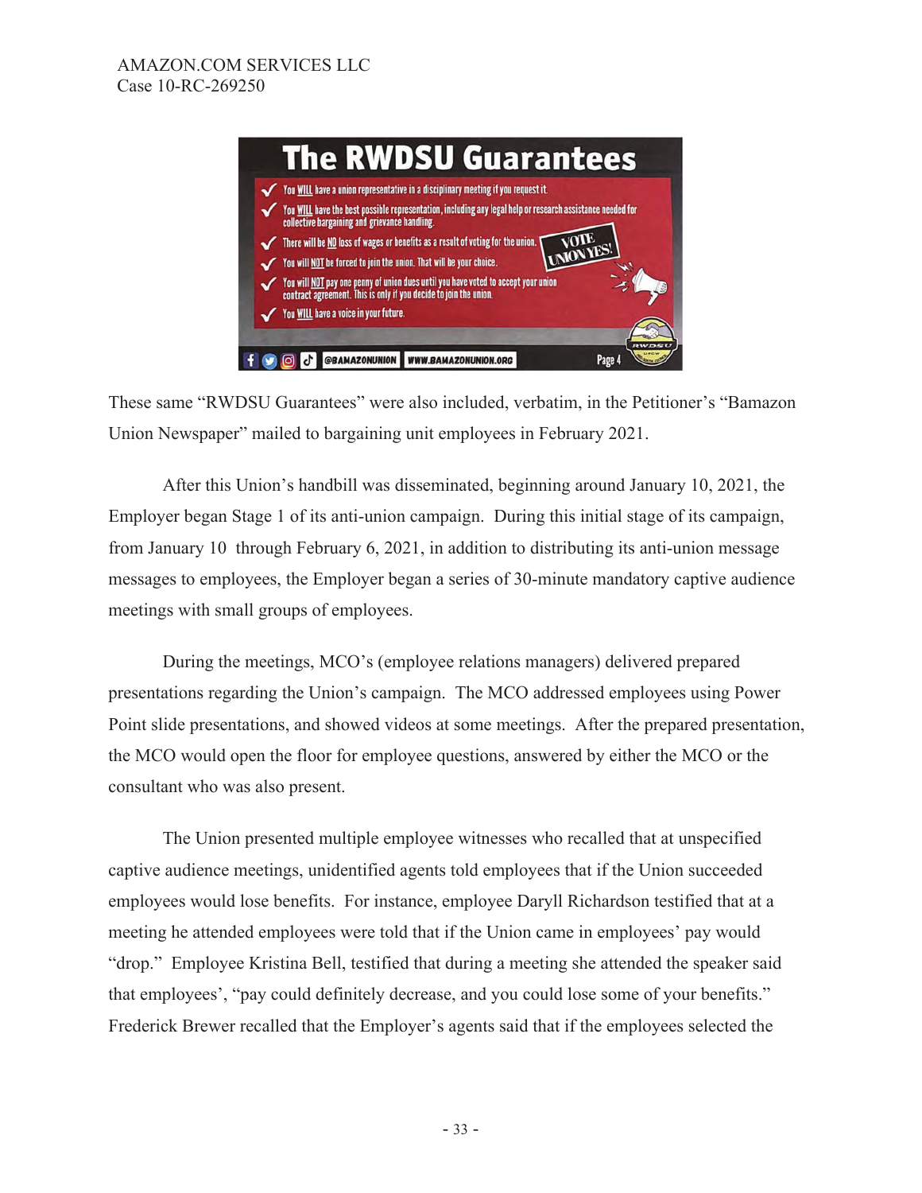# The RWDSU Guarantees

- ✓ You WILL have a union representative in a disciplinary meeting if you request it.
- ✓ You WILL have the best possible representation, including any legal help or research assistance needed for collective bargaining and grievance handling.
- ✓ There will be NO loss of wages or benefits as a result of voting for the union.
- ✓ You will NOT be forced to join the union. That will be your choice.
- ✓ You will NOT pay one penny of union dues until you have voted to accept your union contract agreement. This is only if you decide to join the union.
- ✓ You WILL have a voice in your future.

VOTE UNION YES!

@BAMAZONUNION WWW.BAMAZONUNION.ORG Page 4

These same "RWDSU Guarantees" were also included, verbatim, in the Petitioner's "Bamazon Union Newspaper" mailed to bargaining unit employees in February 2021.

After this Union's handbill was disseminated, beginning around January 10, 2021, the Employer began Stage 1 of its anti-union campaign. During this initial stage of its campaign, from January 10 through February 6, 2021, in addition to distributing its anti-union message messages to employees, the Employer began a series of 30-minute mandatory captive audience meetings with small groups of employees.

During the meetings, MCO's (employee relations managers) delivered prepared presentations regarding the Union's campaign. The MCO addressed employees using Power Point slide presentations, and showed videos at some meetings. After the prepared presentation, the MCO would open the floor for employee questions, answered by either the MCO or the consultant who was also present.

The Union presented multiple employee witnesses who recalled that at unspecified captive audience meetings, unidentified agents told employees that if the Union succeeded employees would lose benefits. For instance, employee Daryll Richardson testified that at a meeting he attended employees were told that if the Union came in employees' pay would "drop." Employee Kristina Bell, testified that during a meeting she attended the speaker said that employees', "pay could definitely decrease, and you could lose some of your benefits." Frederick Brewer recalled that the Employer's agents said that if the employees selected the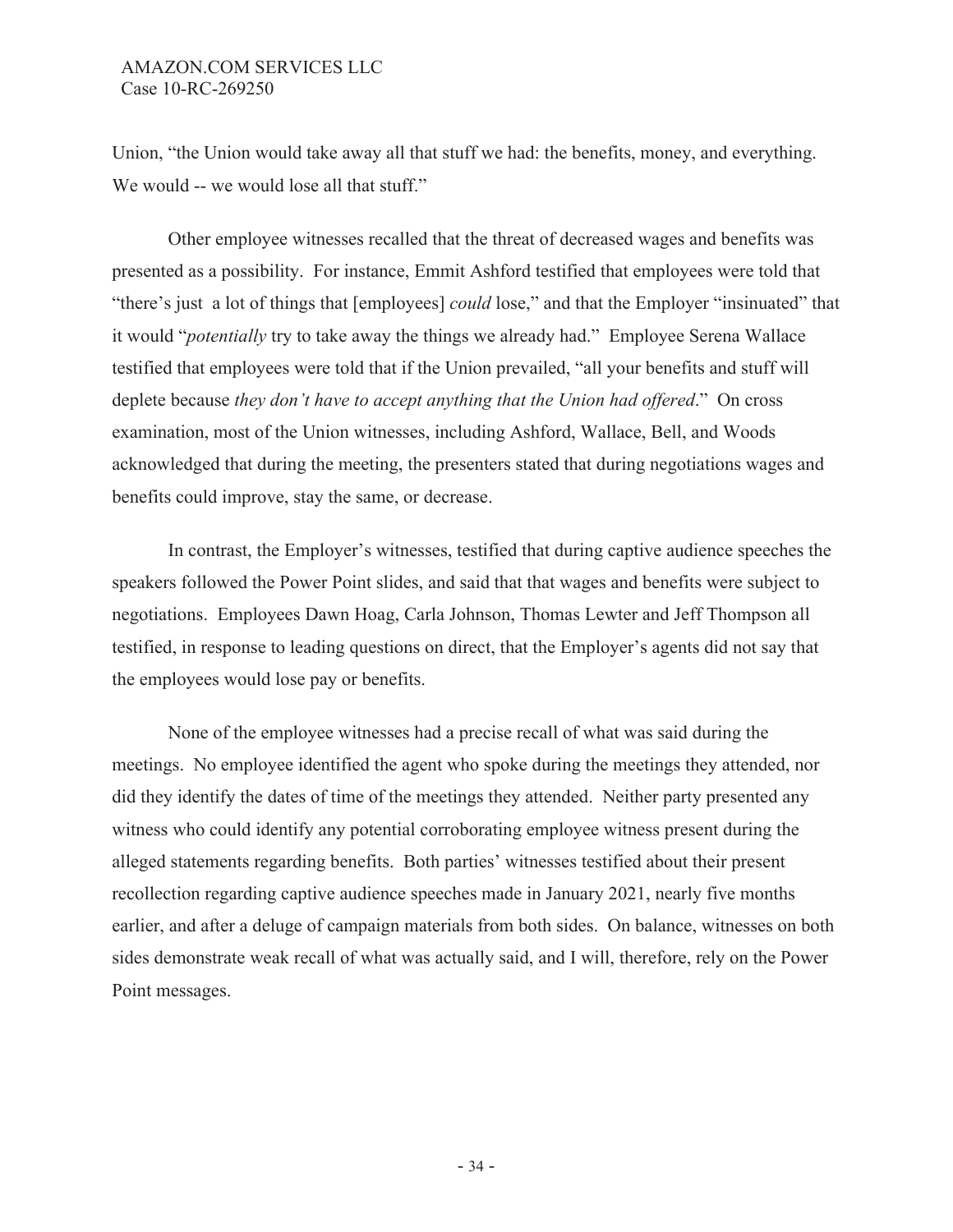Union, "the Union would take away all that stuff we had: the benefits, money, and everything. We would -- we would lose all that stuff."

Other employee witnesses recalled that the threat of decreased wages and benefits was presented as a possibility. For instance, Emmit Ashford testified that employees were told that "there's just a lot of things that [employees] *could* lose," and that the Employer "insinuated" that it would "*potentially* try to take away the things we already had." Employee Serena Wallace testified that employees were told that if the Union prevailed, "all your benefits and stuff will deplete because *they don't have to accept anything that the Union had offered*." On cross examination, most of the Union witnesses, including Ashford, Wallace, Bell, and Woods acknowledged that during the meeting, the presenters stated that during negotiations wages and benefits could improve, stay the same, or decrease.

In contrast, the Employer's witnesses, testified that during captive audience speeches the speakers followed the Power Point slides, and said that that wages and benefits were subject to negotiations. Employees Dawn Hoag, Carla Johnson, Thomas Lewter and Jeff Thompson all testified, in response to leading questions on direct, that the Employer's agents did not say that the employees would lose pay or benefits.

None of the employee witnesses had a precise recall of what was said during the meetings. No employee identified the agent who spoke during the meetings they attended, nor did they identify the dates of time of the meetings they attended. Neither party presented any witness who could identify any potential corroborating employee witness present during the alleged statements regarding benefits. Both parties' witnesses testified about their present recollection regarding captive audience speeches made in January 2021, nearly five months earlier, and after a deluge of campaign materials from both sides. On balance, witnesses on both sides demonstrate weak recall of what was actually said, and I will, therefore, rely on the Power Point messages.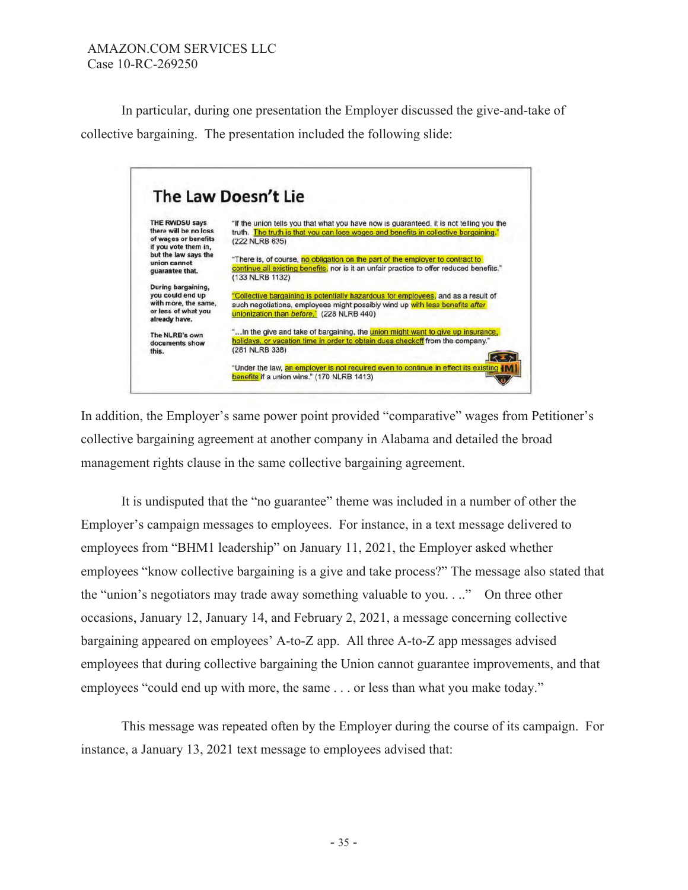In particular, during one presentation the Employer discussed the give-and-take of collective bargaining. The presentation included the following slide:

## The Law Doesn't Lie

**THE RWDSU says there will be no loss of wages or benefits if you vote them in, but the law says the union cannot guarantee that.**

**During bargaining, you could end up with more, the same, or less of what you already have.**

**The NLRB's own documents show this.**

"If the union tells you that what you have now is guaranteed, it is not telling you the truth. The truth is that you can lose wages and benefits in collective bargaining." (222 NLRB 635)

"There is, of course, no obligation on the part of the employer to contract to continue all existing benefits, nor is it an unfair practice to offer reduced benefits." (133 NLRB 1132)

"Collective bargaining is potentially hazardous for employees, and as a result of such negotiations, employees might possibly wind up with less benefits *after* unionization than *before*." (228 NLRB 440)

"...In the give and take of bargaining, the union might want to give up insurance, holidays, or vacation time in order to obtain dues checkoff from the company." (281 NLRB 338)

"Under the law, an employer is not required even to continue in effect its existing benefits if a union wins." (170 NLRB 1413)

In addition, the Employer's same power point provided "comparative" wages from Petitioner's collective bargaining agreement at another company in Alabama and detailed the broad management rights clause in the same collective bargaining agreement.

It is undisputed that the "no guarantee" theme was included in a number of other the Employer's campaign messages to employees. For instance, in a text message delivered to employees from "BHM1 leadership" on January 11, 2021, the Employer asked whether employees "know collective bargaining is a give and take process?" The message also stated that the "union's negotiators may trade away something valuable to you. . .." On three other occasions, January 12, January 14, and February 2, 2021, a message concerning collective bargaining appeared on employees' A-to-Z app. All three A-to-Z app messages advised employees that during collective bargaining the Union cannot guarantee improvements, and that employees "could end up with more, the same . . . or less than what you make today."

This message was repeated often by the Employer during the course of its campaign. For instance, a January 13, 2021 text message to employees advised that: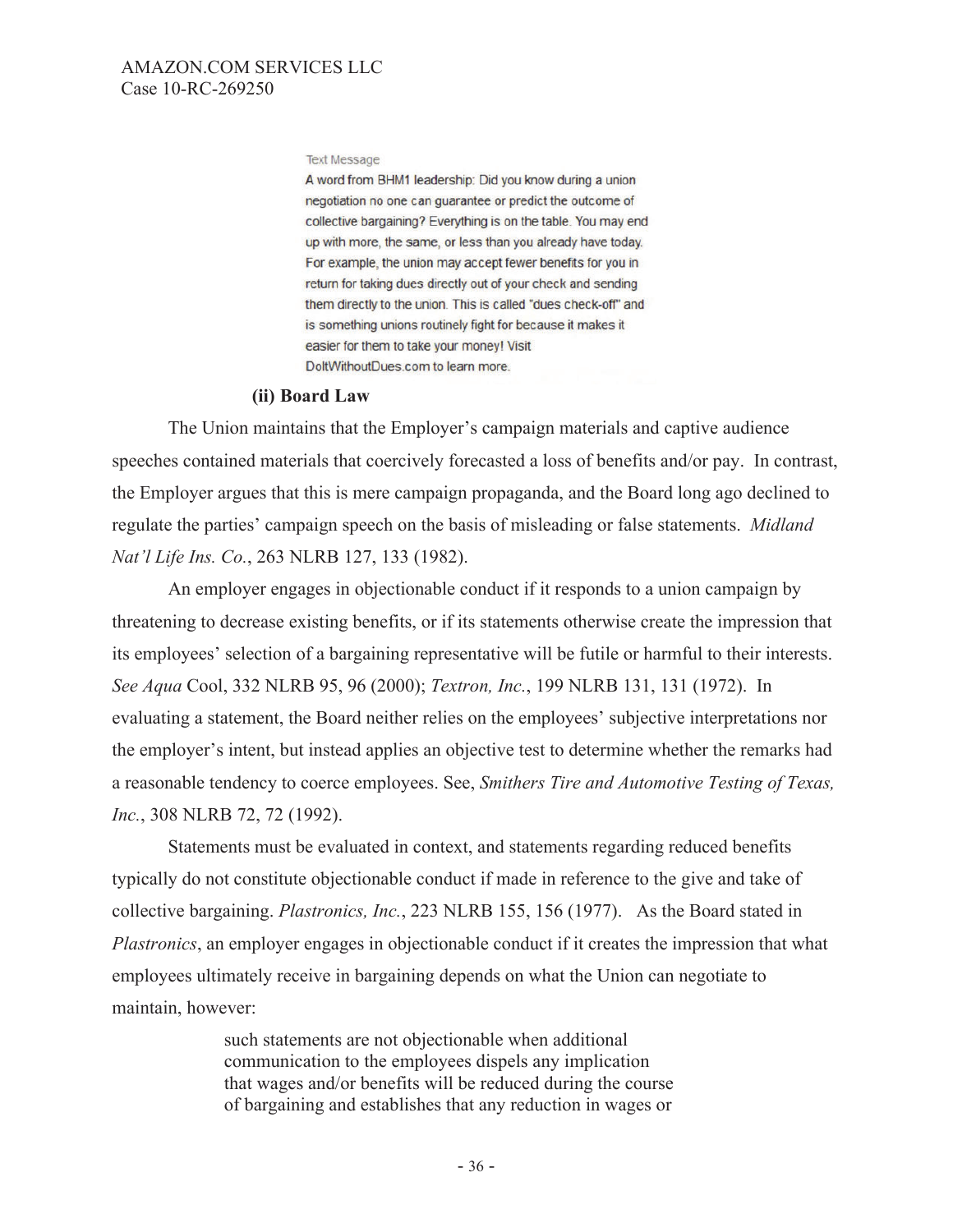Text Message

A word from BHM1 leadership: Did you know during a union negotiation no one can guarantee or predict the outcome of collective bargaining? Everything is on the table. You may end up with more, the same, or less than you already have today. For example, the union may accept fewer benefits for you in return for taking dues directly out of your check and sending them directly to the union. This is called "dues check-off" and is something unions routinely fight for because it makes it easier for them to take your money! Visit DoItWithoutDues.com to learn more.

**(ii) Board Law**

The Union maintains that the Employer's campaign materials and captive audience speeches contained materials that coercively forecasted a loss of benefits and/or pay. In contrast, the Employer argues that this is mere campaign propaganda, and the Board long ago declined to regulate the parties' campaign speech on the basis of misleading or false statements. *Midland Nat'l Life Ins. Co.*, 263 NLRB 127, 133 (1982).

An employer engages in objectionable conduct if it responds to a union campaign by threatening to decrease existing benefits, or if its statements otherwise create the impression that its employees' selection of a bargaining representative will be futile or harmful to their interests. *See Aqua* Cool, 332 NLRB 95, 96 (2000); *Textron, Inc.*, 199 NLRB 131, 131 (1972). In evaluating a statement, the Board neither relies on the employees' subjective interpretations nor the employer's intent, but instead applies an objective test to determine whether the remarks had a reasonable tendency to coerce employees. See, *Smithers Tire and Automotive Testing of Texas, Inc.*, 308 NLRB 72, 72 (1992).

Statements must be evaluated in context, and statements regarding reduced benefits typically do not constitute objectionable conduct if made in reference to the give and take of collective bargaining. *Plastronics, Inc.*, 223 NLRB 155, 156 (1977). As the Board stated in *Plastronics*, an employer engages in objectionable conduct if it creates the impression that what employees ultimately receive in bargaining depends on what the Union can negotiate to maintain, however:

> such statements are not objectionable when additional communication to the employees dispels any implication that wages and/or benefits will be reduced during the course of bargaining and establishes that any reduction in wages or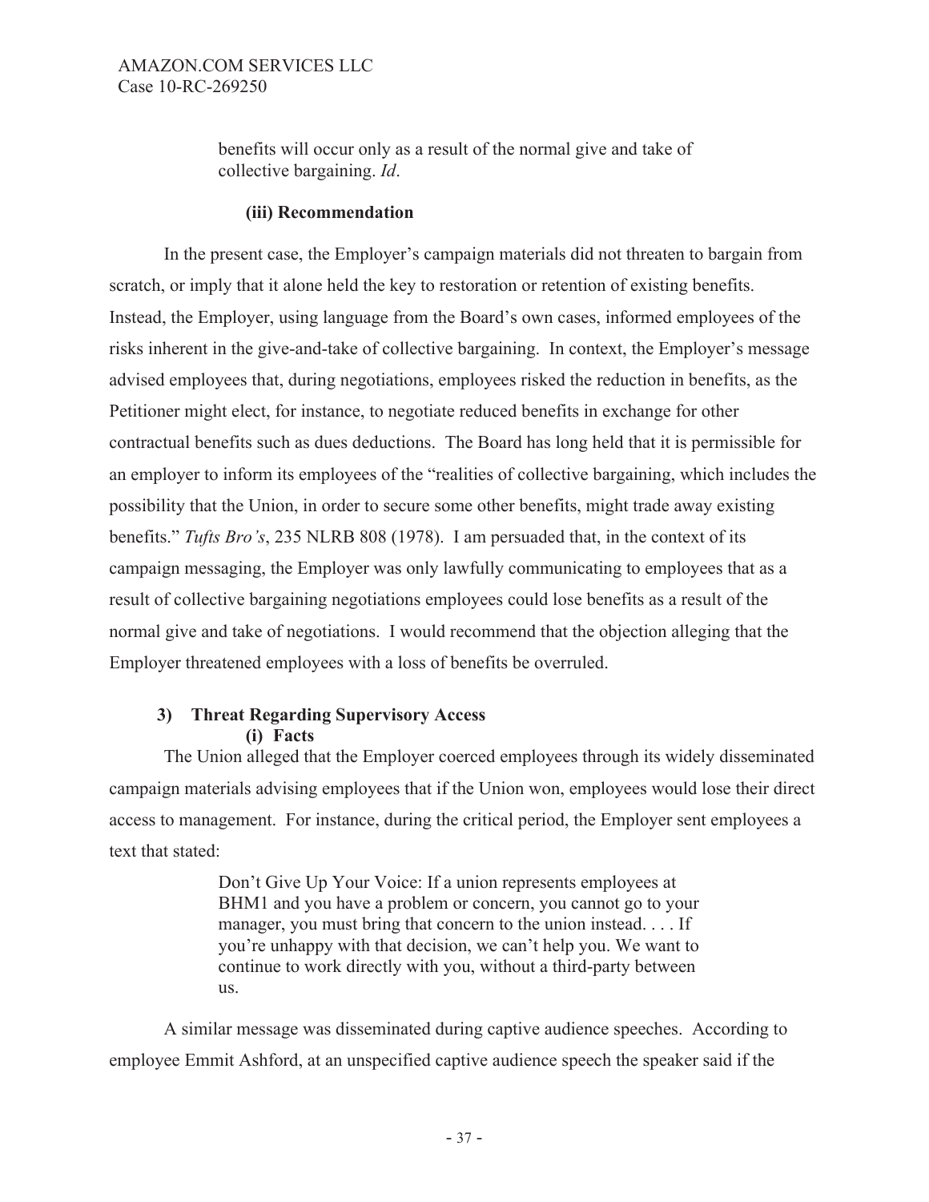> benefits will occur only as a result of the normal give and take of collective bargaining. *Id*.

**(iii) Recommendation**

In the present case, the Employer's campaign materials did not threaten to bargain from scratch, or imply that it alone held the key to restoration or retention of existing benefits. Instead, the Employer, using language from the Board's own cases, informed employees of the risks inherent in the give-and-take of collective bargaining. In context, the Employer's message advised employees that, during negotiations, employees risked the reduction in benefits, as the Petitioner might elect, for instance, to negotiate reduced benefits in exchange for other contractual benefits such as dues deductions. The Board has long held that it is permissible for an employer to inform its employees of the "realities of collective bargaining, which includes the possibility that the Union, in order to secure some other benefits, might trade away existing benefits." *Tufts Bro's*, 235 NLRB 808 (1978). I am persuaded that, in the context of its campaign messaging, the Employer was only lawfully communicating to employees that as a result of collective bargaining negotiations employees could lose benefits as a result of the normal give and take of negotiations. I would recommend that the objection alleging that the Employer threatened employees with a loss of benefits be overruled.

**3) Threat Regarding Supervisory Access**

**(i) Facts**

The Union alleged that the Employer coerced employees through its widely disseminated campaign materials advising employees that if the Union won, employees would lose their direct access to management. For instance, during the critical period, the Employer sent employees a text that stated:

> Don't Give Up Your Voice: If a union represents employees at BHM1 and you have a problem or concern, you cannot go to your manager, you must bring that concern to the union instead. . . . If you're unhappy with that decision, we can't help you. We want to continue to work directly with you, without a third-party between us.

A similar message was disseminated during captive audience speeches. According to employee Emmit Ashford, at an unspecified captive audience speech the speaker said if the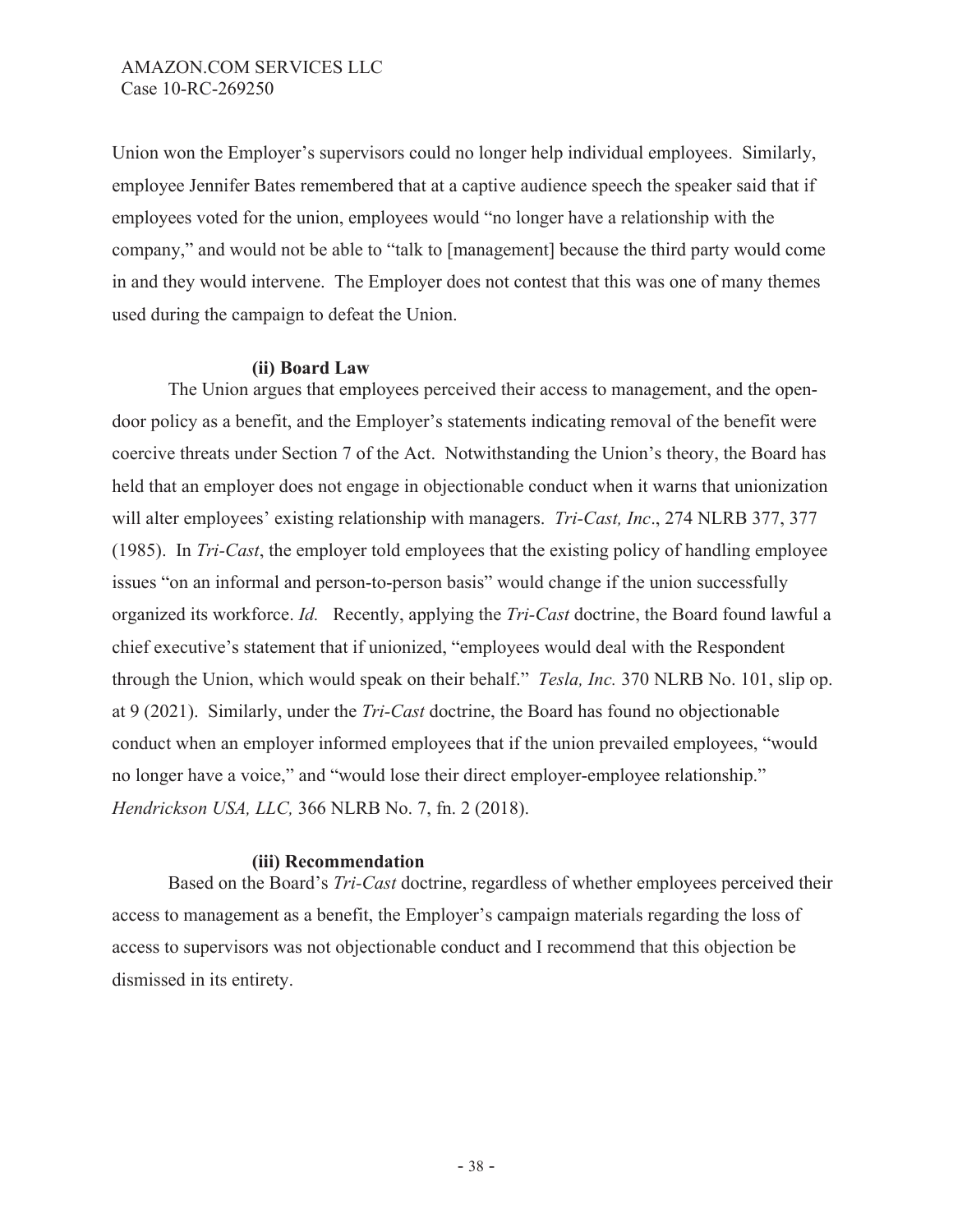Union won the Employer's supervisors could no longer help individual employees. Similarly, employee Jennifer Bates remembered that at a captive audience speech the speaker said that if employees voted for the union, employees would "no longer have a relationship with the company," and would not be able to "talk to [management] because the third party would come in and they would intervene. The Employer does not contest that this was one of many themes used during the campaign to defeat the Union.

**(ii) Board Law**

The Union argues that employees perceived their access to management, and the open-door policy as a benefit, and the Employer's statements indicating removal of the benefit were coercive threats under Section 7 of the Act. Notwithstanding the Union's theory, the Board has held that an employer does not engage in objectionable conduct when it warns that unionization will alter employees' existing relationship with managers. *Tri-Cast, Inc*., 274 NLRB 377, 377 (1985). In *Tri-Cast*, the employer told employees that the existing policy of handling employee issues "on an informal and person-to-person basis" would change if the union successfully organized its workforce. *Id.* Recently, applying the *Tri-Cast* doctrine, the Board found lawful a chief executive's statement that if unionized, "employees would deal with the Respondent through the Union, which would speak on their behalf." *Tesla, Inc.* 370 NLRB No. 101, slip op. at 9 (2021). Similarly, under the *Tri-Cast* doctrine, the Board has found no objectionable conduct when an employer informed employees that if the union prevailed employees, "would no longer have a voice," and "would lose their direct employer-employee relationship." *Hendrickson USA, LLC,* 366 NLRB No. 7, fn. 2 (2018).

**(iii) Recommendation**

Based on the Board's *Tri-Cast* doctrine, regardless of whether employees perceived their access to management as a benefit, the Employer's campaign materials regarding the loss of access to supervisors was not objectionable conduct and I recommend that this objection be dismissed in its entirety.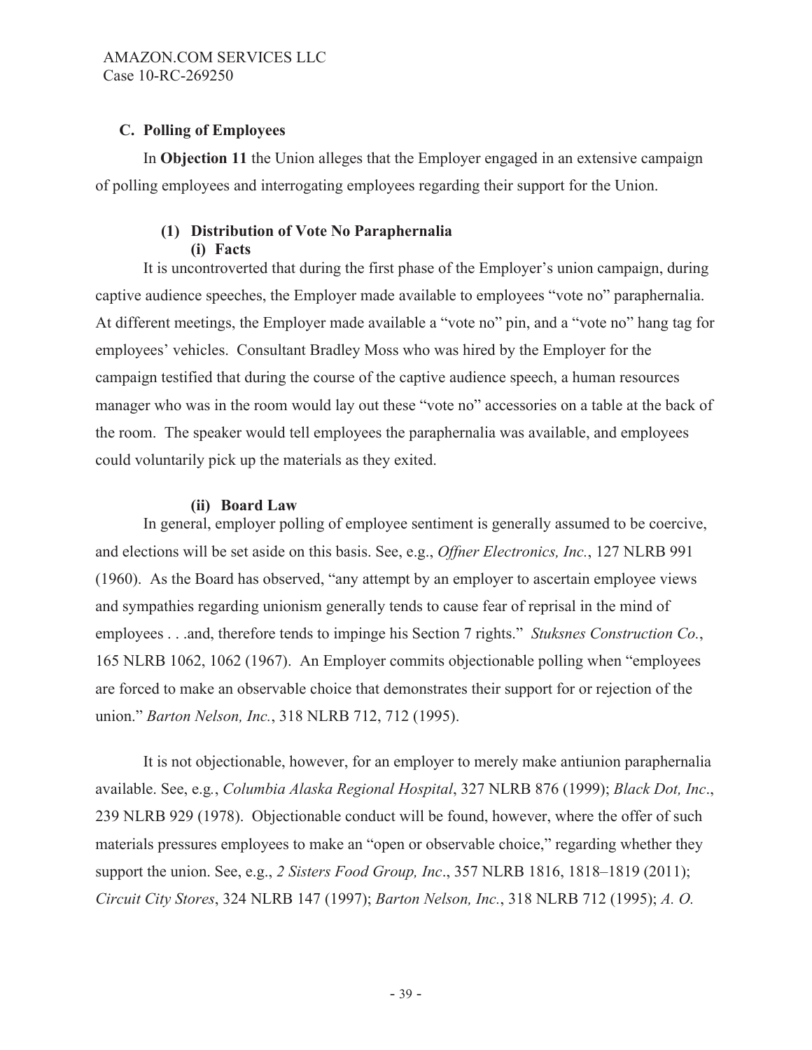### C. Polling of Employees

In **Objection 11** the Union alleges that the Employer engaged in an extensive campaign of polling employees and interrogating employees regarding their support for the Union.

#### (1) Distribution of Vote No Paraphernalia

##### (i) Facts

It is uncontroverted that during the first phase of the Employer's union campaign, during captive audience speeches, the Employer made available to employees "vote no" paraphernalia. At different meetings, the Employer made available a "vote no" pin, and a "vote no" hang tag for employees' vehicles. Consultant Bradley Moss who was hired by the Employer for the campaign testified that during the course of the captive audience speech, a human resources manager who was in the room would lay out these "vote no" accessories on a table at the back of the room. The speaker would tell employees the paraphernalia was available, and employees could voluntarily pick up the materials as they exited.

##### (ii) Board Law

In general, employer polling of employee sentiment is generally assumed to be coercive, and elections will be set aside on this basis. See, e.g., *Offner Electronics, Inc.*, 127 NLRB 991 (1960). As the Board has observed, "any attempt by an employer to ascertain employee views and sympathies regarding unionism generally tends to cause fear of reprisal in the mind of employees . . .and, therefore tends to impinge his Section 7 rights." *Stuksnes Construction Co.*, 165 NLRB 1062, 1062 (1967). An Employer commits objectionable polling when "employees are forced to make an observable choice that demonstrates their support for or rejection of the union." *Barton Nelson, Inc.*, 318 NLRB 712, 712 (1995).

It is not objectionable, however, for an employer to merely make antiunion paraphernalia available. See, e.g., *Columbia Alaska Regional Hospital*, 327 NLRB 876 (1999); *Black Dot, Inc*., 239 NLRB 929 (1978). Objectionable conduct will be found, however, where the offer of such materials pressures employees to make an "open or observable choice," regarding whether they support the union. See, e.g., *2 Sisters Food Group, Inc*., 357 NLRB 1816, 1818–1819 (2011); *Circuit City Stores*, 324 NLRB 147 (1997); *Barton Nelson, Inc.*, 318 NLRB 712 (1995); *A. O.*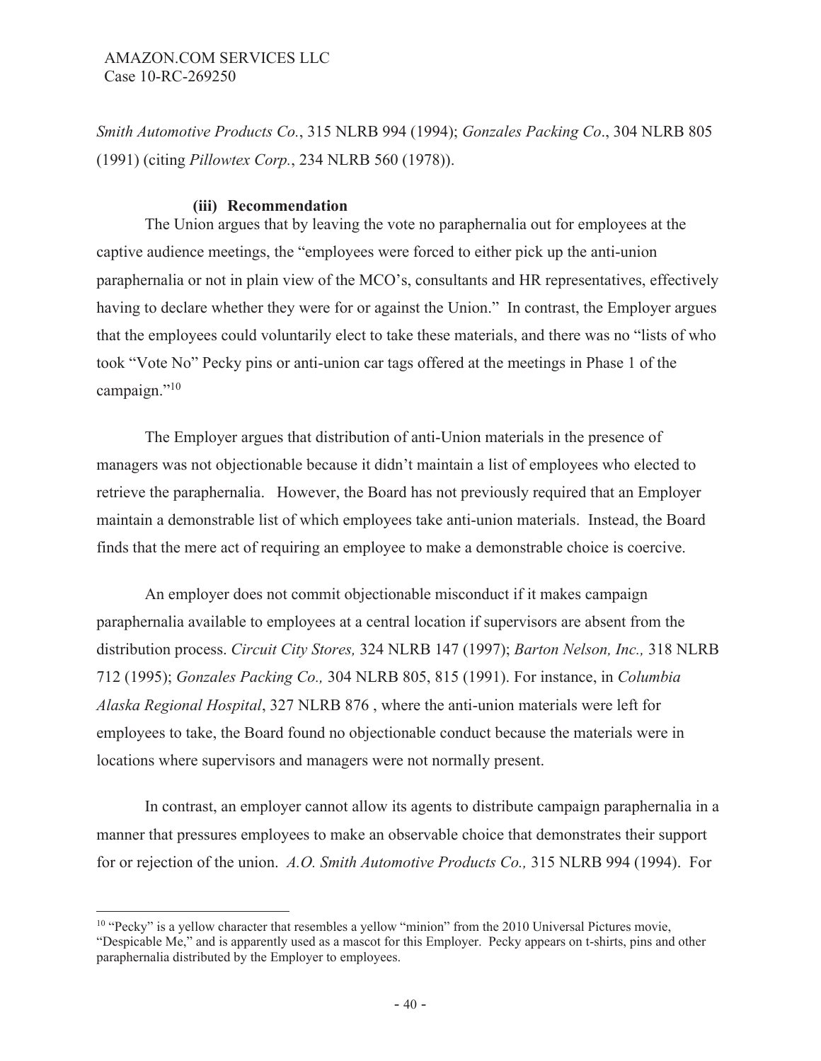*Smith Automotive Products Co.*, 315 NLRB 994 (1994); *Gonzales Packing Co*., 304 NLRB 805 (1991) (citing *Pillowtex Corp.*, 234 NLRB 560 (1978)).

**(iii) Recommendation**

The Union argues that by leaving the vote no paraphernalia out for employees at the captive audience meetings, the "employees were forced to either pick up the anti-union paraphernalia or not in plain view of the MCO's, consultants and HR representatives, effectively having to declare whether they were for or against the Union." In contrast, the Employer argues that the employees could voluntarily elect to take these materials, and there was no "lists of who took "Vote No" Pecky pins or anti-union car tags offered at the meetings in Phase 1 of the campaign."[10]

The Employer argues that distribution of anti-Union materials in the presence of managers was not objectionable because it didn't maintain a list of employees who elected to retrieve the paraphernalia. However, the Board has not previously required that an Employer maintain a demonstrable list of which employees take anti-union materials. Instead, the Board finds that the mere act of requiring an employee to make a demonstrable choice is coercive.

An employer does not commit objectionable misconduct if it makes campaign paraphernalia available to employees at a central location if supervisors are absent from the distribution process. *Circuit City Stores,* 324 NLRB 147 (1997); *Barton Nelson, Inc.,* 318 NLRB 712 (1995); *Gonzales Packing Co.,* 304 NLRB 805, 815 (1991). For instance, in *Columbia Alaska Regional Hospital*, 327 NLRB 876 , where the anti-union materials were left for employees to take, the Board found no objectionable conduct because the materials were in locations where supervisors and managers were not normally present.

In contrast, an employer cannot allow its agents to distribute campaign paraphernalia in a manner that pressures employees to make an observable choice that demonstrates their support for or rejection of the union. *A.O. Smith Automotive Products Co.,* 315 NLRB 994 (1994). For

---

[10] "Pecky" is a yellow character that resembles a yellow "minion" from the 2010 Universal Pictures movie, "Despicable Me," and is apparently used as a mascot for this Employer. Pecky appears on t-shirts, pins and other paraphernalia distributed by the Employer to employees.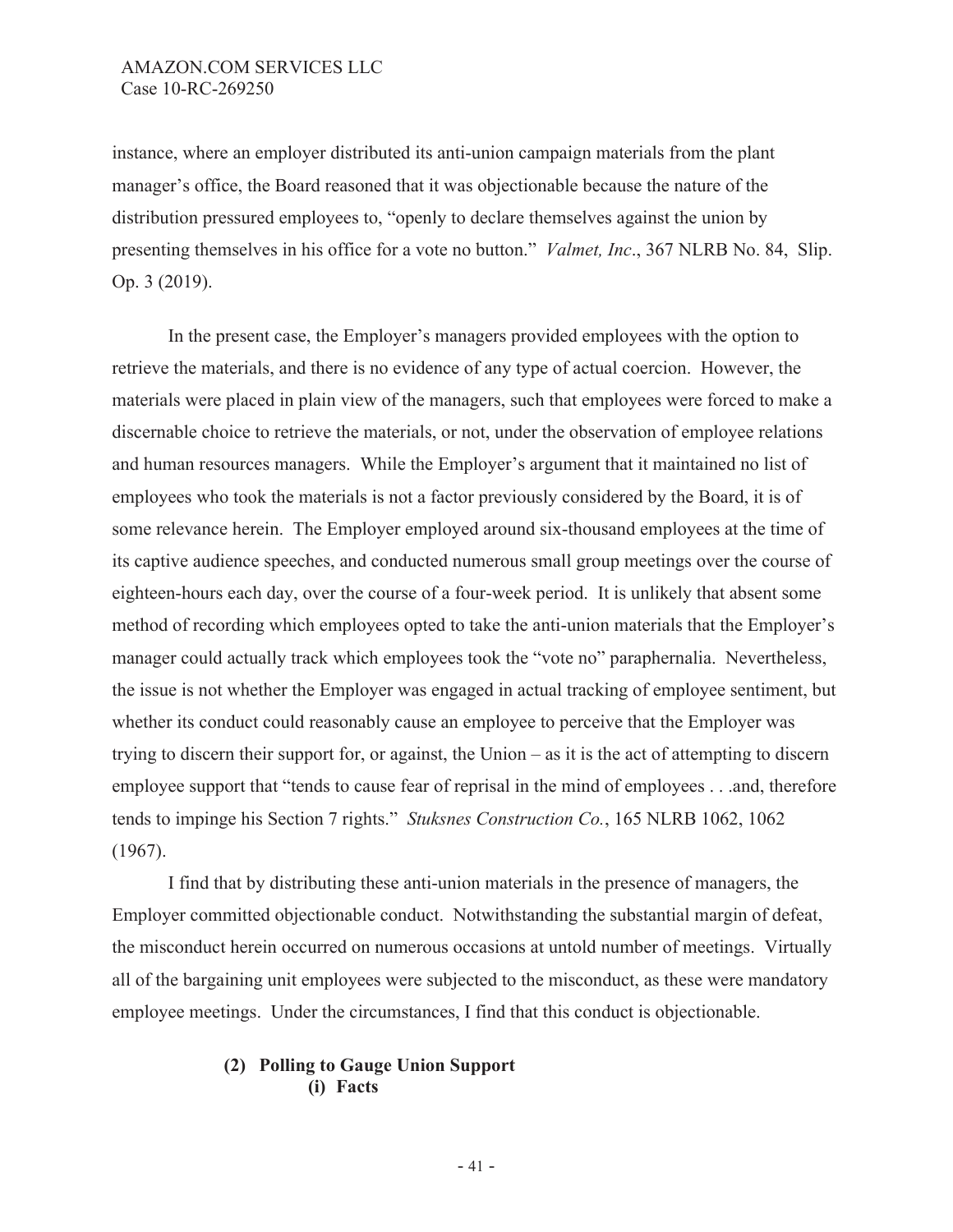instance, where an employer distributed its anti-union campaign materials from the plant manager's office, the Board reasoned that it was objectionable because the nature of the distribution pressured employees to, "openly to declare themselves against the union by presenting themselves in his office for a vote no button." *Valmet, Inc*., 367 NLRB No. 84, Slip. Op. 3 (2019).

In the present case, the Employer's managers provided employees with the option to retrieve the materials, and there is no evidence of any type of actual coercion. However, the materials were placed in plain view of the managers, such that employees were forced to make a discernable choice to retrieve the materials, or not, under the observation of employee relations and human resources managers. While the Employer's argument that it maintained no list of employees who took the materials is not a factor previously considered by the Board, it is of some relevance herein. The Employer employed around six-thousand employees at the time of its captive audience speeches, and conducted numerous small group meetings over the course of eighteen-hours each day, over the course of a four-week period. It is unlikely that absent some method of recording which employees opted to take the anti-union materials that the Employer's manager could actually track which employees took the "vote no" paraphernalia. Nevertheless, the issue is not whether the Employer was engaged in actual tracking of employee sentiment, but whether its conduct could reasonably cause an employee to perceive that the Employer was trying to discern their support for, or against, the Union – as it is the act of attempting to discern employee support that "tends to cause fear of reprisal in the mind of employees . . .and, therefore tends to impinge his Section 7 rights." *Stuksnes Construction Co.*, 165 NLRB 1062, 1062 (1967).

I find that by distributing these anti-union materials in the presence of managers, the Employer committed objectionable conduct. Notwithstanding the substantial margin of defeat, the misconduct herein occurred on numerous occasions at untold number of meetings. Virtually all of the bargaining unit employees were subjected to the misconduct, as these were mandatory employee meetings. Under the circumstances, I find that this conduct is objectionable.

**(2) Polling to Gauge Union Support**

**(i) Facts**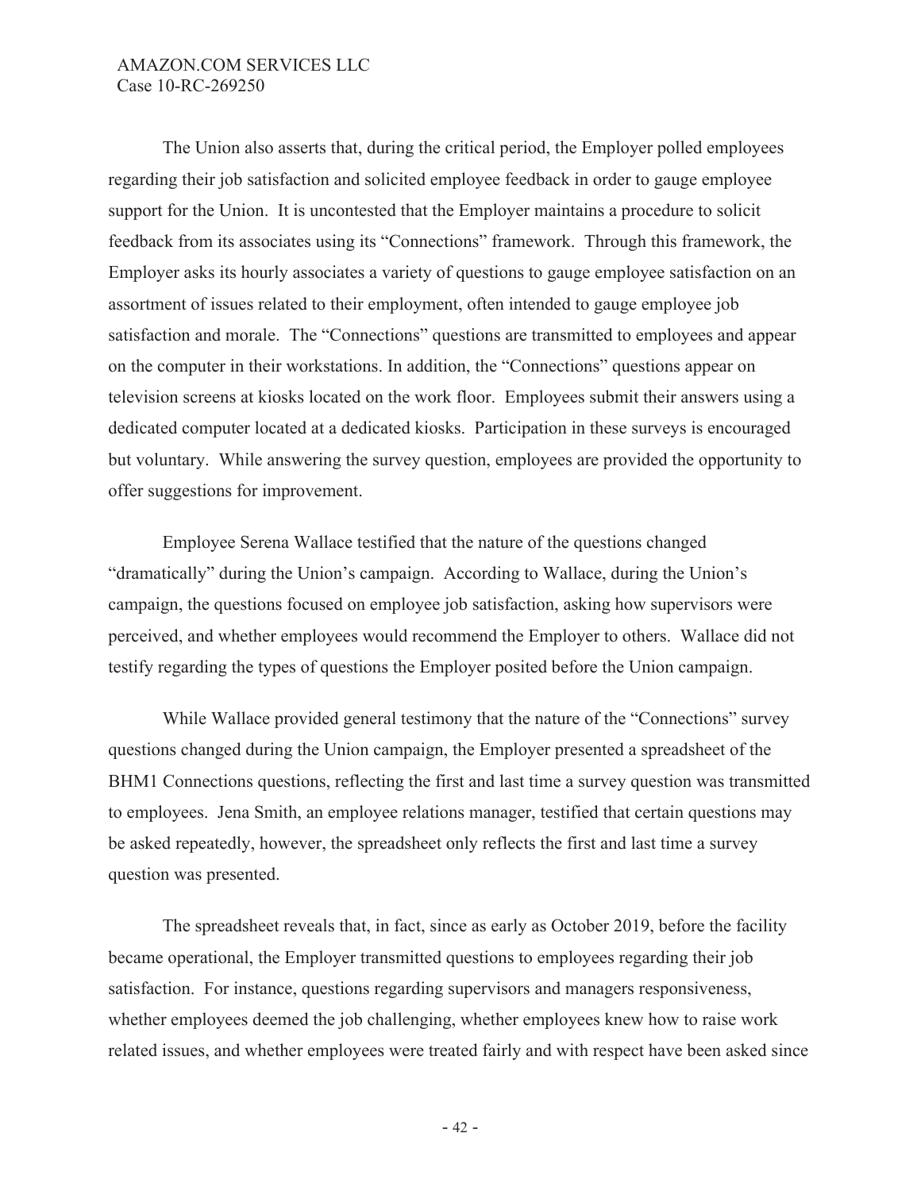The Union also asserts that, during the critical period, the Employer polled employees regarding their job satisfaction and solicited employee feedback in order to gauge employee support for the Union. It is uncontested that the Employer maintains a procedure to solicit feedback from its associates using its "Connections" framework. Through this framework, the Employer asks its hourly associates a variety of questions to gauge employee satisfaction on an assortment of issues related to their employment, often intended to gauge employee job satisfaction and morale. The "Connections" questions are transmitted to employees and appear on the computer in their workstations. In addition, the "Connections" questions appear on television screens at kiosks located on the work floor. Employees submit their answers using a dedicated computer located at a dedicated kiosks. Participation in these surveys is encouraged but voluntary. While answering the survey question, employees are provided the opportunity to offer suggestions for improvement.

Employee Serena Wallace testified that the nature of the questions changed "dramatically" during the Union's campaign. According to Wallace, during the Union's campaign, the questions focused on employee job satisfaction, asking how supervisors were perceived, and whether employees would recommend the Employer to others. Wallace did not testify regarding the types of questions the Employer posited before the Union campaign.

While Wallace provided general testimony that the nature of the "Connections" survey questions changed during the Union campaign, the Employer presented a spreadsheet of the BHM1 Connections questions, reflecting the first and last time a survey question was transmitted to employees. Jena Smith, an employee relations manager, testified that certain questions may be asked repeatedly, however, the spreadsheet only reflects the first and last time a survey question was presented.

The spreadsheet reveals that, in fact, since as early as October 2019, before the facility became operational, the Employer transmitted questions to employees regarding their job satisfaction. For instance, questions regarding supervisors and managers responsiveness, whether employees deemed the job challenging, whether employees knew how to raise work related issues, and whether employees were treated fairly and with respect have been asked since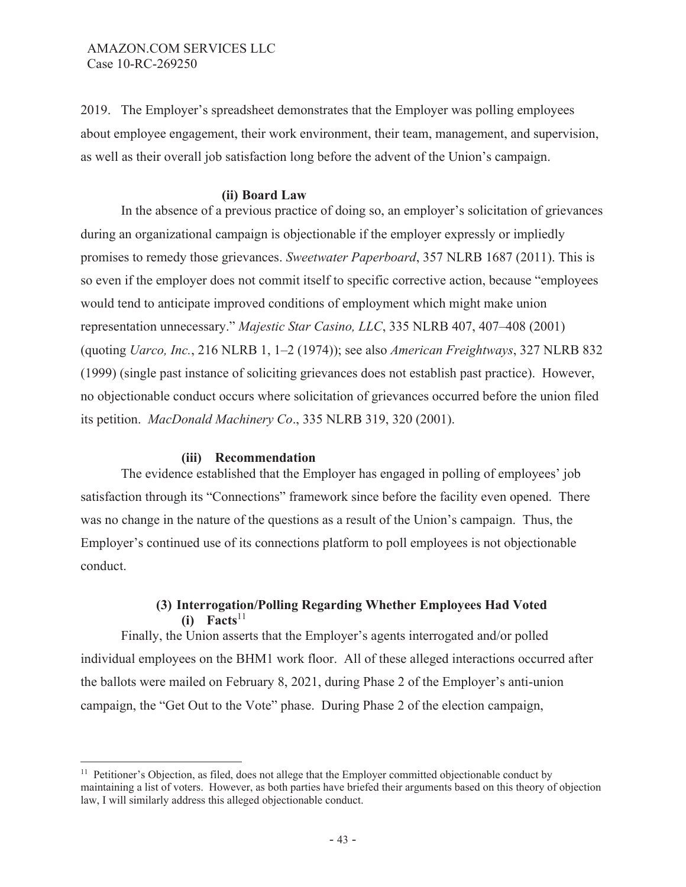2019. The Employer's spreadsheet demonstrates that the Employer was polling employees about employee engagement, their work environment, their team, management, and supervision, as well as their overall job satisfaction long before the advent of the Union's campaign.

#### (ii) Board Law

In the absence of a previous practice of doing so, an employer's solicitation of grievances during an organizational campaign is objectionable if the employer expressly or impliedly promises to remedy those grievances. *Sweetwater Paperboard*, 357 NLRB 1687 (2011). This is so even if the employer does not commit itself to specific corrective action, because "employees would tend to anticipate improved conditions of employment which might make union representation unnecessary." *Majestic Star Casino, LLC*, 335 NLRB 407, 407–408 (2001) (quoting *Uarco, Inc.*, 216 NLRB 1, 1–2 (1974)); see also *American Freightways*, 327 NLRB 832 (1999) (single past instance of soliciting grievances does not establish past practice). However, no objectionable conduct occurs where solicitation of grievances occurred before the union filed its petition. *MacDonald Machinery Co*., 335 NLRB 319, 320 (2001).

#### (iii) Recommendation

The evidence established that the Employer has engaged in polling of employees' job satisfaction through its "Connections" framework since before the facility even opened. There was no change in the nature of the questions as a result of the Union's campaign. Thus, the Employer's continued use of its connections platform to poll employees is not objectionable conduct.

### (3) Interrogation/Polling Regarding Whether Employees Had Voted

#### (i) Facts[11]

Finally, the Union asserts that the Employer's agents interrogated and/or polled individual employees on the BHM1 work floor. All of these alleged interactions occurred after the ballots were mailed on February 8, 2021, during Phase 2 of the Employer's anti-union campaign, the "Get Out to the Vote" phase. During Phase 2 of the election campaign,

---

[11] Petitioner's Objection, as filed, does not allege that the Employer committed objectionable conduct by maintaining a list of voters. However, as both parties have briefed their arguments based on this theory of objection law, I will similarly address this alleged objectionable conduct.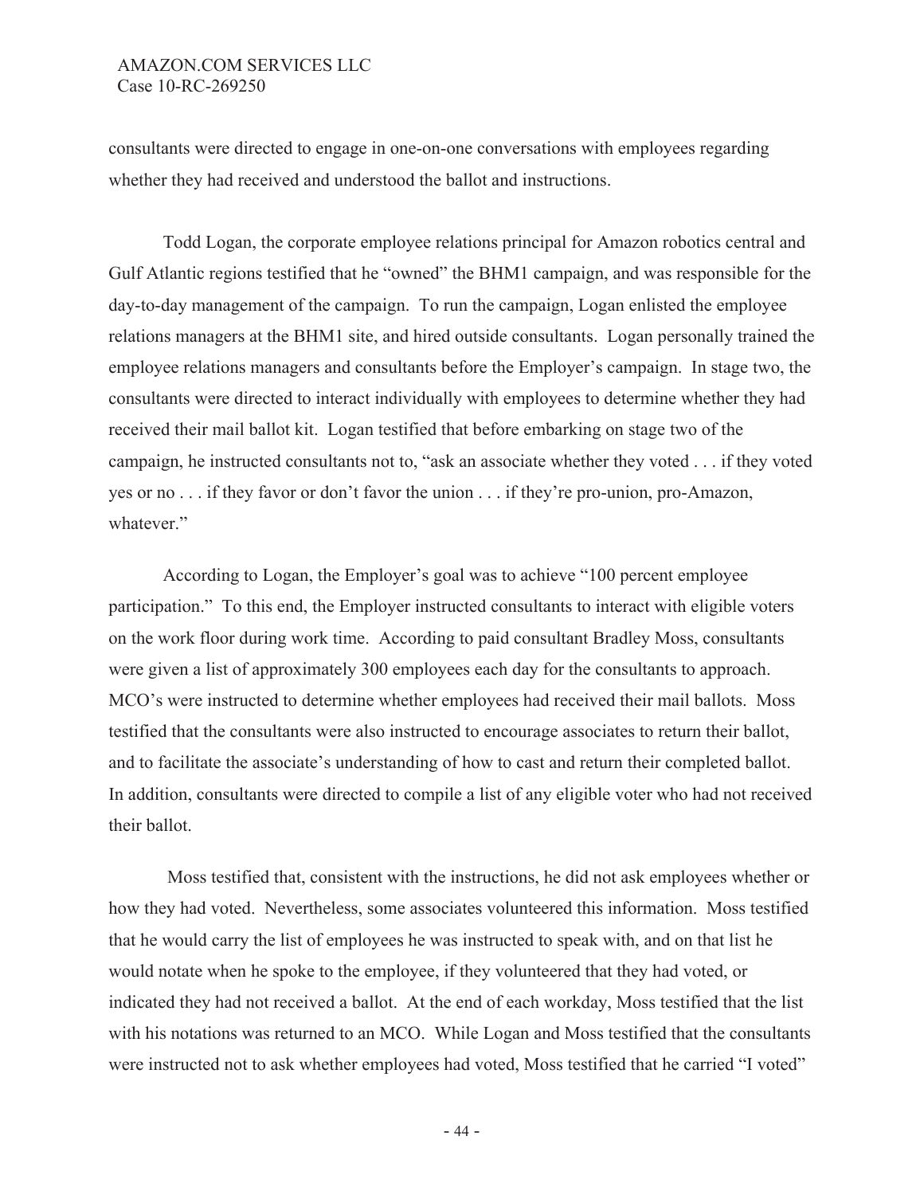consultants were directed to engage in one-on-one conversations with employees regarding whether they had received and understood the ballot and instructions.

Todd Logan, the corporate employee relations principal for Amazon robotics central and Gulf Atlantic regions testified that he "owned" the BHM1 campaign, and was responsible for the day-to-day management of the campaign. To run the campaign, Logan enlisted the employee relations managers at the BHM1 site, and hired outside consultants. Logan personally trained the employee relations managers and consultants before the Employer's campaign. In stage two, the consultants were directed to interact individually with employees to determine whether they had received their mail ballot kit. Logan testified that before embarking on stage two of the campaign, he instructed consultants not to, "ask an associate whether they voted . . . if they voted yes or no . . . if they favor or don't favor the union . . . if they're pro-union, pro-Amazon, whatever."

According to Logan, the Employer's goal was to achieve "100 percent employee participation." To this end, the Employer instructed consultants to interact with eligible voters on the work floor during work time. According to paid consultant Bradley Moss, consultants were given a list of approximately 300 employees each day for the consultants to approach. MCO's were instructed to determine whether employees had received their mail ballots. Moss testified that the consultants were also instructed to encourage associates to return their ballot, and to facilitate the associate's understanding of how to cast and return their completed ballot. In addition, consultants were directed to compile a list of any eligible voter who had not received their ballot.

Moss testified that, consistent with the instructions, he did not ask employees whether or how they had voted. Nevertheless, some associates volunteered this information. Moss testified that he would carry the list of employees he was instructed to speak with, and on that list he would notate when he spoke to the employee, if they volunteered that they had voted, or indicated they had not received a ballot. At the end of each workday, Moss testified that the list with his notations was returned to an MCO. While Logan and Moss testified that the consultants were instructed not to ask whether employees had voted, Moss testified that he carried "I voted"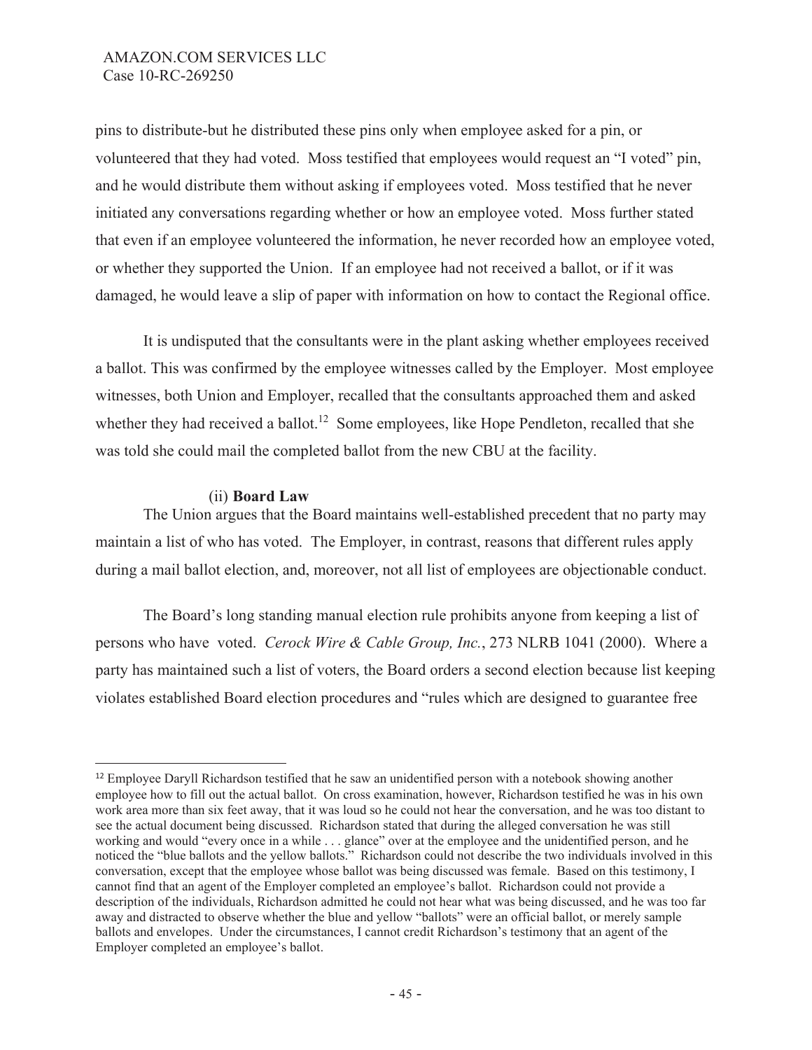pins to distribute-but he distributed these pins only when employee asked for a pin, or volunteered that they had voted. Moss testified that employees would request an "I voted" pin, and he would distribute them without asking if employees voted. Moss testified that he never initiated any conversations regarding whether or how an employee voted. Moss further stated that even if an employee volunteered the information, he never recorded how an employee voted, or whether they supported the Union. If an employee had not received a ballot, or if it was damaged, he would leave a slip of paper with information on how to contact the Regional office.

It is undisputed that the consultants were in the plant asking whether employees received a ballot. This was confirmed by the employee witnesses called by the Employer. Most employee witnesses, both Union and Employer, recalled that the consultants approached them and asked whether they had received a ballot.[12] Some employees, like Hope Pendleton, recalled that she was told she could mail the completed ballot from the new CBU at the facility.

(ii) **Board Law**

The Union argues that the Board maintains well-established precedent that no party may maintain a list of who has voted. The Employer, in contrast, reasons that different rules apply during a mail ballot election, and, moreover, not all list of employees are objectionable conduct.

The Board's long standing manual election rule prohibits anyone from keeping a list of persons who have voted. *Cerock Wire & Cable Group, Inc.*, 273 NLRB 1041 (2000). Where a party has maintained such a list of voters, the Board orders a second election because list keeping violates established Board election procedures and "rules which are designed to guarantee free

[12] Employee Daryll Richardson testified that he saw an unidentified person with a notebook showing another employee how to fill out the actual ballot. On cross examination, however, Richardson testified he was in his own work area more than six feet away, that it was loud so he could not hear the conversation, and he was too distant to see the actual document being discussed. Richardson stated that during the alleged conversation he was still working and would "every once in a while . . . glance" over at the employee and the unidentified person, and he noticed the "blue ballots and the yellow ballots." Richardson could not describe the two individuals involved in this conversation, except that the employee whose ballot was being discussed was female. Based on this testimony, I cannot find that an agent of the Employer completed an employee's ballot. Richardson could not provide a description of the individuals, Richardson admitted he could not hear what was being discussed, and he was too far away and distracted to observe whether the blue and yellow "ballots" were an official ballot, or merely sample ballots and envelopes. Under the circumstances, I cannot credit Richardson's testimony that an agent of the Employer completed an employee's ballot.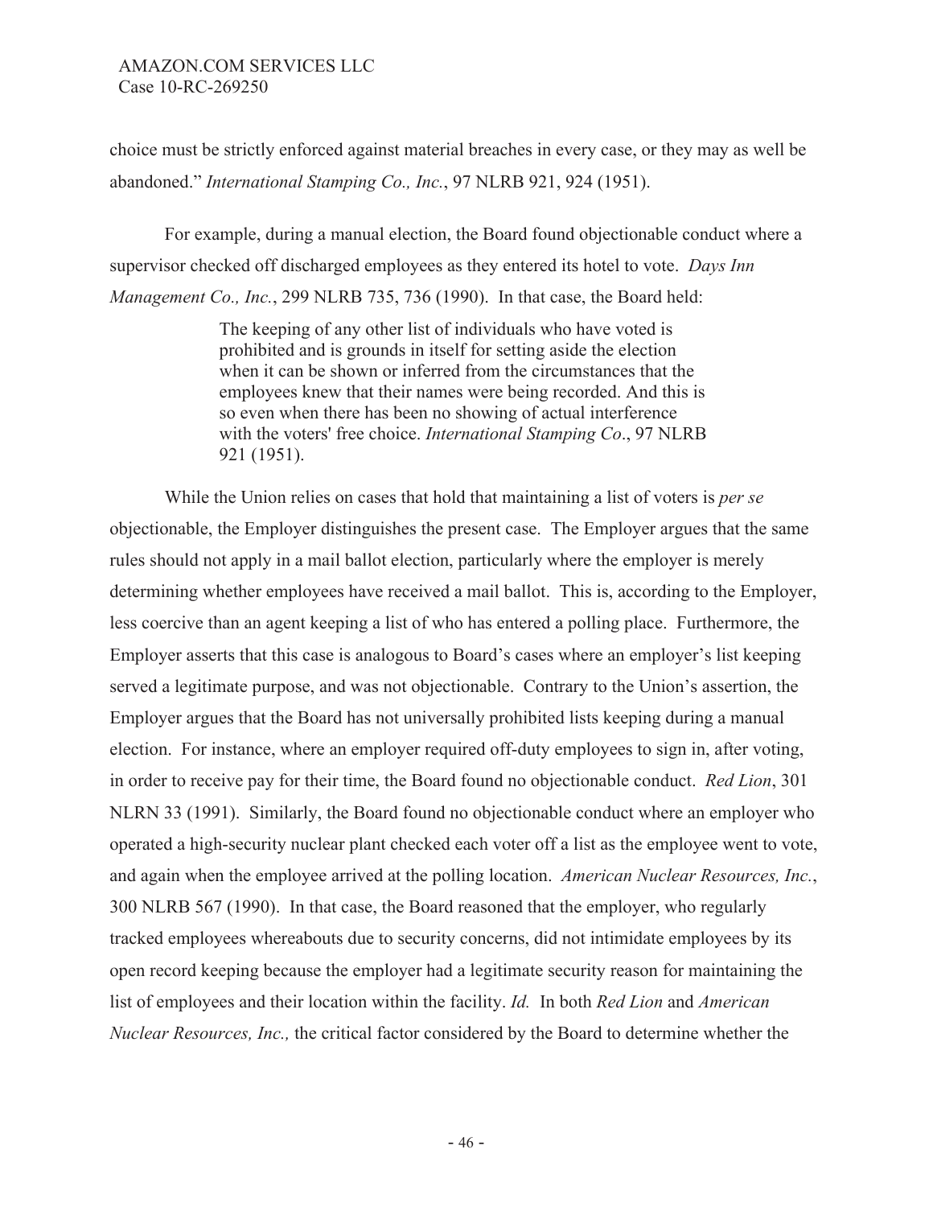choice must be strictly enforced against material breaches in every case, or they may as well be abandoned." *International Stamping Co., Inc.*, 97 NLRB 921, 924 (1951).

For example, during a manual election, the Board found objectionable conduct where a supervisor checked off discharged employees as they entered its hotel to vote. *Days Inn Management Co., Inc.*, 299 NLRB 735, 736 (1990). In that case, the Board held:

> The keeping of any other list of individuals who have voted is prohibited and is grounds in itself for setting aside the election when it can be shown or inferred from the circumstances that the employees knew that their names were being recorded. And this is so even when there has been no showing of actual interference with the voters' free choice. *International Stamping Co*., 97 NLRB 921 (1951).

While the Union relies on cases that hold that maintaining a list of voters is *per se* objectionable, the Employer distinguishes the present case. The Employer argues that the same rules should not apply in a mail ballot election, particularly where the employer is merely determining whether employees have received a mail ballot. This is, according to the Employer, less coercive than an agent keeping a list of who has entered a polling place. Furthermore, the Employer asserts that this case is analogous to Board's cases where an employer's list keeping served a legitimate purpose, and was not objectionable. Contrary to the Union's assertion, the Employer argues that the Board has not universally prohibited lists keeping during a manual election. For instance, where an employer required off-duty employees to sign in, after voting, in order to receive pay for their time, the Board found no objectionable conduct. *Red Lion*, 301 NLRN 33 (1991). Similarly, the Board found no objectionable conduct where an employer who operated a high-security nuclear plant checked each voter off a list as the employee went to vote, and again when the employee arrived at the polling location. *American Nuclear Resources, Inc.*, 300 NLRB 567 (1990). In that case, the Board reasoned that the employer, who regularly tracked employees whereabouts due to security concerns, did not intimidate employees by its open record keeping because the employer had a legitimate security reason for maintaining the list of employees and their location within the facility. *Id.* In both *Red Lion* and *American Nuclear Resources, Inc.,* the critical factor considered by the Board to determine whether the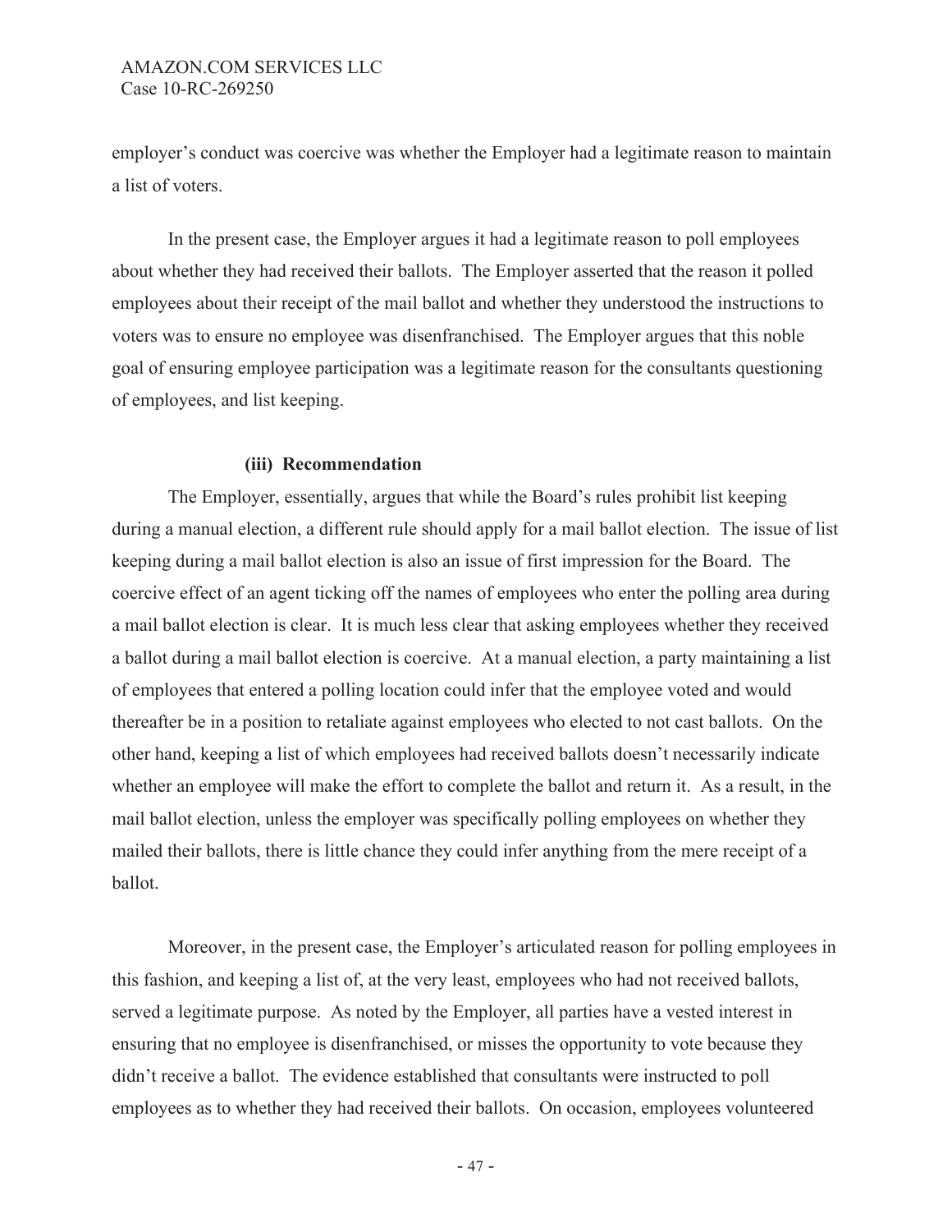employer's conduct was coercive was whether the Employer had a legitimate reason to maintain a list of voters.

In the present case, the Employer argues it had a legitimate reason to poll employees about whether they had received their ballots. The Employer asserted that the reason it polled employees about their receipt of the mail ballot and whether they understood the instructions to voters was to ensure no employee was disenfranchised. The Employer argues that this noble goal of ensuring employee participation was a legitimate reason for the consultants questioning of employees, and list keeping.

**(iii) Recommendation**

The Employer, essentially, argues that while the Board's rules prohibit list keeping during a manual election, a different rule should apply for a mail ballot election. The issue of list keeping during a mail ballot election is also an issue of first impression for the Board. The coercive effect of an agent ticking off the names of employees who enter the polling area during a mail ballot election is clear. It is much less clear that asking employees whether they received a ballot during a mail ballot election is coercive. At a manual election, a party maintaining a list of employees that entered a polling location could infer that the employee voted and would thereafter be in a position to retaliate against employees who elected to not cast ballots. On the other hand, keeping a list of which employees had received ballots doesn't necessarily indicate whether an employee will make the effort to complete the ballot and return it. As a result, in the mail ballot election, unless the employer was specifically polling employees on whether they mailed their ballots, there is little chance they could infer anything from the mere receipt of a ballot.

Moreover, in the present case, the Employer's articulated reason for polling employees in this fashion, and keeping a list of, at the very least, employees who had not received ballots, served a legitimate purpose. As noted by the Employer, all parties have a vested interest in ensuring that no employee is disenfranchised, or misses the opportunity to vote because they didn't receive a ballot. The evidence established that consultants were instructed to poll employees as to whether they had received their ballots. On occasion, employees volunteered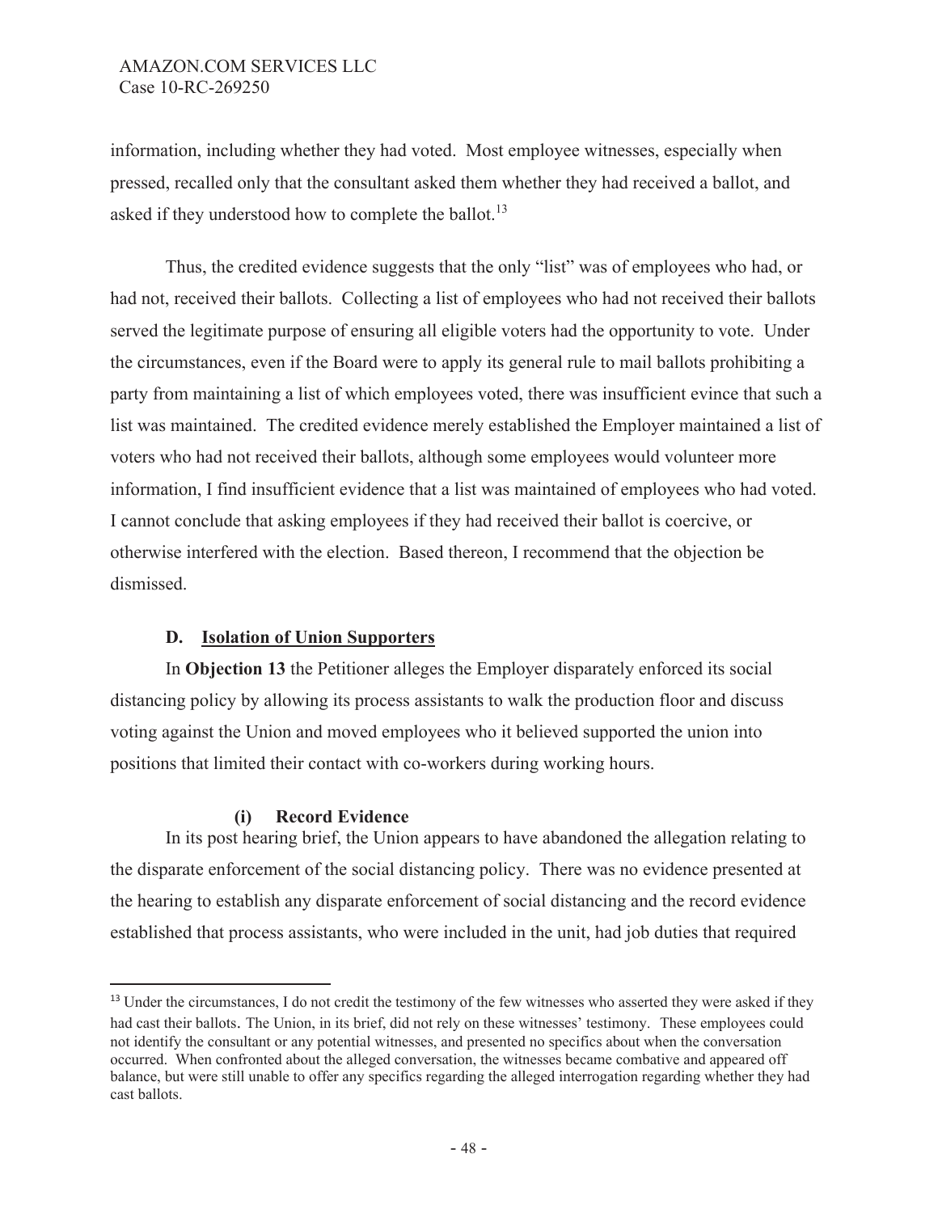information, including whether they had voted. Most employee witnesses, especially when pressed, recalled only that the consultant asked them whether they had received a ballot, and asked if they understood how to complete the ballot.[13]

Thus, the credited evidence suggests that the only "list" was of employees who had, or had not, received their ballots. Collecting a list of employees who had not received their ballots served the legitimate purpose of ensuring all eligible voters had the opportunity to vote. Under the circumstances, even if the Board were to apply its general rule to mail ballots prohibiting a party from maintaining a list of which employees voted, there was insufficient evince that such a list was maintained. The credited evidence merely established the Employer maintained a list of voters who had not received their ballots, although some employees would volunteer more information, I find insufficient evidence that a list was maintained of employees who had voted. I cannot conclude that asking employees if they had received their ballot is coercive, or otherwise interfered with the election. Based thereon, I recommend that the objection be dismissed.

### D. Isolation of Union Supporters

In **Objection 13** the Petitioner alleges the Employer disparately enforced its social distancing policy by allowing its process assistants to walk the production floor and discuss voting against the Union and moved employees who it believed supported the union into positions that limited their contact with co-workers during working hours.

#### (i) Record Evidence

In its post hearing brief, the Union appears to have abandoned the allegation relating to the disparate enforcement of the social distancing policy. There was no evidence presented at the hearing to establish any disparate enforcement of social distancing and the record evidence established that process assistants, who were included in the unit, had job duties that required

[13] Under the circumstances, I do not credit the testimony of the few witnesses who asserted they were asked if they had cast their ballots. The Union, in its brief, did not rely on these witnesses' testimony. These employees could not identify the consultant or any potential witnesses, and presented no specifics about when the conversation occurred. When confronted about the alleged conversation, the witnesses became combative and appeared off balance, but were still unable to offer any specifics regarding the alleged interrogation regarding whether they had cast ballots.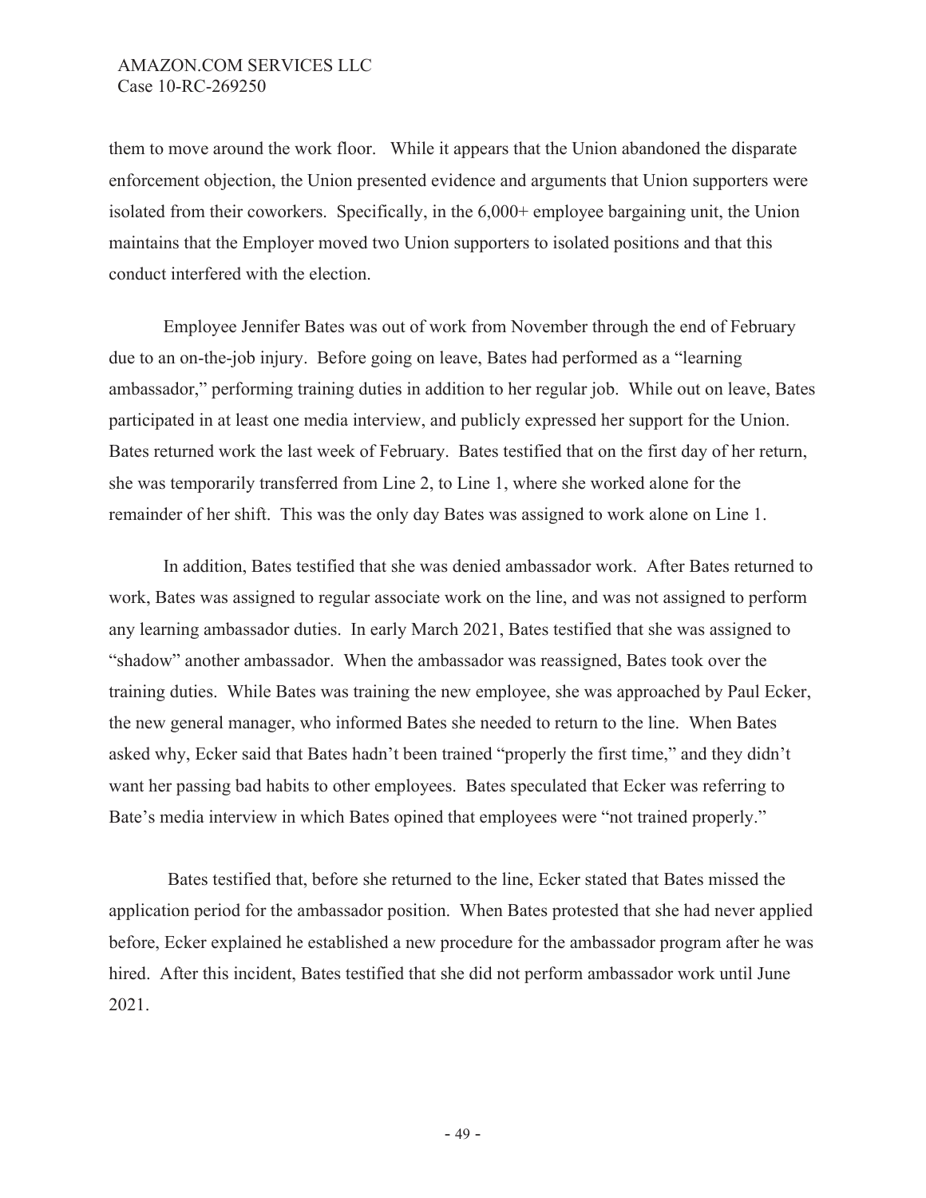them to move around the work floor. While it appears that the Union abandoned the disparate enforcement objection, the Union presented evidence and arguments that Union supporters were isolated from their coworkers. Specifically, in the 6,000+ employee bargaining unit, the Union maintains that the Employer moved two Union supporters to isolated positions and that this conduct interfered with the election.

Employee Jennifer Bates was out of work from November through the end of February due to an on-the-job injury. Before going on leave, Bates had performed as a "learning ambassador," performing training duties in addition to her regular job. While out on leave, Bates participated in at least one media interview, and publicly expressed her support for the Union. Bates returned work the last week of February. Bates testified that on the first day of her return, she was temporarily transferred from Line 2, to Line 1, where she worked alone for the remainder of her shift. This was the only day Bates was assigned to work alone on Line 1.

In addition, Bates testified that she was denied ambassador work. After Bates returned to work, Bates was assigned to regular associate work on the line, and was not assigned to perform any learning ambassador duties. In early March 2021, Bates testified that she was assigned to "shadow" another ambassador. When the ambassador was reassigned, Bates took over the training duties. While Bates was training the new employee, she was approached by Paul Ecker, the new general manager, who informed Bates she needed to return to the line. When Bates asked why, Ecker said that Bates hadn't been trained "properly the first time," and they didn't want her passing bad habits to other employees. Bates speculated that Ecker was referring to Bate's media interview in which Bates opined that employees were "not trained properly."

Bates testified that, before she returned to the line, Ecker stated that Bates missed the application period for the ambassador position. When Bates protested that she had never applied before, Ecker explained he established a new procedure for the ambassador program after he was hired. After this incident, Bates testified that she did not perform ambassador work until June 2021.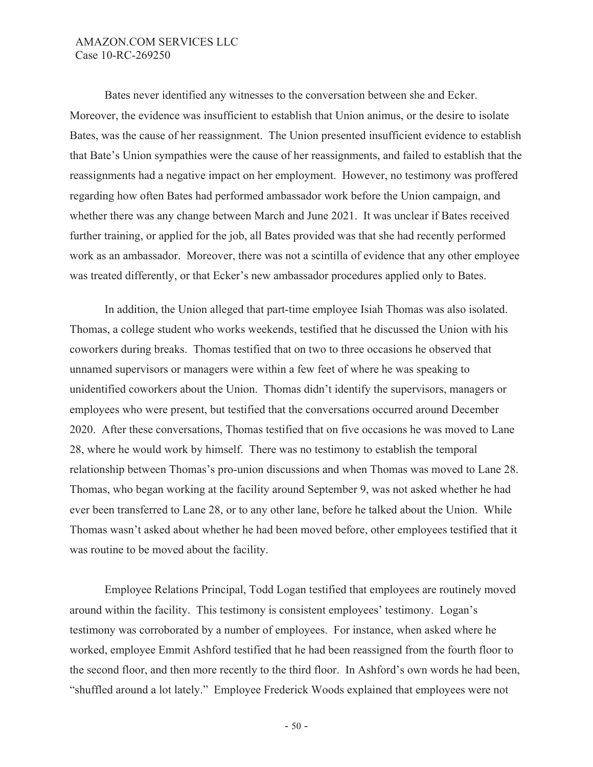Bates never identified any witnesses to the conversation between she and Ecker. Moreover, the evidence was insufficient to establish that Union animus, or the desire to isolate Bates, was the cause of her reassignment. The Union presented insufficient evidence to establish that Bate's Union sympathies were the cause of her reassignments, and failed to establish that the reassignments had a negative impact on her employment. However, no testimony was proffered regarding how often Bates had performed ambassador work before the Union campaign, and whether there was any change between March and June 2021. It was unclear if Bates received further training, or applied for the job, all Bates provided was that she had recently performed work as an ambassador. Moreover, there was not a scintilla of evidence that any other employee was treated differently, or that Ecker's new ambassador procedures applied only to Bates.

In addition, the Union alleged that part-time employee Isiah Thomas was also isolated. Thomas, a college student who works weekends, testified that he discussed the Union with his coworkers during breaks. Thomas testified that on two to three occasions he observed that unnamed supervisors or managers were within a few feet of where he was speaking to unidentified coworkers about the Union. Thomas didn't identify the supervisors, managers or employees who were present, but testified that the conversations occurred around December 2020. After these conversations, Thomas testified that on five occasions he was moved to Lane 28, where he would work by himself. There was no testimony to establish the temporal relationship between Thomas's pro-union discussions and when Thomas was moved to Lane 28. Thomas, who began working at the facility around September 9, was not asked whether he had ever been transferred to Lane 28, or to any other lane, before he talked about the Union. While Thomas wasn't asked about whether he had been moved before, other employees testified that it was routine to be moved about the facility.

Employee Relations Principal, Todd Logan testified that employees are routinely moved around within the facility. This testimony is consistent employees' testimony. Logan's testimony was corroborated by a number of employees. For instance, when asked where he worked, employee Emmit Ashford testified that he had been reassigned from the fourth floor to the second floor, and then more recently to the third floor. In Ashford's own words he had been, "shuffled around a lot lately." Employee Frederick Woods explained that employees were not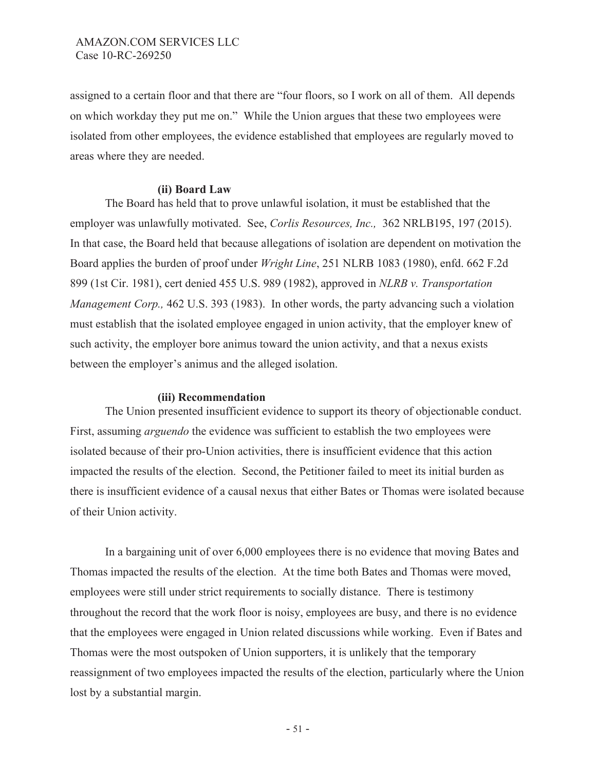assigned to a certain floor and that there are "four floors, so I work on all of them. All depends on which workday they put me on." While the Union argues that these two employees were isolated from other employees, the evidence established that employees are regularly moved to areas where they are needed.

**(ii) Board Law**

The Board has held that to prove unlawful isolation, it must be established that the employer was unlawfully motivated. See, *Corlis Resources, Inc.,* 362 NRLB195, 197 (2015). In that case, the Board held that because allegations of isolation are dependent on motivation the Board applies the burden of proof under *Wright Line*, 251 NLRB 1083 (1980), enfd. 662 F.2d 899 (1st Cir. 1981), cert denied 455 U.S. 989 (1982), approved in *NLRB v. Transportation Management Corp.,* 462 U.S. 393 (1983). In other words, the party advancing such a violation must establish that the isolated employee engaged in union activity, that the employer knew of such activity, the employer bore animus toward the union activity, and that a nexus exists between the employer's animus and the alleged isolation.

**(iii) Recommendation**

The Union presented insufficient evidence to support its theory of objectionable conduct. First, assuming *arguendo* the evidence was sufficient to establish the two employees were isolated because of their pro-Union activities, there is insufficient evidence that this action impacted the results of the election. Second, the Petitioner failed to meet its initial burden as there is insufficient evidence of a causal nexus that either Bates or Thomas were isolated because of their Union activity.

In a bargaining unit of over 6,000 employees there is no evidence that moving Bates and Thomas impacted the results of the election. At the time both Bates and Thomas were moved, employees were still under strict requirements to socially distance. There is testimony throughout the record that the work floor is noisy, employees are busy, and there is no evidence that the employees were engaged in Union related discussions while working. Even if Bates and Thomas were the most outspoken of Union supporters, it is unlikely that the temporary reassignment of two employees impacted the results of the election, particularly where the Union lost by a substantial margin.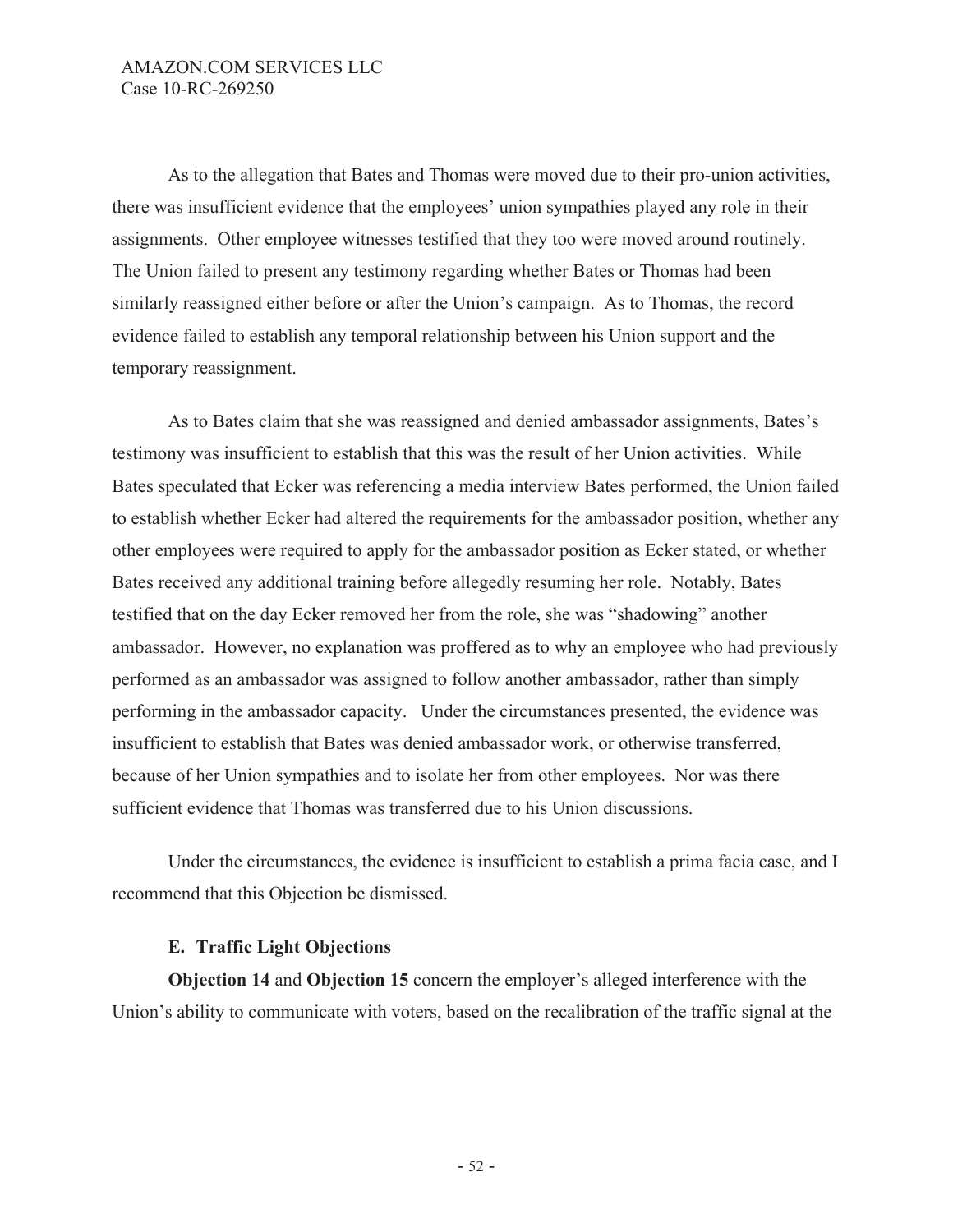As to the allegation that Bates and Thomas were moved due to their pro-union activities, there was insufficient evidence that the employees' union sympathies played any role in their assignments. Other employee witnesses testified that they too were moved around routinely. The Union failed to present any testimony regarding whether Bates or Thomas had been similarly reassigned either before or after the Union's campaign. As to Thomas, the record evidence failed to establish any temporal relationship between his Union support and the temporary reassignment.

As to Bates claim that she was reassigned and denied ambassador assignments, Bates's testimony was insufficient to establish that this was the result of her Union activities. While Bates speculated that Ecker was referencing a media interview Bates performed, the Union failed to establish whether Ecker had altered the requirements for the ambassador position, whether any other employees were required to apply for the ambassador position as Ecker stated, or whether Bates received any additional training before allegedly resuming her role. Notably, Bates testified that on the day Ecker removed her from the role, she was "shadowing" another ambassador. However, no explanation was proffered as to why an employee who had previously performed as an ambassador was assigned to follow another ambassador, rather than simply performing in the ambassador capacity. Under the circumstances presented, the evidence was insufficient to establish that Bates was denied ambassador work, or otherwise transferred, because of her Union sympathies and to isolate her from other employees. Nor was there sufficient evidence that Thomas was transferred due to his Union discussions.

Under the circumstances, the evidence is insufficient to establish a prima facia case, and I recommend that this Objection be dismissed.

### E. Traffic Light Objections

**Objection 14** and **Objection 15** concern the employer's alleged interference with the Union's ability to communicate with voters, based on the recalibration of the traffic signal at the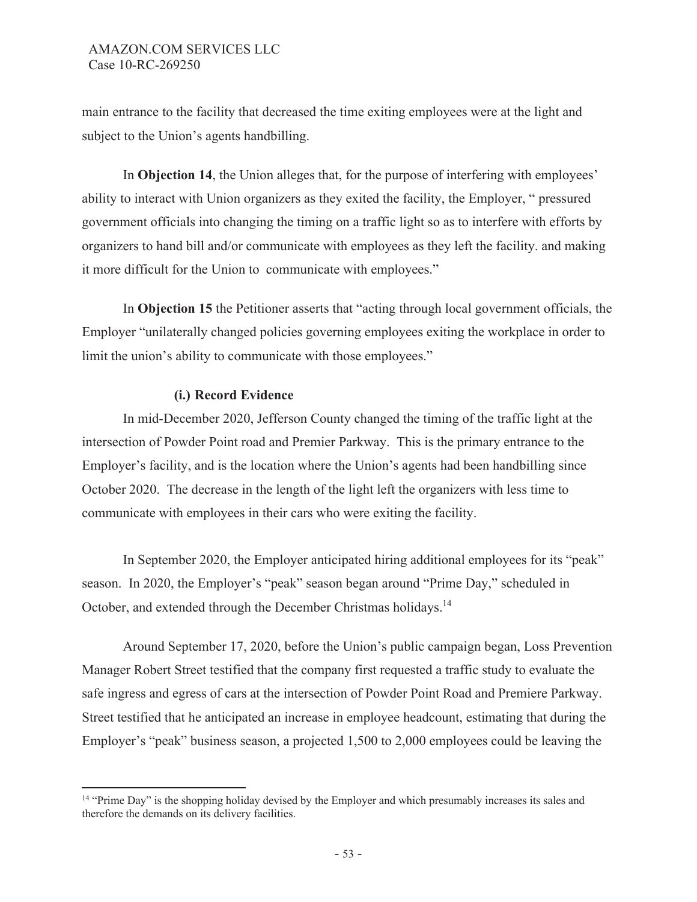main entrance to the facility that decreased the time exiting employees were at the light and subject to the Union's agents handbilling.

In **Objection 14**, the Union alleges that, for the purpose of interfering with employees' ability to interact with Union organizers as they exited the facility, the Employer, " pressured government officials into changing the timing on a traffic light so as to interfere with efforts by organizers to hand bill and/or communicate with employees as they left the facility. and making it more difficult for the Union to communicate with employees."

In **Objection 15** the Petitioner asserts that "acting through local government officials, the Employer "unilaterally changed policies governing employees exiting the workplace in order to limit the union's ability to communicate with those employees."

**(i.) Record Evidence**

In mid-December 2020, Jefferson County changed the timing of the traffic light at the intersection of Powder Point road and Premier Parkway. This is the primary entrance to the Employer's facility, and is the location where the Union's agents had been handbilling since October 2020. The decrease in the length of the light left the organizers with less time to communicate with employees in their cars who were exiting the facility.

In September 2020, the Employer anticipated hiring additional employees for its "peak" season. In 2020, the Employer's "peak" season began around "Prime Day," scheduled in October, and extended through the December Christmas holidays.[14]

Around September 17, 2020, before the Union's public campaign began, Loss Prevention Manager Robert Street testified that the company first requested a traffic study to evaluate the safe ingress and egress of cars at the intersection of Powder Point Road and Premiere Parkway. Street testified that he anticipated an increase in employee headcount, estimating that during the Employer's "peak" business season, a projected 1,500 to 2,000 employees could be leaving the

[14] "Prime Day" is the shopping holiday devised by the Employer and which presumably increases its sales and therefore the demands on its delivery facilities.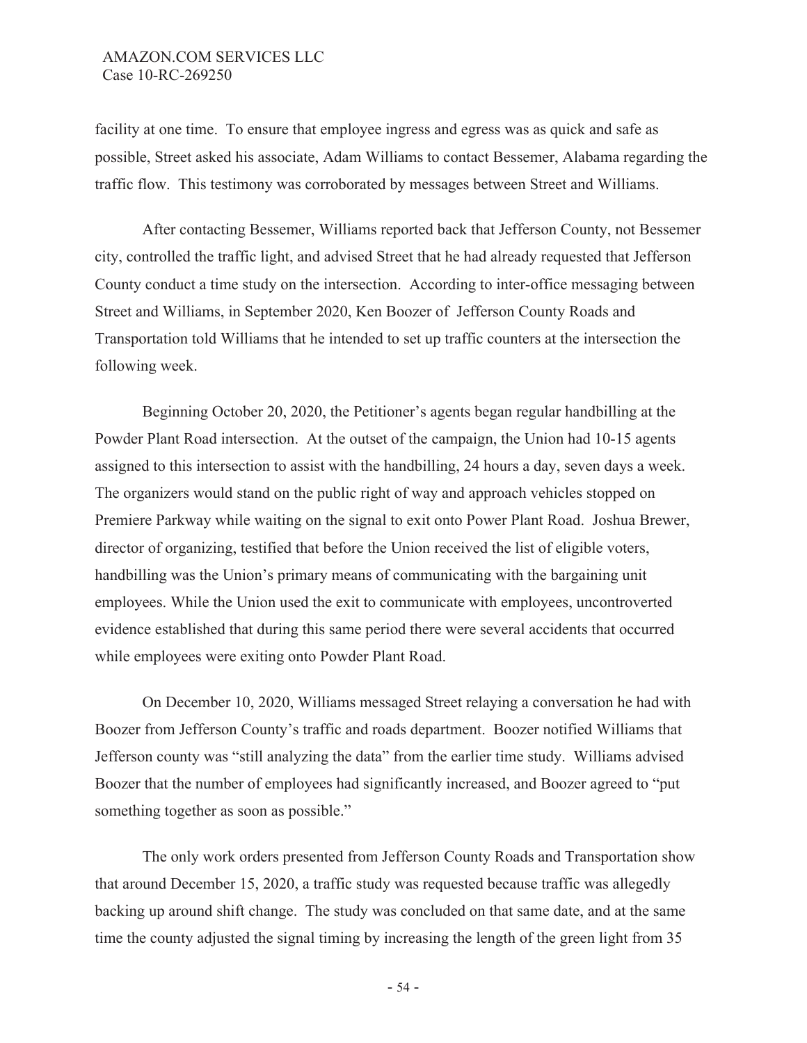facility at one time. To ensure that employee ingress and egress was as quick and safe as possible, Street asked his associate, Adam Williams to contact Bessemer, Alabama regarding the traffic flow. This testimony was corroborated by messages between Street and Williams.

After contacting Bessemer, Williams reported back that Jefferson County, not Bessemer city, controlled the traffic light, and advised Street that he had already requested that Jefferson County conduct a time study on the intersection. According to inter-office messaging between Street and Williams, in September 2020, Ken Boozer of Jefferson County Roads and Transportation told Williams that he intended to set up traffic counters at the intersection the following week.

Beginning October 20, 2020, the Petitioner's agents began regular handbilling at the Powder Plant Road intersection. At the outset of the campaign, the Union had 10-15 agents assigned to this intersection to assist with the handbilling, 24 hours a day, seven days a week. The organizers would stand on the public right of way and approach vehicles stopped on Premiere Parkway while waiting on the signal to exit onto Power Plant Road. Joshua Brewer, director of organizing, testified that before the Union received the list of eligible voters, handbilling was the Union's primary means of communicating with the bargaining unit employees. While the Union used the exit to communicate with employees, uncontroverted evidence established that during this same period there were several accidents that occurred while employees were exiting onto Powder Plant Road.

On December 10, 2020, Williams messaged Street relaying a conversation he had with Boozer from Jefferson County's traffic and roads department. Boozer notified Williams that Jefferson county was "still analyzing the data" from the earlier time study. Williams advised Boozer that the number of employees had significantly increased, and Boozer agreed to "put something together as soon as possible."

The only work orders presented from Jefferson County Roads and Transportation show that around December 15, 2020, a traffic study was requested because traffic was allegedly backing up around shift change. The study was concluded on that same date, and at the same time the county adjusted the signal timing by increasing the length of the green light from 35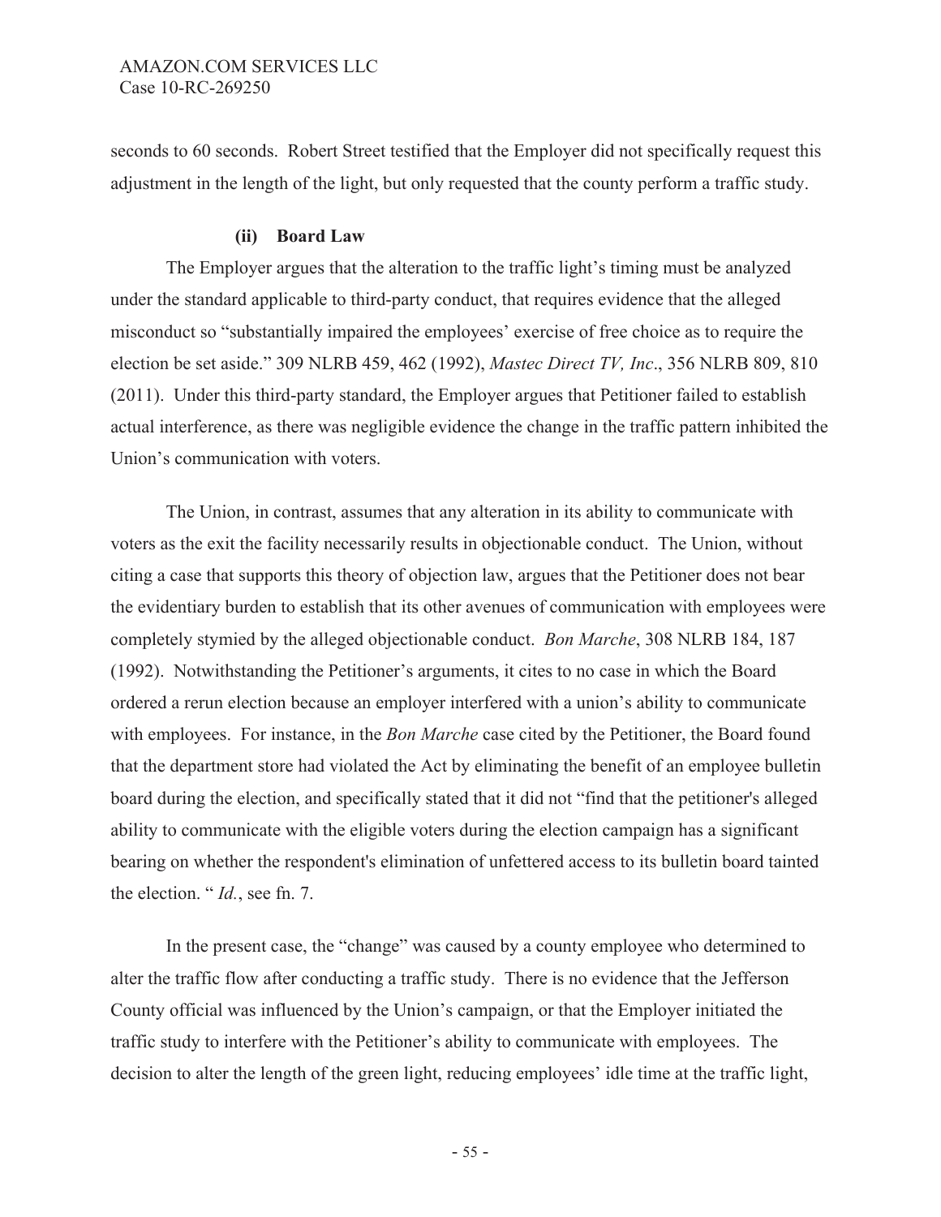seconds to 60 seconds. Robert Street testified that the Employer did not specifically request this adjustment in the length of the light, but only requested that the county perform a traffic study.

#### (ii) Board Law

The Employer argues that the alteration to the traffic light's timing must be analyzed under the standard applicable to third-party conduct, that requires evidence that the alleged misconduct so "substantially impaired the employees' exercise of free choice as to require the election be set aside." 309 NLRB 459, 462 (1992), *Mastec Direct TV, Inc*., 356 NLRB 809, 810 (2011). Under this third-party standard, the Employer argues that Petitioner failed to establish actual interference, as there was negligible evidence the change in the traffic pattern inhibited the Union's communication with voters.

The Union, in contrast, assumes that any alteration in its ability to communicate with voters as the exit the facility necessarily results in objectionable conduct. The Union, without citing a case that supports this theory of objection law, argues that the Petitioner does not bear the evidentiary burden to establish that its other avenues of communication with employees were completely stymied by the alleged objectionable conduct. *Bon Marche*, 308 NLRB 184, 187 (1992). Notwithstanding the Petitioner's arguments, it cites to no case in which the Board ordered a rerun election because an employer interfered with a union's ability to communicate with employees. For instance, in the *Bon Marche* case cited by the Petitioner, the Board found that the department store had violated the Act by eliminating the benefit of an employee bulletin board during the election, and specifically stated that it did not "find that the petitioner's alleged ability to communicate with the eligible voters during the election campaign has a significant bearing on whether the respondent's elimination of unfettered access to its bulletin board tainted the election. " *Id.*, see fn. 7.

In the present case, the "change" was caused by a county employee who determined to alter the traffic flow after conducting a traffic study. There is no evidence that the Jefferson County official was influenced by the Union's campaign, or that the Employer initiated the traffic study to interfere with the Petitioner's ability to communicate with employees. The decision to alter the length of the green light, reducing employees' idle time at the traffic light,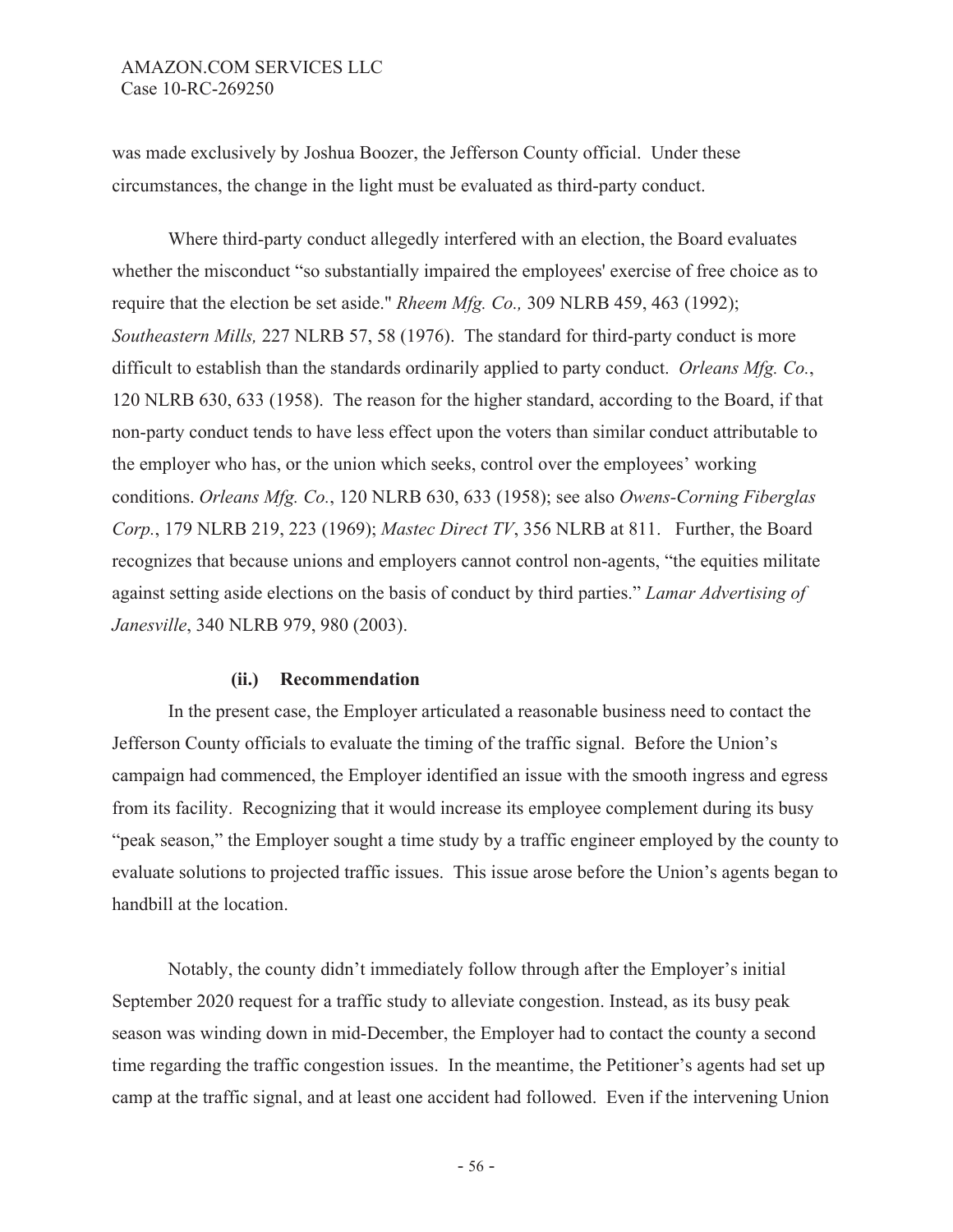was made exclusively by Joshua Boozer, the Jefferson County official. Under these circumstances, the change in the light must be evaluated as third-party conduct.

Where third-party conduct allegedly interfered with an election, the Board evaluates whether the misconduct "so substantially impaired the employees' exercise of free choice as to require that the election be set aside." *Rheem Mfg. Co.,* 309 NLRB 459, 463 (1992); *Southeastern Mills,* 227 NLRB 57, 58 (1976). The standard for third-party conduct is more difficult to establish than the standards ordinarily applied to party conduct. *Orleans Mfg. Co.*, 120 NLRB 630, 633 (1958). The reason for the higher standard, according to the Board, if that non-party conduct tends to have less effect upon the voters than similar conduct attributable to the employer who has, or the union which seeks, control over the employees' working conditions. *Orleans Mfg. Co.*, 120 NLRB 630, 633 (1958); see also *Owens-Corning Fiberglas Corp.*, 179 NLRB 219, 223 (1969); *Mastec Direct TV*, 356 NLRB at 811. Further, the Board recognizes that because unions and employers cannot control non-agents, "the equities militate against setting aside elections on the basis of conduct by third parties." *Lamar Advertising of Janesville*, 340 NLRB 979, 980 (2003).

**(ii.) Recommendation**

In the present case, the Employer articulated a reasonable business need to contact the Jefferson County officials to evaluate the timing of the traffic signal. Before the Union's campaign had commenced, the Employer identified an issue with the smooth ingress and egress from its facility. Recognizing that it would increase its employee complement during its busy "peak season," the Employer sought a time study by a traffic engineer employed by the county to evaluate solutions to projected traffic issues. This issue arose before the Union's agents began to handbill at the location.

Notably, the county didn't immediately follow through after the Employer's initial September 2020 request for a traffic study to alleviate congestion. Instead, as its busy peak season was winding down in mid-December, the Employer had to contact the county a second time regarding the traffic congestion issues. In the meantime, the Petitioner's agents had set up camp at the traffic signal, and at least one accident had followed. Even if the intervening Union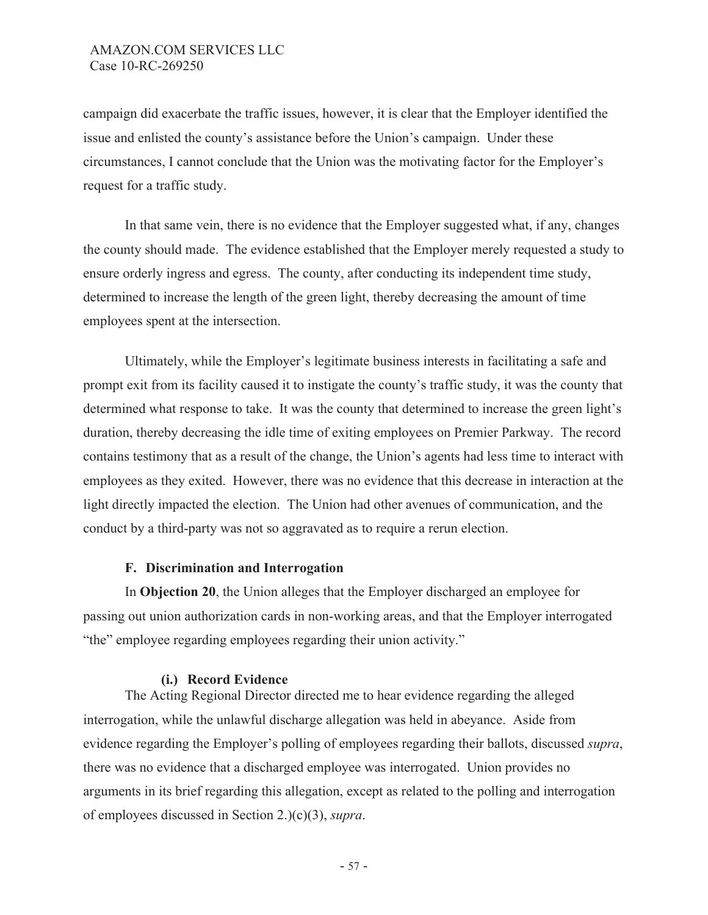campaign did exacerbate the traffic issues, however, it is clear that the Employer identified the issue and enlisted the county's assistance before the Union's campaign. Under these circumstances, I cannot conclude that the Union was the motivating factor for the Employer's request for a traffic study.

In that same vein, there is no evidence that the Employer suggested what, if any, changes the county should made. The evidence established that the Employer merely requested a study to ensure orderly ingress and egress. The county, after conducting its independent time study, determined to increase the length of the green light, thereby decreasing the amount of time employees spent at the intersection.

Ultimately, while the Employer's legitimate business interests in facilitating a safe and prompt exit from its facility caused it to instigate the county's traffic study, it was the county that determined what response to take. It was the county that determined to increase the green light's duration, thereby decreasing the idle time of exiting employees on Premier Parkway. The record contains testimony that as a result of the change, the Union's agents had less time to interact with employees as they exited. However, there was no evidence that this decrease in interaction at the light directly impacted the election. The Union had other avenues of communication, and the conduct by a third-party was not so aggravated as to require a rerun election.

### F. Discrimination and Interrogation

In **Objection 20**, the Union alleges that the Employer discharged an employee for passing out union authorization cards in non-working areas, and that the Employer interrogated "the" employee regarding employees regarding their union activity."

#### (i.) Record Evidence

The Acting Regional Director directed me to hear evidence regarding the alleged interrogation, while the unlawful discharge allegation was held in abeyance. Aside from evidence regarding the Employer's polling of employees regarding their ballots, discussed *supra*, there was no evidence that a discharged employee was interrogated. Union provides no arguments in its brief regarding this allegation, except as related to the polling and interrogation of employees discussed in Section 2.)(c)(3), *supra*.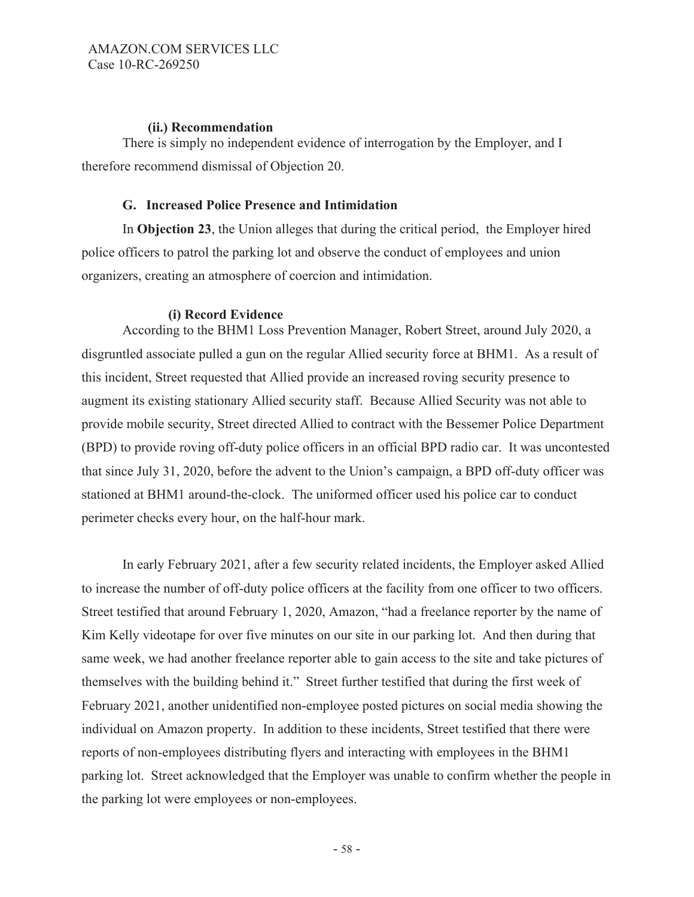### (ii.) Recommendation

There is simply no independent evidence of interrogation by the Employer, and I therefore recommend dismissal of Objection 20.

### G. Increased Police Presence and Intimidation

In **Objection 23**, the Union alleges that during the critical period, the Employer hired police officers to patrol the parking lot and observe the conduct of employees and union organizers, creating an atmosphere of coercion and intimidation.

#### (i) Record Evidence

According to the BHM1 Loss Prevention Manager, Robert Street, around July 2020, a disgruntled associate pulled a gun on the regular Allied security force at BHM1. As a result of this incident, Street requested that Allied provide an increased roving security presence to augment its existing stationary Allied security staff. Because Allied Security was not able to provide mobile security, Street directed Allied to contract with the Bessemer Police Department (BPD) to provide roving off-duty police officers in an official BPD radio car. It was uncontested that since July 31, 2020, before the advent to the Union's campaign, a BPD off-duty officer was stationed at BHM1 around-the-clock. The uniformed officer used his police car to conduct perimeter checks every hour, on the half-hour mark.

In early February 2021, after a few security related incidents, the Employer asked Allied to increase the number of off-duty police officers at the facility from one officer to two officers. Street testified that around February 1, 2020, Amazon, "had a freelance reporter by the name of Kim Kelly videotape for over five minutes on our site in our parking lot. And then during that same week, we had another freelance reporter able to gain access to the site and take pictures of themselves with the building behind it." Street further testified that during the first week of February 2021, another unidentified non-employee posted pictures on social media showing the individual on Amazon property. In addition to these incidents, Street testified that there were reports of non-employees distributing flyers and interacting with employees in the BHM1 parking lot. Street acknowledged that the Employer was unable to confirm whether the people in the parking lot were employees or non-employees.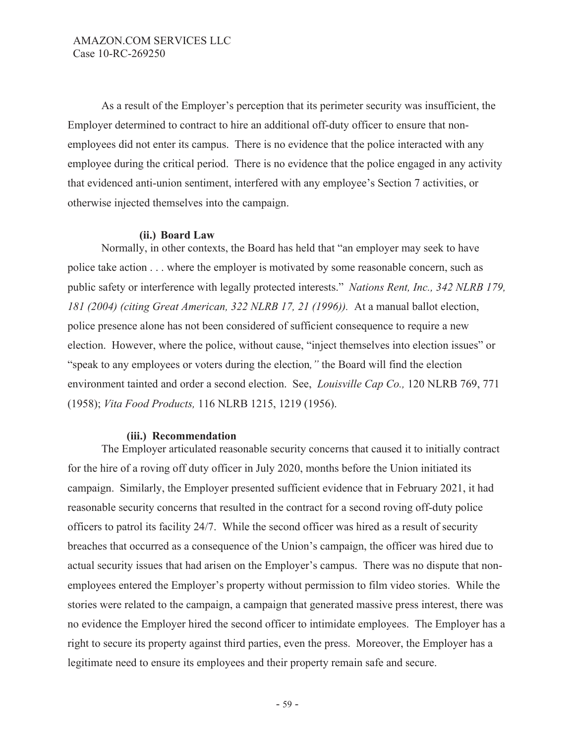As a result of the Employer's perception that its perimeter security was insufficient, the Employer determined to contract to hire an additional off-duty officer to ensure that non-employees did not enter its campus. There is no evidence that the police interacted with any employee during the critical period. There is no evidence that the police engaged in any activity that evidenced anti-union sentiment, interfered with any employee's Section 7 activities, or otherwise injected themselves into the campaign.

**(ii.) Board Law**

Normally, in other contexts, the Board has held that "an employer may seek to have police take action . . . where the employer is motivated by some reasonable concern, such as public safety or interference with legally protected interests." *Nations Rent, Inc., 342 NLRB 179, 181 (2004) (citing Great American, 322 NLRB 17, 21 (1996)).* At a manual ballot election, police presence alone has not been considered of sufficient consequence to require a new election. However, where the police, without cause, "inject themselves into election issues" or "speak to any employees or voters during the election*,"* the Board will find the election environment tainted and order a second election. See, *Louisville Cap Co.,* 120 NLRB 769, 771 (1958); *Vita Food Products,* 116 NLRB 1215, 1219 (1956).

**(iii.) Recommendation**

The Employer articulated reasonable security concerns that caused it to initially contract for the hire of a roving off duty officer in July 2020, months before the Union initiated its campaign. Similarly, the Employer presented sufficient evidence that in February 2021, it had reasonable security concerns that resulted in the contract for a second roving off-duty police officers to patrol its facility 24/7. While the second officer was hired as a result of security breaches that occurred as a consequence of the Union's campaign, the officer was hired due to actual security issues that had arisen on the Employer's campus. There was no dispute that non-employees entered the Employer's property without permission to film video stories. While the stories were related to the campaign, a campaign that generated massive press interest, there was no evidence the Employer hired the second officer to intimidate employees. The Employer has a right to secure its property against third parties, even the press. Moreover, the Employer has a legitimate need to ensure its employees and their property remain safe and secure.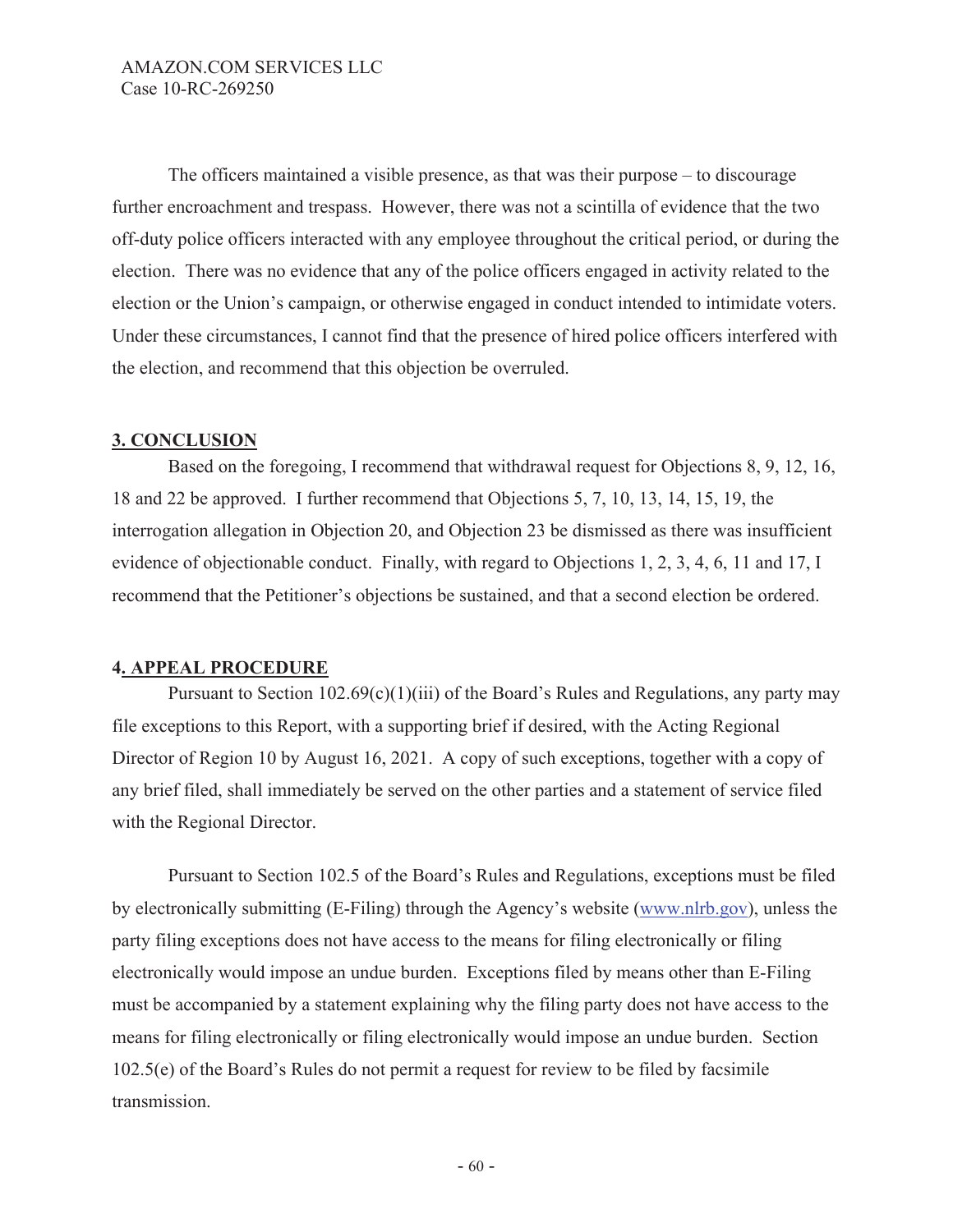The officers maintained a visible presence, as that was their purpose – to discourage further encroachment and trespass. However, there was not a scintilla of evidence that the two off-duty police officers interacted with any employee throughout the critical period, or during the election. There was no evidence that any of the police officers engaged in activity related to the election or the Union's campaign, or otherwise engaged in conduct intended to intimidate voters. Under these circumstances, I cannot find that the presence of hired police officers interfered with the election, and recommend that this objection be overruled.

## **3. CONCLUSION**

Based on the foregoing, I recommend that withdrawal request for Objections 8, 9, 12, 16, 18 and 22 be approved. I further recommend that Objections 5, 7, 10, 13, 14, 15, 19, the interrogation allegation in Objection 20, and Objection 23 be dismissed as there was insufficient evidence of objectionable conduct. Finally, with regard to Objections 1, 2, 3, 4, 6, 11 and 17, I recommend that the Petitioner's objections be sustained, and that a second election be ordered.

## **4. APPEAL PROCEDURE**

Pursuant to Section 102.69(c)(1)(iii) of the Board's Rules and Regulations, any party may file exceptions to this Report, with a supporting brief if desired, with the Acting Regional Director of Region 10 by August 16, 2021. A copy of such exceptions, together with a copy of any brief filed, shall immediately be served on the other parties and a statement of service filed with the Regional Director.

Pursuant to Section 102.5 of the Board's Rules and Regulations, exceptions must be filed by electronically submitting (E-Filing) through the Agency's website (www.nlrb.gov), unless the party filing exceptions does not have access to the means for filing electronically or filing electronically would impose an undue burden. Exceptions filed by means other than E-Filing must be accompanied by a statement explaining why the filing party does not have access to the means for filing electronically or filing electronically would impose an undue burden. Section 102.5(e) of the Board's Rules do not permit a request for review to be filed by facsimile transmission.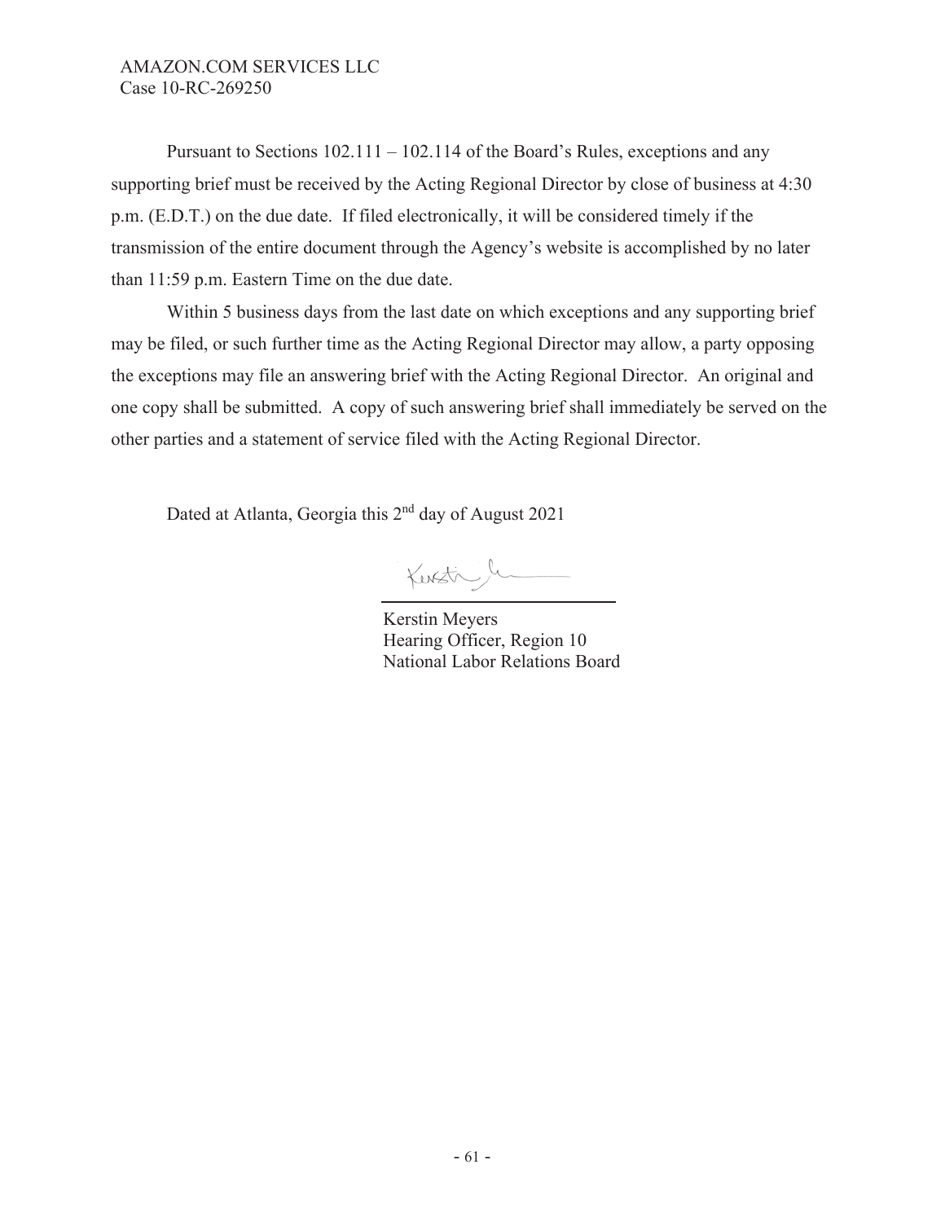Pursuant to Sections 102.111 – 102.114 of the Board's Rules, exceptions and any supporting brief must be received by the Acting Regional Director by close of business at 4:30 p.m. (E.D.T.) on the due date. If filed electronically, it will be considered timely if the transmission of the entire document through the Agency's website is accomplished by no later than 11:59 p.m. Eastern Time on the due date.

Within 5 business days from the last date on which exceptions and any supporting brief may be filed, or such further time as the Acting Regional Director may allow, a party opposing the exceptions may file an answering brief with the Acting Regional Director. An original and one copy shall be submitted. A copy of such answering brief shall immediately be served on the other parties and a statement of service filed with the Acting Regional Director.

Dated at Atlanta, Georgia this 2nd day of August 2021

Kerstin Meyers
Hearing Officer, Region 10
National Labor Relations Board